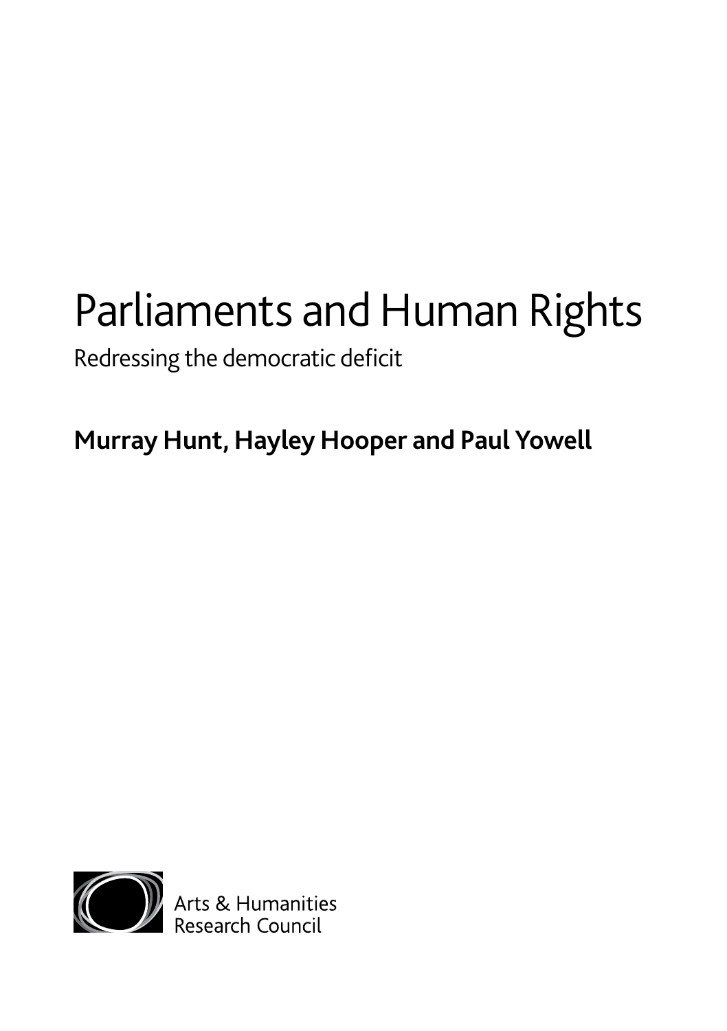# Parliaments and Human Rights

Redressing the democratic deficit

**Murray Hunt, Hayley Hooper and Paul Yowell**

Arts & Humanities
Research Council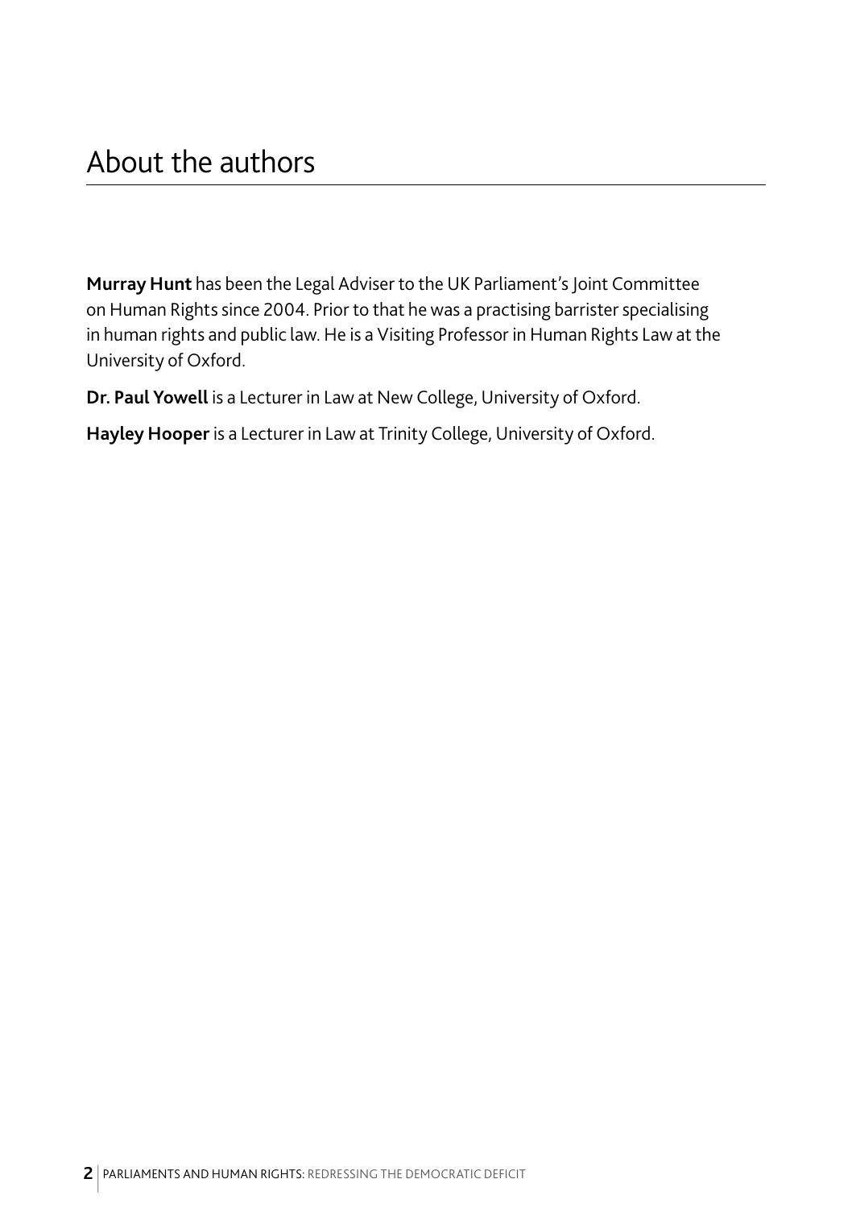# About the authors

**Murray Hunt** has been the Legal Adviser to the UK Parliament's Joint Committee on Human Rights since 2004. Prior to that he was a practising barrister specialising in human rights and public law. He is a Visiting Professor in Human Rights Law at the University of Oxford.

**Dr. Paul Yowell** is a Lecturer in Law at New College, University of Oxford.

**Hayley Hooper** is a Lecturer in Law at Trinity College, University of Oxford.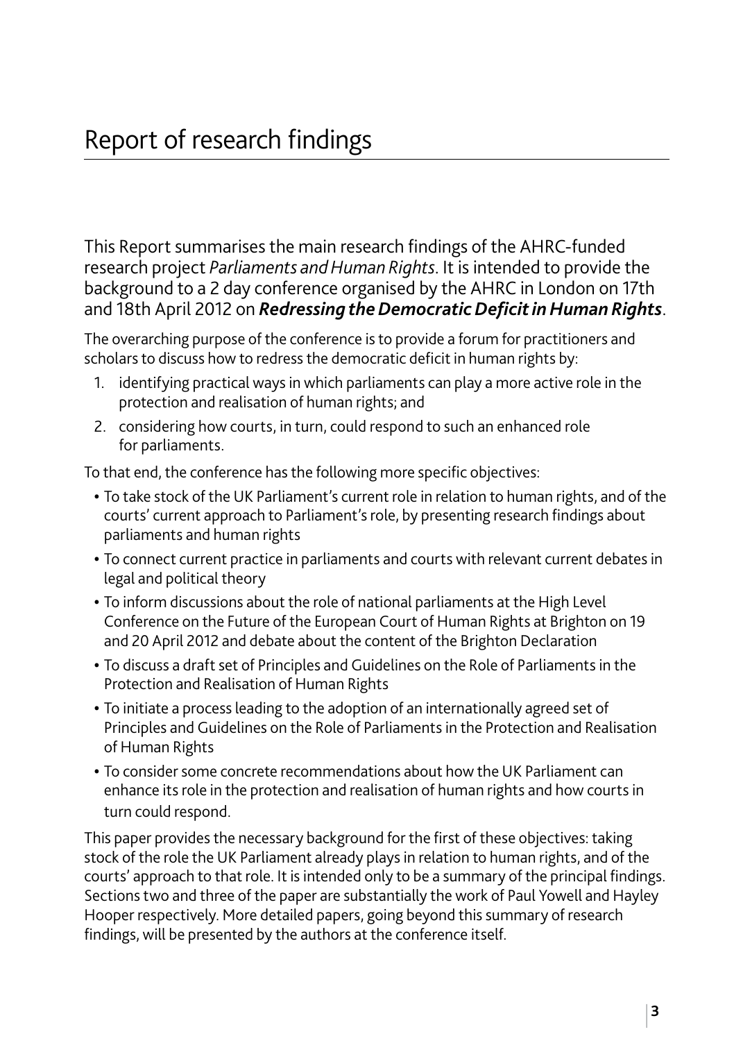# Report of research findings

This Report summarises the main research findings of the AHRC-funded research project *Parliaments and Human Rights*. It is intended to provide the background to a 2 day conference organised by the AHRC in London on 17th and 18th April 2012 on ***Redressing the Democratic Deficit in Human Rights***.

The overarching purpose of the conference is to provide a forum for practitioners and scholars to discuss how to redress the democratic deficit in human rights by:

1. identifying practical ways in which parliaments can play a more active role in the protection and realisation of human rights; and
2. considering how courts, in turn, could respond to such an enhanced role for parliaments.

To that end, the conference has the following more specific objectives:

- To take stock of the UK Parliament's current role in relation to human rights, and of the courts' current approach to Parliament's role, by presenting research findings about parliaments and human rights
- To connect current practice in parliaments and courts with relevant current debates in legal and political theory
- To inform discussions about the role of national parliaments at the High Level Conference on the Future of the European Court of Human Rights at Brighton on 19 and 20 April 2012 and debate about the content of the Brighton Declaration
- To discuss a draft set of Principles and Guidelines on the Role of Parliaments in the Protection and Realisation of Human Rights
- To initiate a process leading to the adoption of an internationally agreed set of Principles and Guidelines on the Role of Parliaments in the Protection and Realisation of Human Rights
- To consider some concrete recommendations about how the UK Parliament can enhance its role in the protection and realisation of human rights and how courts in turn could respond.

This paper provides the necessary background for the first of these objectives: taking stock of the role the UK Parliament already plays in relation to human rights, and of the courts' approach to that role. It is intended only to be a summary of the principal findings. Sections two and three of the paper are substantially the work of Paul Yowell and Hayley Hooper respectively. More detailed papers, going beyond this summary of research findings, will be presented by the authors at the conference itself.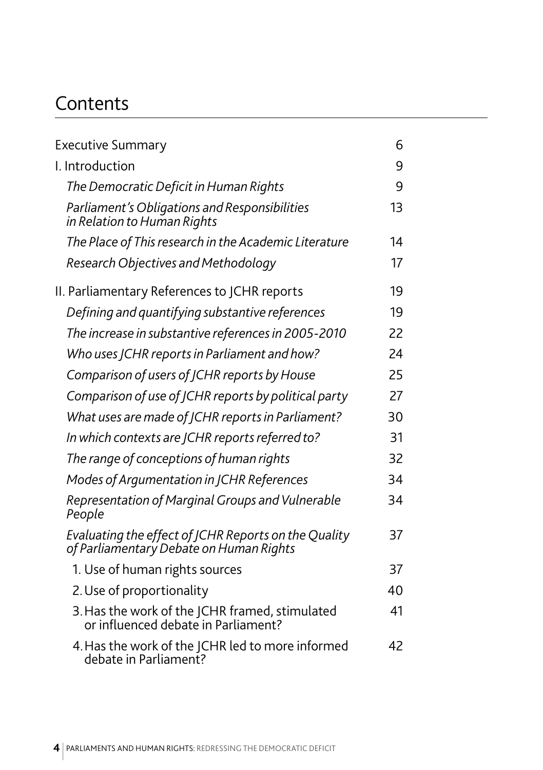# Contents

| | |
|---|---|
| Executive Summary | 6 |
| I. Introduction | 9 |
| *The Democratic Deficit in Human Rights* | 9 |
| *Parliament's Obligations and Responsibilities in Relation to Human Rights* | 13 |
| *The Place of This research in the Academic Literature* | 14 |
| *Research Objectives and Methodology* | 17 |
| II. Parliamentary References to JCHR reports | 19 |
| *Defining and quantifying substantive references* | 19 |
| *The increase in substantive references in 2005-2010* | 22 |
| *Who uses JCHR reports in Parliament and how?* | 24 |
| *Comparison of users of JCHR reports by House* | 25 |
| *Comparison of use of JCHR reports by political party* | 27 |
| *What uses are made of JCHR reports in Parliament?* | 30 |
| *In which contexts are JCHR reports referred to?* | 31 |
| *The range of conceptions of human rights* | 32 |
| *Modes of Argumentation in JCHR References* | 34 |
| *Representation of Marginal Groups and Vulnerable People* | 34 |
| *Evaluating the effect of JCHR Reports on the Quality of Parliamentary Debate on Human Rights* | 37 |
| 1. Use of human rights sources | 37 |
| 2. Use of proportionality | 40 |
| 3. Has the work of the JCHR framed, stimulated or influenced debate in Parliament? | 41 |
| 4. Has the work of the JCHR led to more informed debate in Parliament? | 42 |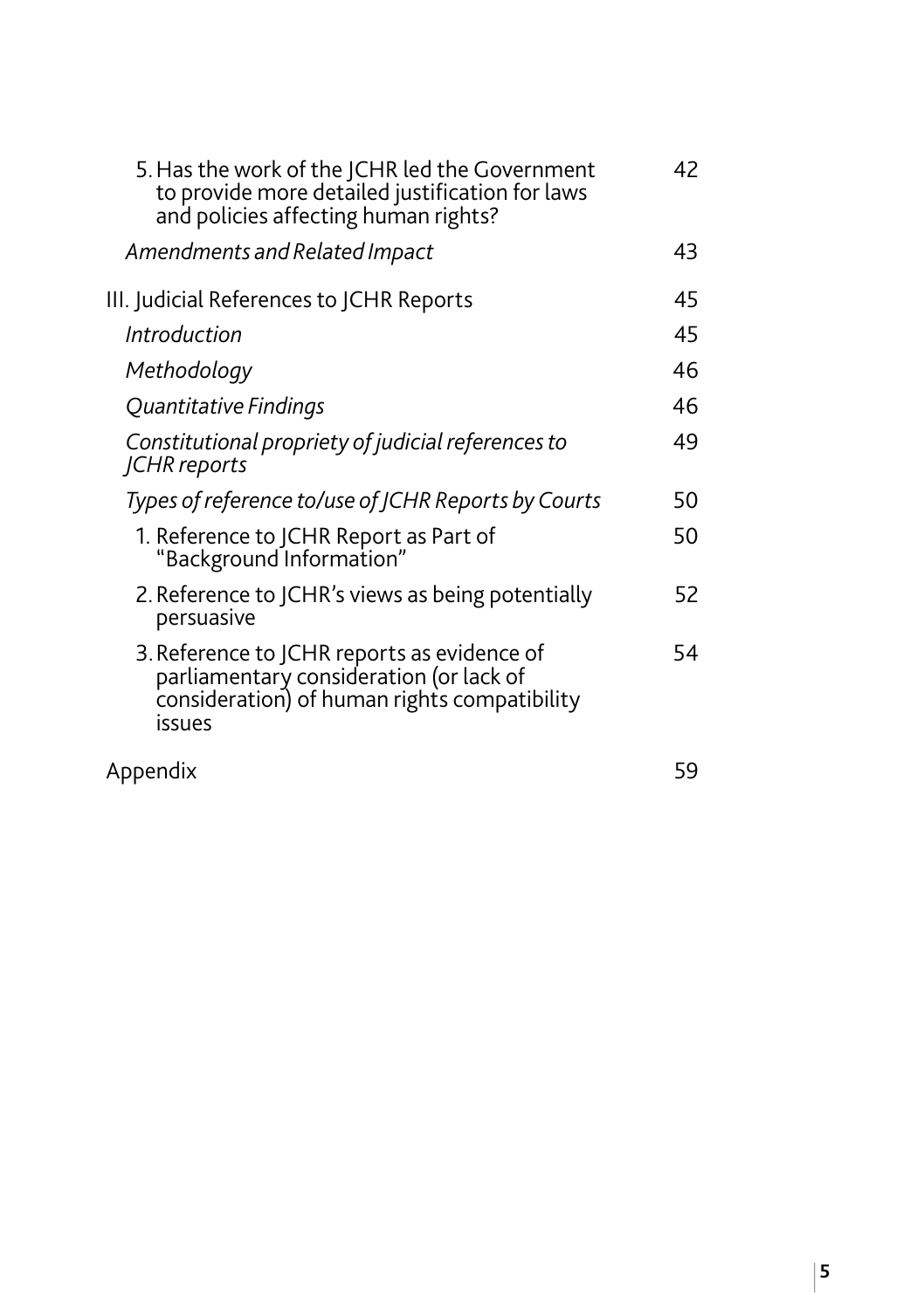5. Has the work of the JCHR led the Government to provide more detailed justification for laws and policies affecting human rights? 42

*Amendments and Related Impact* 43

III. Judicial References to JCHR Reports 45

*Introduction* 45

*Methodology* 46

*Quantitative Findings* 46

*Constitutional propriety of judicial references to JCHR reports* 49

*Types of reference to/use of JCHR Reports by Courts* 50

1. Reference to JCHR Report as Part of "Background Information" 50

2. Reference to JCHR's views as being potentially persuasive 52

3. Reference to JCHR reports as evidence of parliamentary consideration (or lack of consideration) of human rights compatibility issues 54

Appendix 59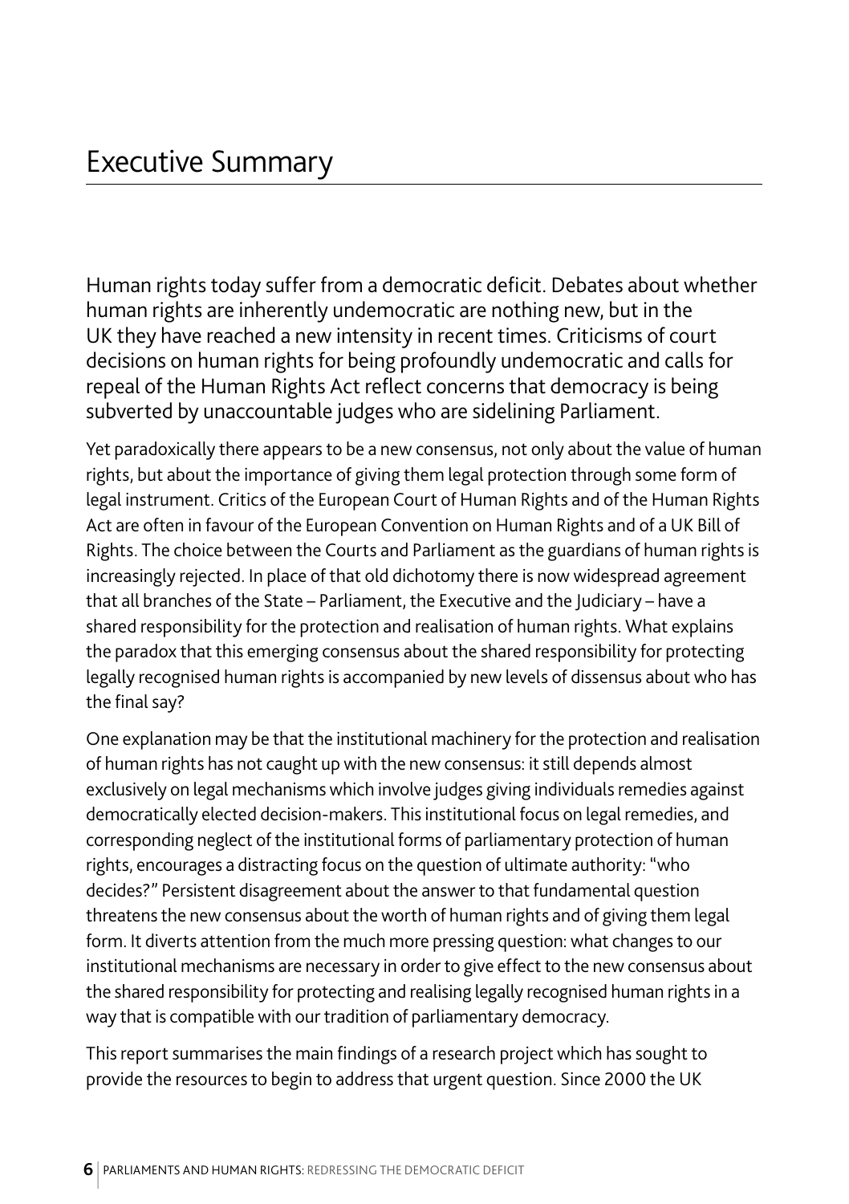# Executive Summary

Human rights today suffer from a democratic deficit. Debates about whether human rights are inherently undemocratic are nothing new, but in the UK they have reached a new intensity in recent times. Criticisms of court decisions on human rights for being profoundly undemocratic and calls for repeal of the Human Rights Act reflect concerns that democracy is being subverted by unaccountable judges who are sidelining Parliament.

Yet paradoxically there appears to be a new consensus, not only about the value of human rights, but about the importance of giving them legal protection through some form of legal instrument. Critics of the European Court of Human Rights and of the Human Rights Act are often in favour of the European Convention on Human Rights and of a UK Bill of Rights. The choice between the Courts and Parliament as the guardians of human rights is increasingly rejected. In place of that old dichotomy there is now widespread agreement that all branches of the State – Parliament, the Executive and the Judiciary – have a shared responsibility for the protection and realisation of human rights. What explains the paradox that this emerging consensus about the shared responsibility for protecting legally recognised human rights is accompanied by new levels of dissensus about who has the final say?

One explanation may be that the institutional machinery for the protection and realisation of human rights has not caught up with the new consensus: it still depends almost exclusively on legal mechanisms which involve judges giving individuals remedies against democratically elected decision-makers. This institutional focus on legal remedies, and corresponding neglect of the institutional forms of parliamentary protection of human rights, encourages a distracting focus on the question of ultimate authority: "who decides?" Persistent disagreement about the answer to that fundamental question threatens the new consensus about the worth of human rights and of giving them legal form. It diverts attention from the much more pressing question: what changes to our institutional mechanisms are necessary in order to give effect to the new consensus about the shared responsibility for protecting and realising legally recognised human rights in a way that is compatible with our tradition of parliamentary democracy.

This report summarises the main findings of a research project which has sought to provide the resources to begin to address that urgent question. Since 2000 the UK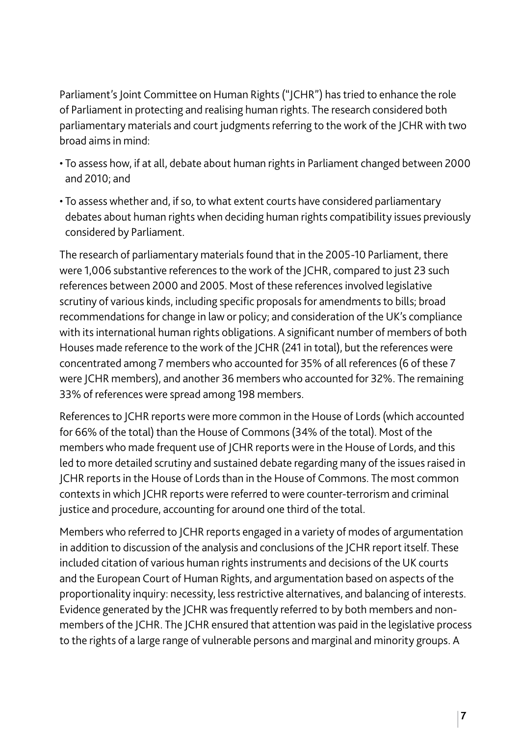Parliament's Joint Committee on Human Rights ("JCHR") has tried to enhance the role of Parliament in protecting and realising human rights. The research considered both parliamentary materials and court judgments referring to the work of the JCHR with two broad aims in mind:

- To assess how, if at all, debate about human rights in Parliament changed between 2000 and 2010; and
- To assess whether and, if so, to what extent courts have considered parliamentary debates about human rights when deciding human rights compatibility issues previously considered by Parliament.

The research of parliamentary materials found that in the 2005-10 Parliament, there were 1,006 substantive references to the work of the JCHR, compared to just 23 such references between 2000 and 2005. Most of these references involved legislative scrutiny of various kinds, including specific proposals for amendments to bills; broad recommendations for change in law or policy; and consideration of the UK's compliance with its international human rights obligations. A significant number of members of both Houses made reference to the work of the JCHR (241 in total), but the references were concentrated among 7 members who accounted for 35% of all references (6 of these 7 were JCHR members), and another 36 members who accounted for 32%. The remaining 33% of references were spread among 198 members.

References to JCHR reports were more common in the House of Lords (which accounted for 66% of the total) than the House of Commons (34% of the total). Most of the members who made frequent use of JCHR reports were in the House of Lords, and this led to more detailed scrutiny and sustained debate regarding many of the issues raised in JCHR reports in the House of Lords than in the House of Commons. The most common contexts in which JCHR reports were referred to were counter-terrorism and criminal justice and procedure, accounting for around one third of the total.

Members who referred to JCHR reports engaged in a variety of modes of argumentation in addition to discussion of the analysis and conclusions of the JCHR report itself. These included citation of various human rights instruments and decisions of the UK courts and the European Court of Human Rights, and argumentation based on aspects of the proportionality inquiry: necessity, less restrictive alternatives, and balancing of interests. Evidence generated by the JCHR was frequently referred to by both members and non-members of the JCHR. The JCHR ensured that attention was paid in the legislative process to the rights of a large range of vulnerable persons and marginal and minority groups. A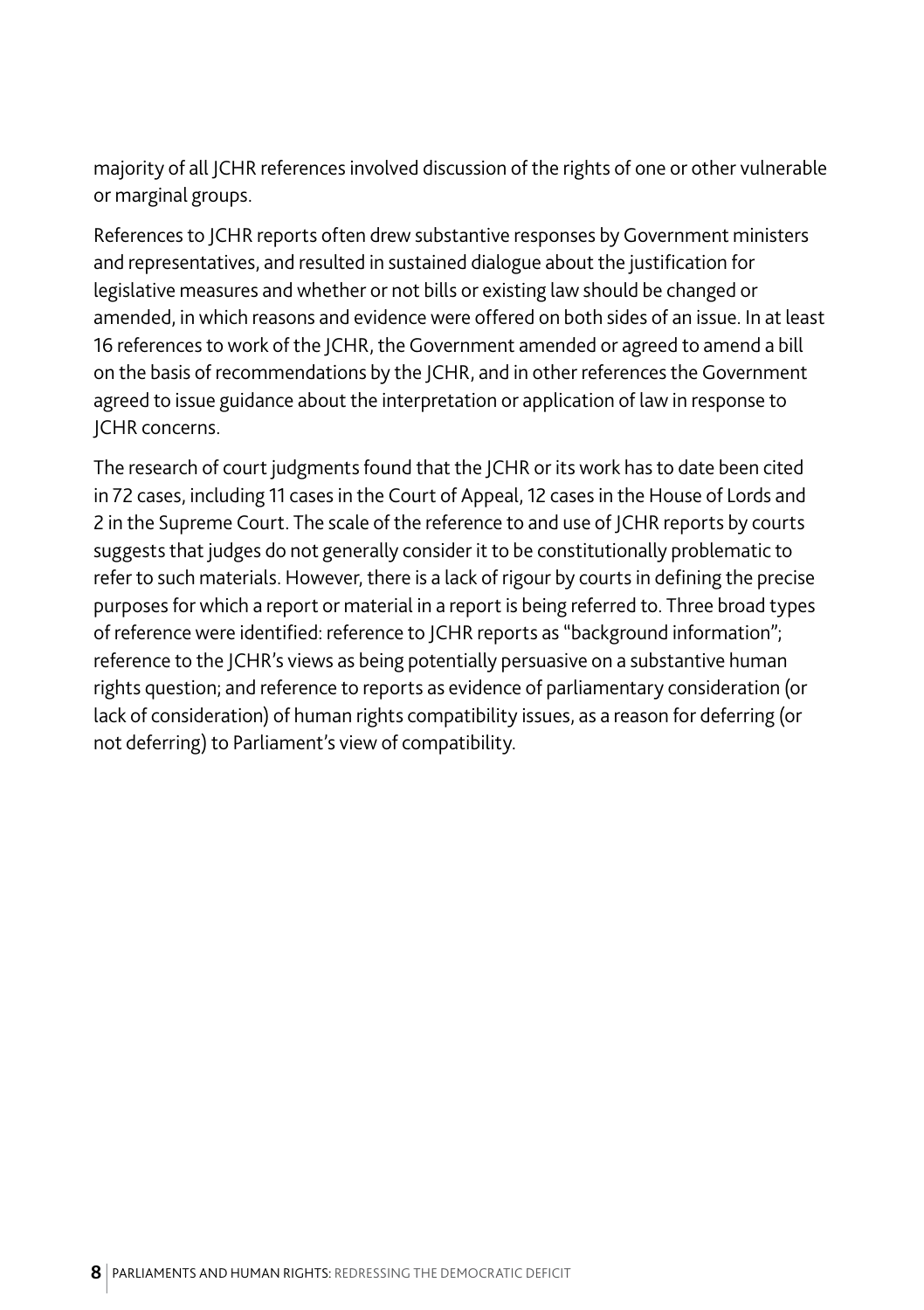majority of all JCHR references involved discussion of the rights of one or other vulnerable or marginal groups.

References to JCHR reports often drew substantive responses by Government ministers and representatives, and resulted in sustained dialogue about the justification for legislative measures and whether or not bills or existing law should be changed or amended, in which reasons and evidence were offered on both sides of an issue. In at least 16 references to work of the JCHR, the Government amended or agreed to amend a bill on the basis of recommendations by the JCHR, and in other references the Government agreed to issue guidance about the interpretation or application of law in response to JCHR concerns.

The research of court judgments found that the JCHR or its work has to date been cited in 72 cases, including 11 cases in the Court of Appeal, 12 cases in the House of Lords and 2 in the Supreme Court. The scale of the reference to and use of JCHR reports by courts suggests that judges do not generally consider it to be constitutionally problematic to refer to such materials. However, there is a lack of rigour by courts in defining the precise purposes for which a report or material in a report is being referred to. Three broad types of reference were identified: reference to JCHR reports as "background information"; reference to the JCHR's views as being potentially persuasive on a substantive human rights question; and reference to reports as evidence of parliamentary consideration (or lack of consideration) of human rights compatibility issues, as a reason for deferring (or not deferring) to Parliament's view of compatibility.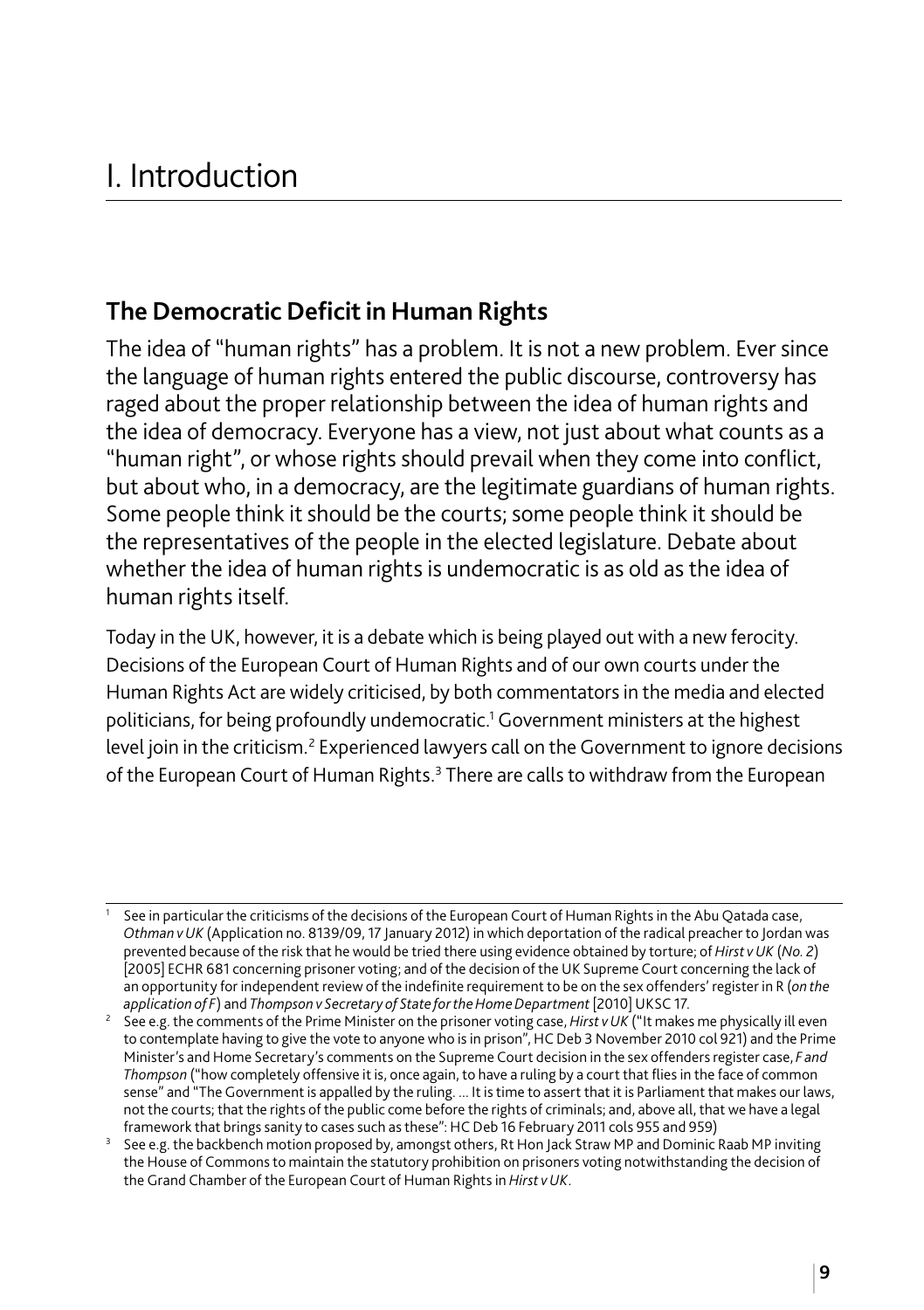# I. Introduction

## The Democratic Deficit in Human Rights

The idea of "human rights" has a problem. It is not a new problem. Ever since the language of human rights entered the public discourse, controversy has raged about the proper relationship between the idea of human rights and the idea of democracy. Everyone has a view, not just about what counts as a "human right", or whose rights should prevail when they come into conflict, but about who, in a democracy, are the legitimate guardians of human rights. Some people think it should be the courts; some people think it should be the representatives of the people in the elected legislature. Debate about whether the idea of human rights is undemocratic is as old as the idea of human rights itself.

Today in the UK, however, it is a debate which is being played out with a new ferocity. Decisions of the European Court of Human Rights and of our own courts under the Human Rights Act are widely criticised, by both commentators in the media and elected politicians, for being profoundly undemocratic.[1] Government ministers at the highest level join in the criticism.[2] Experienced lawyers call on the Government to ignore decisions of the European Court of Human Rights.[3] There are calls to withdraw from the European

---

[1] See in particular the criticisms of the decisions of the European Court of Human Rights in the Abu Qatada case, *Othman v UK* (Application no. 8139/09, 17 January 2012) in which deportation of the radical preacher to Jordan was prevented because of the risk that he would be tried there using evidence obtained by torture; of *Hirst v UK* (*No. 2*) [2005] ECHR 681 concerning prisoner voting; and of the decision of the UK Supreme Court concerning the lack of an opportunity for independent review of the indefinite requirement to be on the sex offenders' register in R (*on the application of F*) and *Thompson v Secretary of State for the Home Department* [2010] UKSC 17.

[2] See e.g. the comments of the Prime Minister on the prisoner voting case, *Hirst v UK* ("It makes me physically ill even to contemplate having to give the vote to anyone who is in prison", HC Deb 3 November 2010 col 921) and the Prime Minister's and Home Secretary's comments on the Supreme Court decision in the sex offenders register case, *F and Thompson* ("how completely offensive it is, once again, to have a ruling by a court that flies in the face of common sense" and "The Government is appalled by the ruling. … It is time to assert that it is Parliament that makes our laws, not the courts; that the rights of the public come before the rights of criminals; and, above all, that we have a legal framework that brings sanity to cases such as these": HC Deb 16 February 2011 cols 955 and 959)

[3] See e.g. the backbench motion proposed by, amongst others, Rt Hon Jack Straw MP and Dominic Raab MP inviting the House of Commons to maintain the statutory prohibition on prisoners voting notwithstanding the decision of the Grand Chamber of the European Court of Human Rights in *Hirst v UK*.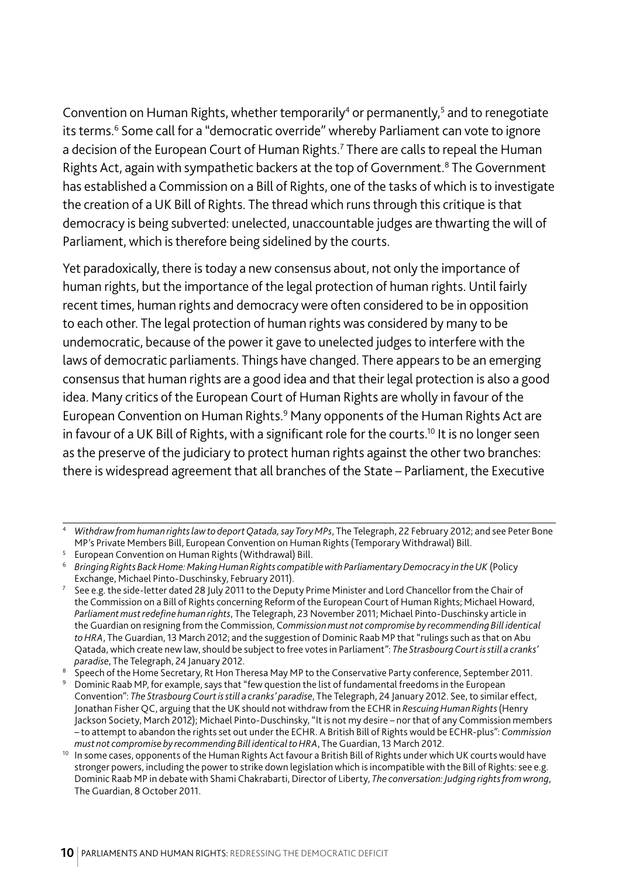Convention on Human Rights, whether temporarily[4] or permanently,[5] and to renegotiate its terms.[6] Some call for a "democratic override" whereby Parliament can vote to ignore a decision of the European Court of Human Rights.[7] There are calls to repeal the Human Rights Act, again with sympathetic backers at the top of Government.[8] The Government has established a Commission on a Bill of Rights, one of the tasks of which is to investigate the creation of a UK Bill of Rights. The thread which runs through this critique is that democracy is being subverted: unelected, unaccountable judges are thwarting the will of Parliament, which is therefore being sidelined by the courts.

Yet paradoxically, there is today a new consensus about, not only the importance of human rights, but the importance of the legal protection of human rights. Until fairly recent times, human rights and democracy were often considered to be in opposition to each other. The legal protection of human rights was considered by many to be undemocratic, because of the power it gave to unelected judges to interfere with the laws of democratic parliaments. Things have changed. There appears to be an emerging consensus that human rights are a good idea and that their legal protection is also a good idea. Many critics of the European Court of Human Rights are wholly in favour of the European Convention on Human Rights.[9] Many opponents of the Human Rights Act are in favour of a UK Bill of Rights, with a significant role for the courts.[10] It is no longer seen as the preserve of the judiciary to protect human rights against the other two branches: there is widespread agreement that all branches of the State – Parliament, the Executive

---

[4] *Withdraw from human rights law to deport Qatada, say Tory MPs*, The Telegraph, 22 February 2012; and see Peter Bone MP's Private Members Bill, European Convention on Human Rights (Temporary Withdrawal) Bill.

[5] European Convention on Human Rights (Withdrawal) Bill.

[6] *Bringing Rights Back Home: Making Human Rights compatible with Parliamentary Democracy in the UK* (Policy Exchange, Michael Pinto-Duschinsky, February 2011).

[7] See e.g. the side-letter dated 28 July 2011 to the Deputy Prime Minister and Lord Chancellor from the Chair of the Commission on a Bill of Rights concerning Reform of the European Court of Human Rights; Michael Howard, *Parliament must redefine human rights*, The Telegraph, 23 November 2011; Michael Pinto-Duschinsky article in the Guardian on resigning from the Commission, *Commission must not compromise by recommending Bill identical to HRA*, The Guardian, 13 March 2012; and the suggestion of Dominic Raab MP that "rulings such as that on Abu Qatada, which create new law, should be subject to free votes in Parliament": *The Strasbourg Court is still a cranks' paradise*, The Telegraph, 24 January 2012.

[8] Speech of the Home Secretary, Rt Hon Theresa May MP to the Conservative Party conference, September 2011.

[9] Dominic Raab MP, for example, says that "few question the list of fundamental freedoms in the European Convention": *The Strasbourg Court is still a cranks' paradise*, The Telegraph, 24 January 2012. See, to similar effect, Jonathan Fisher QC, arguing that the UK should not withdraw from the ECHR in *Rescuing Human Rights* (Henry Jackson Society, March 2012); Michael Pinto-Duschinsky, "It is not my desire – nor that of any Commission members – to attempt to abandon the rights set out under the ECHR. A British Bill of Rights would be ECHR-plus": *Commission must not compromise by recommending Bill identical to HRA*, The Guardian, 13 March 2012.

[10] In some cases, opponents of the Human Rights Act favour a British Bill of Rights under which UK courts would have stronger powers, including the power to strike down legislation which is incompatible with the Bill of Rights: see e.g. Dominic Raab MP in debate with Shami Chakrabarti, Director of Liberty, *The conversation: Judging rights from wrong*, The Guardian, 8 October 2011.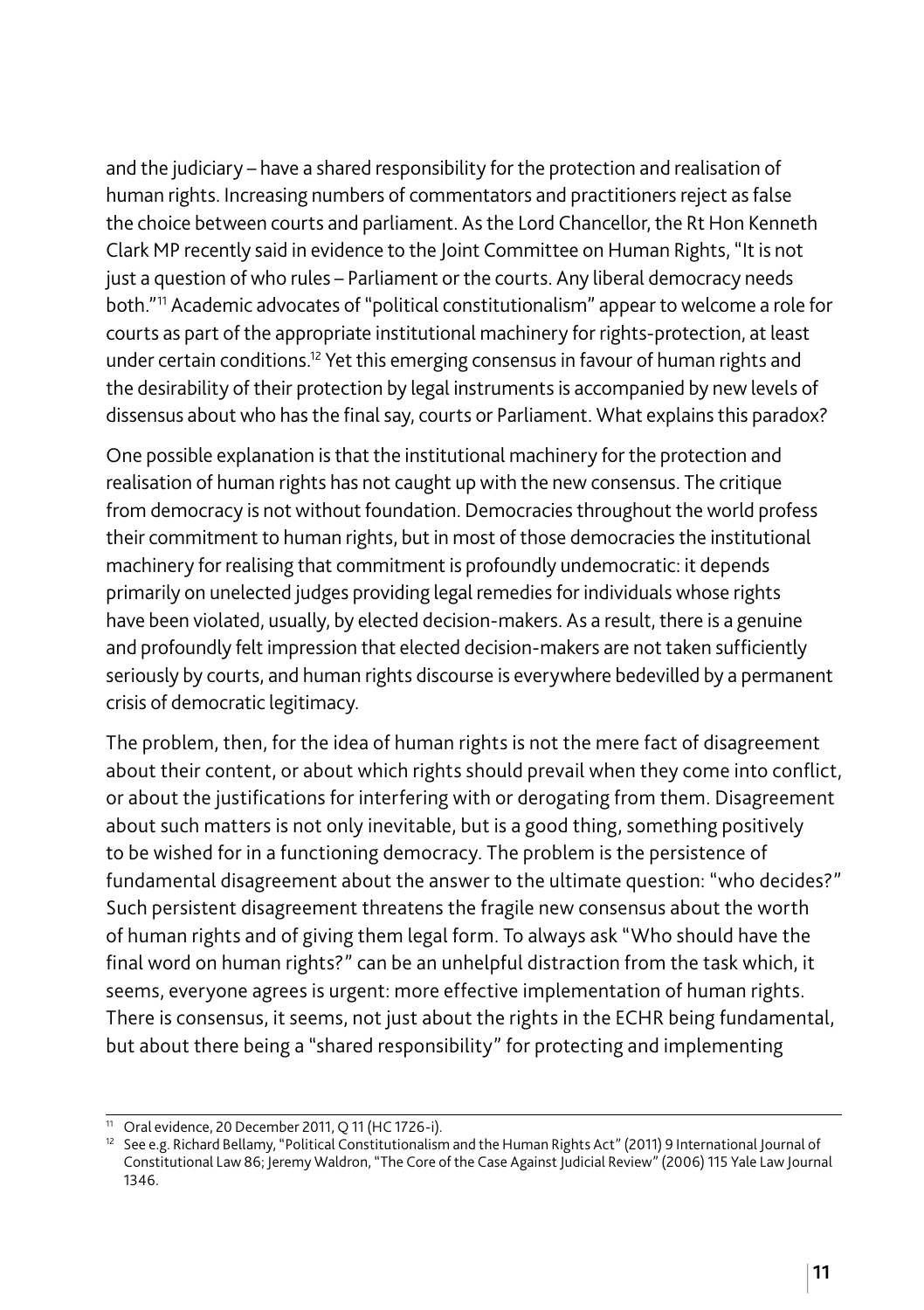and the judiciary – have a shared responsibility for the protection and realisation of human rights. Increasing numbers of commentators and practitioners reject as false the choice between courts and parliament. As the Lord Chancellor, the Rt Hon Kenneth Clark MP recently said in evidence to the Joint Committee on Human Rights, "It is not just a question of who rules – Parliament or the courts. Any liberal democracy needs both."[11] Academic advocates of "political constitutionalism" appear to welcome a role for courts as part of the appropriate institutional machinery for rights-protection, at least under certain conditions.[12] Yet this emerging consensus in favour of human rights and the desirability of their protection by legal instruments is accompanied by new levels of dissensus about who has the final say, courts or Parliament. What explains this paradox?

One possible explanation is that the institutional machinery for the protection and realisation of human rights has not caught up with the new consensus. The critique from democracy is not without foundation. Democracies throughout the world profess their commitment to human rights, but in most of those democracies the institutional machinery for realising that commitment is profoundly undemocratic: it depends primarily on unelected judges providing legal remedies for individuals whose rights have been violated, usually, by elected decision-makers. As a result, there is a genuine and profoundly felt impression that elected decision-makers are not taken sufficiently seriously by courts, and human rights discourse is everywhere bedevilled by a permanent crisis of democratic legitimacy.

The problem, then, for the idea of human rights is not the mere fact of disagreement about their content, or about which rights should prevail when they come into conflict, or about the justifications for interfering with or derogating from them. Disagreement about such matters is not only inevitable, but is a good thing, something positively to be wished for in a functioning democracy. The problem is the persistence of fundamental disagreement about the answer to the ultimate question: "who decides?" Such persistent disagreement threatens the fragile new consensus about the worth of human rights and of giving them legal form. To always ask "Who should have the final word on human rights?" can be an unhelpful distraction from the task which, it seems, everyone agrees is urgent: more effective implementation of human rights. There is consensus, it seems, not just about the rights in the ECHR being fundamental, but about there being a "shared responsibility" for protecting and implementing

---

[11] Oral evidence, 20 December 2011, Q 11 (HC 1726-i).

[12] See e.g. Richard Bellamy, "Political Constitutionalism and the Human Rights Act" (2011) 9 International Journal of Constitutional Law 86; Jeremy Waldron, "The Core of the Case Against Judicial Review" (2006) 115 Yale Law Journal 1346.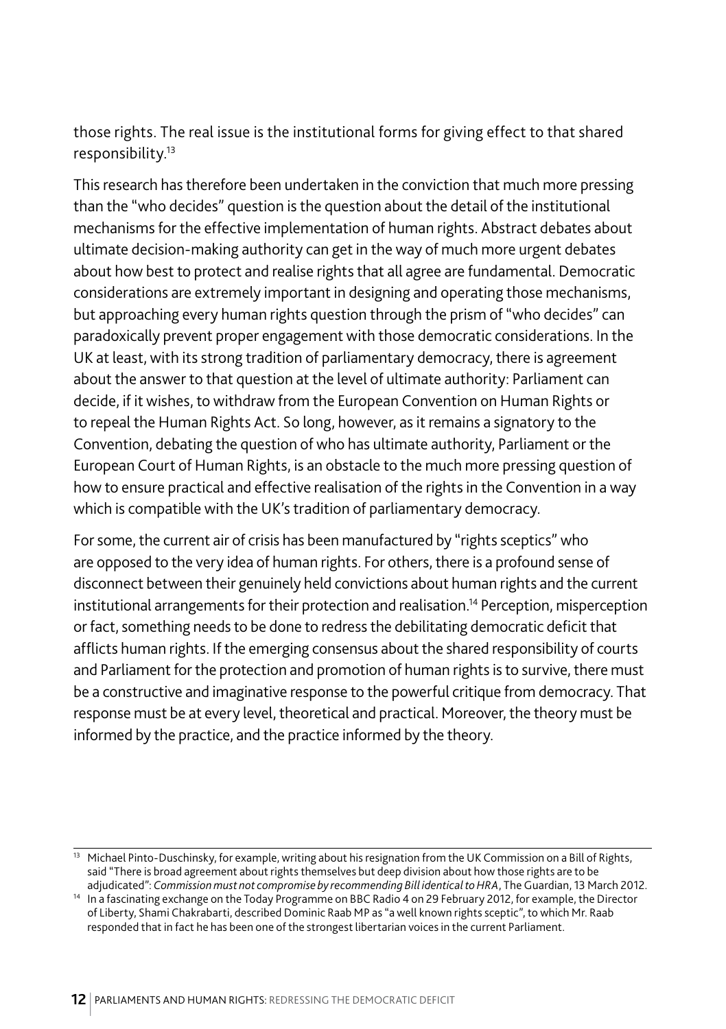those rights. The real issue is the institutional forms for giving effect to that shared responsibility.[13]

This research has therefore been undertaken in the conviction that much more pressing than the "who decides" question is the question about the detail of the institutional mechanisms for the effective implementation of human rights. Abstract debates about ultimate decision-making authority can get in the way of much more urgent debates about how best to protect and realise rights that all agree are fundamental. Democratic considerations are extremely important in designing and operating those mechanisms, but approaching every human rights question through the prism of "who decides" can paradoxically prevent proper engagement with those democratic considerations. In the UK at least, with its strong tradition of parliamentary democracy, there is agreement about the answer to that question at the level of ultimate authority: Parliament can decide, if it wishes, to withdraw from the European Convention on Human Rights or to repeal the Human Rights Act. So long, however, as it remains a signatory to the Convention, debating the question of who has ultimate authority, Parliament or the European Court of Human Rights, is an obstacle to the much more pressing question of how to ensure practical and effective realisation of the rights in the Convention in a way which is compatible with the UK's tradition of parliamentary democracy.

For some, the current air of crisis has been manufactured by "rights sceptics" who are opposed to the very idea of human rights. For others, there is a profound sense of disconnect between their genuinely held convictions about human rights and the current institutional arrangements for their protection and realisation.[14] Perception, misperception or fact, something needs to be done to redress the debilitating democratic deficit that afflicts human rights. If the emerging consensus about the shared responsibility of courts and Parliament for the protection and promotion of human rights is to survive, there must be a constructive and imaginative response to the powerful critique from democracy. That response must be at every level, theoretical and practical. Moreover, the theory must be informed by the practice, and the practice informed by the theory.

---

[13] Michael Pinto-Duschinsky, for example, writing about his resignation from the UK Commission on a Bill of Rights, said "There is broad agreement about rights themselves but deep division about how those rights are to be adjudicated": *Commission must not compromise by recommending Bill identical to HRA*, The Guardian, 13 March 2012.

[14] In a fascinating exchange on the Today Programme on BBC Radio 4 on 29 February 2012, for example, the Director of Liberty, Shami Chakrabarti, described Dominic Raab MP as "a well known rights sceptic", to which Mr. Raab responded that in fact he has been one of the strongest libertarian voices in the current Parliament.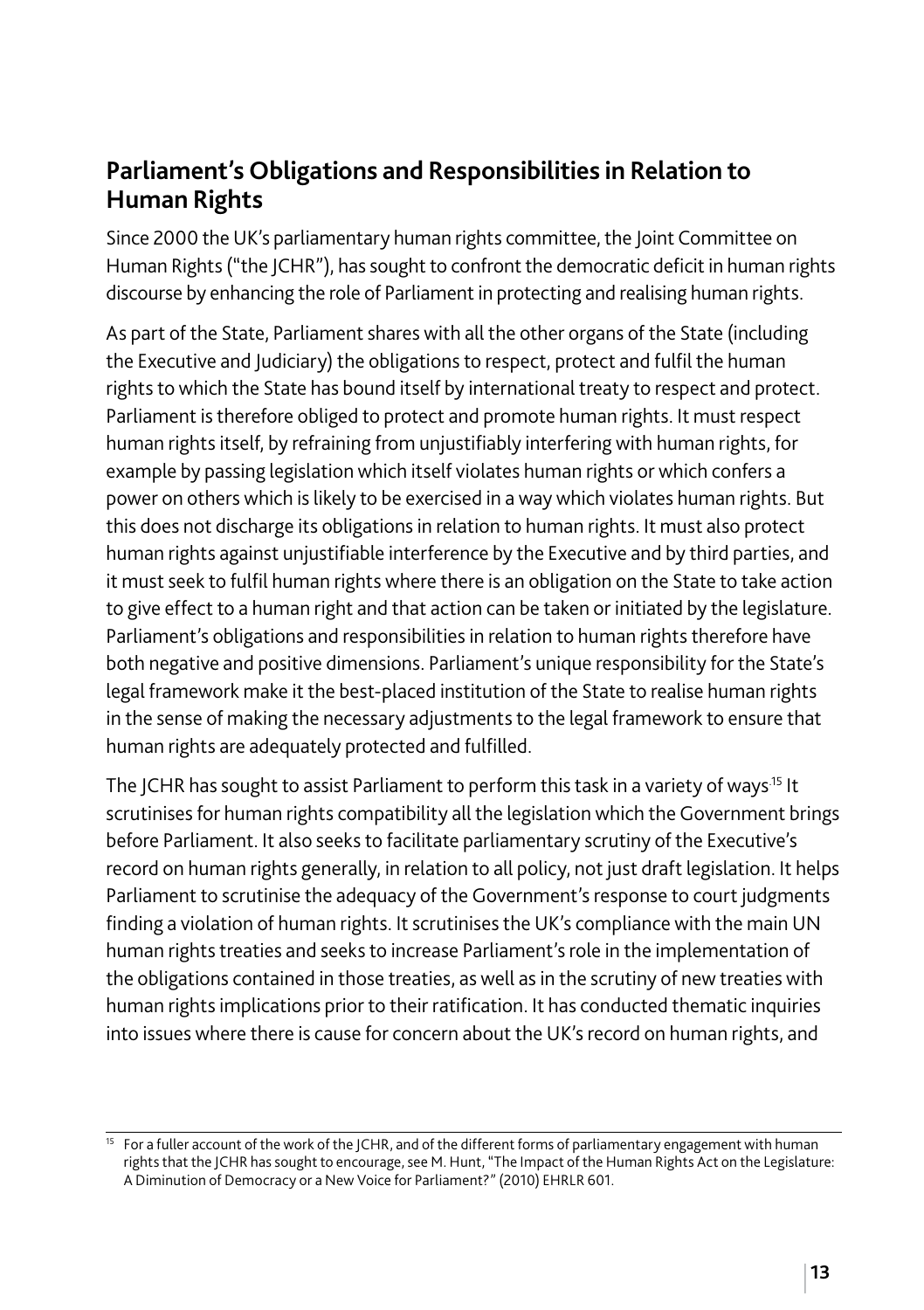## Parliament's Obligations and Responsibilities in Relation to Human Rights

Since 2000 the UK's parliamentary human rights committee, the Joint Committee on Human Rights ("the JCHR"), has sought to confront the democratic deficit in human rights discourse by enhancing the role of Parliament in protecting and realising human rights.

As part of the State, Parliament shares with all the other organs of the State (including the Executive and Judiciary) the obligations to respect, protect and fulfil the human rights to which the State has bound itself by international treaty to respect and protect. Parliament is therefore obliged to protect and promote human rights. It must respect human rights itself, by refraining from unjustifiably interfering with human rights, for example by passing legislation which itself violates human rights or which confers a power on others which is likely to be exercised in a way which violates human rights. But this does not discharge its obligations in relation to human rights. It must also protect human rights against unjustifiable interference by the Executive and by third parties, and it must seek to fulfil human rights where there is an obligation on the State to take action to give effect to a human right and that action can be taken or initiated by the legislature. Parliament's obligations and responsibilities in relation to human rights therefore have both negative and positive dimensions. Parliament's unique responsibility for the State's legal framework make it the best-placed institution of the State to realise human rights in the sense of making the necessary adjustments to the legal framework to ensure that human rights are adequately protected and fulfilled.

The JCHR has sought to assist Parliament to perform this task in a variety of ways[15] It scrutinises for human rights compatibility all the legislation which the Government brings before Parliament. It also seeks to facilitate parliamentary scrutiny of the Executive's record on human rights generally, in relation to all policy, not just draft legislation. It helps Parliament to scrutinise the adequacy of the Government's response to court judgments finding a violation of human rights. It scrutinises the UK's compliance with the main UN human rights treaties and seeks to increase Parliament's role in the implementation of the obligations contained in those treaties, as well as in the scrutiny of new treaties with human rights implications prior to their ratification. It has conducted thematic inquiries into issues where there is cause for concern about the UK's record on human rights, and

[15] For a fuller account of the work of the JCHR, and of the different forms of parliamentary engagement with human rights that the JCHR has sought to encourage, see M. Hunt, "The Impact of the Human Rights Act on the Legislature: A Diminution of Democracy or a New Voice for Parliament?" (2010) EHRLR 601.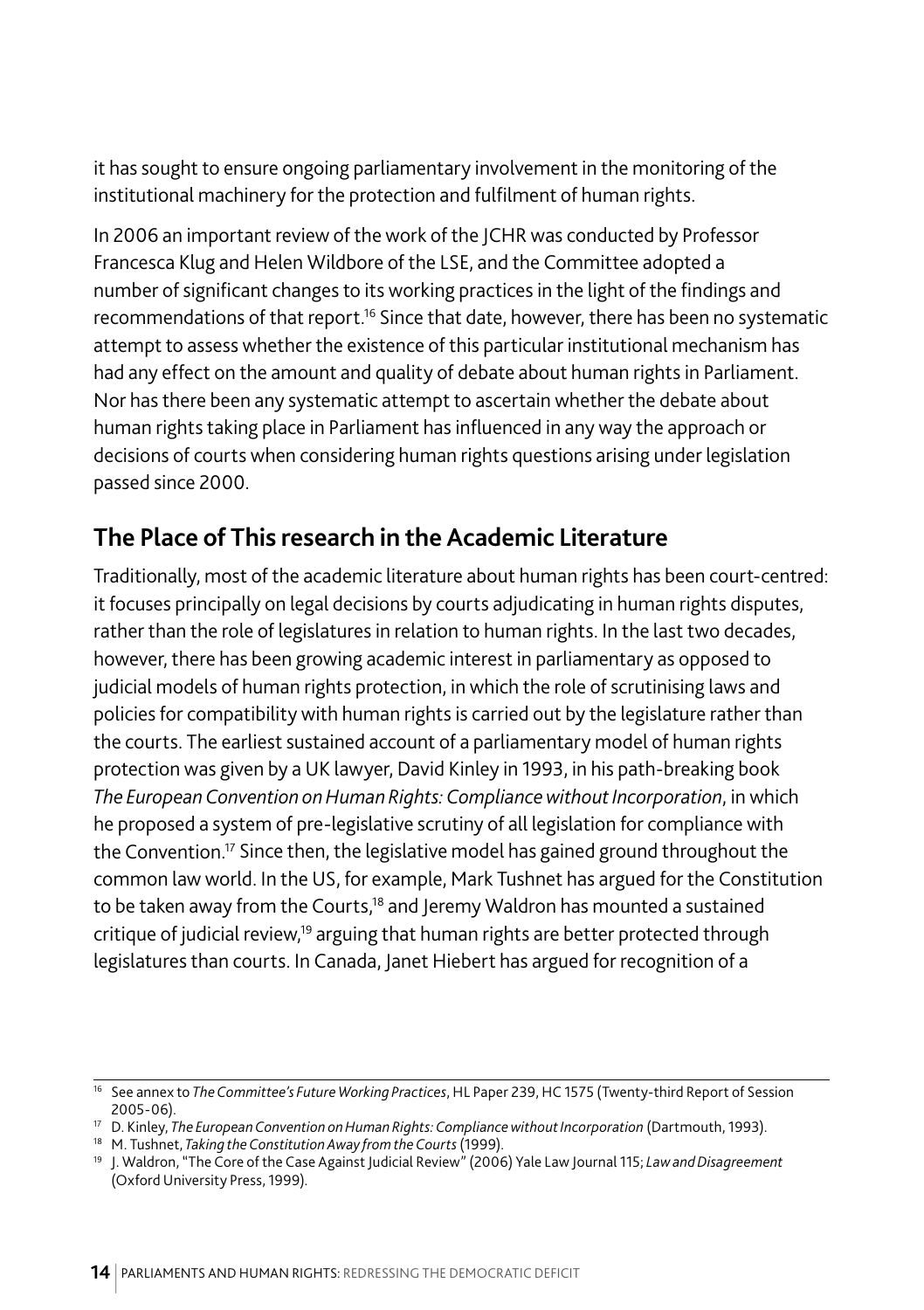it has sought to ensure ongoing parliamentary involvement in the monitoring of the institutional machinery for the protection and fulfilment of human rights.

In 2006 an important review of the work of the JCHR was conducted by Professor Francesca Klug and Helen Wildbore of the LSE, and the Committee adopted a number of significant changes to its working practices in the light of the findings and recommendations of that report.[16] Since that date, however, there has been no systematic attempt to assess whether the existence of this particular institutional mechanism has had any effect on the amount and quality of debate about human rights in Parliament. Nor has there been any systematic attempt to ascertain whether the debate about human rights taking place in Parliament has influenced in any way the approach or decisions of courts when considering human rights questions arising under legislation passed since 2000.

## The Place of This research in the Academic Literature

Traditionally, most of the academic literature about human rights has been court-centred: it focuses principally on legal decisions by courts adjudicating in human rights disputes, rather than the role of legislatures in relation to human rights. In the last two decades, however, there has been growing academic interest in parliamentary as opposed to judicial models of human rights protection, in which the role of scrutinising laws and policies for compatibility with human rights is carried out by the legislature rather than the courts. The earliest sustained account of a parliamentary model of human rights protection was given by a UK lawyer, David Kinley in 1993, in his path-breaking book *The European Convention on Human Rights: Compliance without Incorporation*, in which he proposed a system of pre-legislative scrutiny of all legislation for compliance with the Convention.[17] Since then, the legislative model has gained ground throughout the common law world. In the US, for example, Mark Tushnet has argued for the Constitution to be taken away from the Courts,[18] and Jeremy Waldron has mounted a sustained critique of judicial review,[19] arguing that human rights are better protected through legislatures than courts. In Canada, Janet Hiebert has argued for recognition of a

---

[16] See annex to *The Committee's Future Working Practices*, HL Paper 239, HC 1575 (Twenty-third Report of Session 2005-06).

[17] D. Kinley, *The European Convention on Human Rights: Compliance without Incorporation* (Dartmouth, 1993).

[18] M. Tushnet, *Taking the Constitution Away from the Courts* (1999).

[19] J. Waldron, "The Core of the Case Against Judicial Review" (2006) Yale Law Journal 115; *Law and Disagreement* (Oxford University Press, 1999).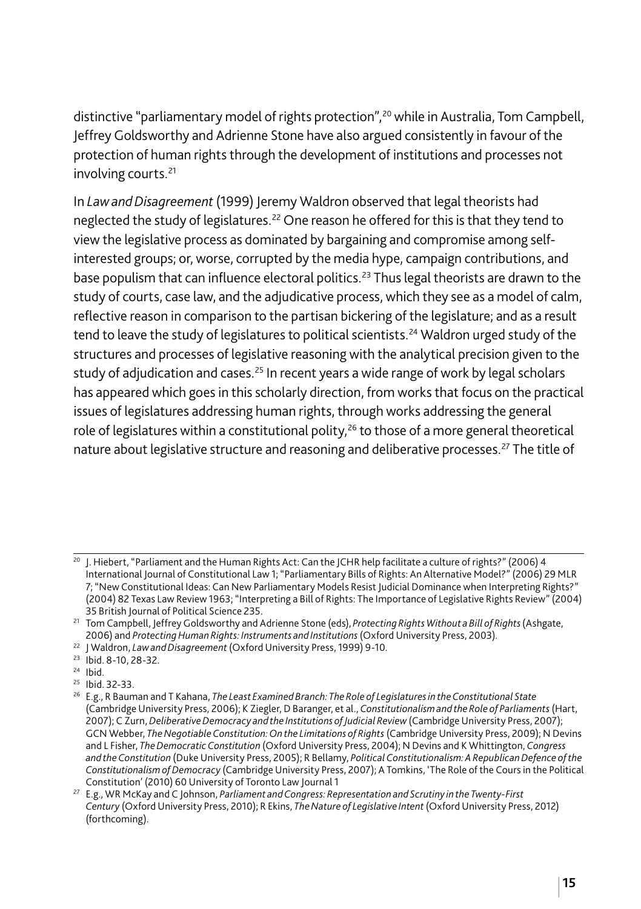distinctive "parliamentary model of rights protection",[20] while in Australia, Tom Campbell, Jeffrey Goldsworthy and Adrienne Stone have also argued consistently in favour of the protection of human rights through the development of institutions and processes not involving courts.[21]

In *Law and Disagreement* (1999) Jeremy Waldron observed that legal theorists had neglected the study of legislatures.[22] One reason he offered for this is that they tend to view the legislative process as dominated by bargaining and compromise among self-interested groups; or, worse, corrupted by the media hype, campaign contributions, and base populism that can influence electoral politics.[23] Thus legal theorists are drawn to the study of courts, case law, and the adjudicative process, which they see as a model of calm, reflective reason in comparison to the partisan bickering of the legislature; and as a result tend to leave the study of legislatures to political scientists.[24] Waldron urged study of the structures and processes of legislative reasoning with the analytical precision given to the study of adjudication and cases.[25] In recent years a wide range of work by legal scholars has appeared which goes in this scholarly direction, from works that focus on the practical issues of legislatures addressing human rights, through works addressing the general role of legislatures within a constitutional polity,[26] to those of a more general theoretical nature about legislative structure and reasoning and deliberative processes.[27] The title of

---

[20] J. Hiebert, "Parliament and the Human Rights Act: Can the JCHR help facilitate a culture of rights?" (2006) 4 International Journal of Constitutional Law 1; "Parliamentary Bills of Rights: An Alternative Model?" (2006) 29 MLR 7; "New Constitutional Ideas: Can New Parliamentary Models Resist Judicial Dominance when Interpreting Rights?" (2004) 82 Texas Law Review 1963; "Interpreting a Bill of Rights: The Importance of Legislative Rights Review" (2004) 35 British Journal of Political Science 235.

[21] Tom Campbell, Jeffrey Goldsworthy and Adrienne Stone (eds), *Protecting Rights Without a Bill of Rights* (Ashgate, 2006) and *Protecting Human Rights: Instruments and Institutions* (Oxford University Press, 2003).

[22] J Waldron, *Law and Disagreement* (Oxford University Press, 1999) 9-10.

[23] Ibid. 8-10, 28-32.

[24] Ibid.

[25] Ibid. 32-33.

[26] E.g., R Bauman and T Kahana, *The Least Examined Branch: The Role of Legislatures in the Constitutional State* (Cambridge University Press, 2006); K Ziegler, D Baranger, et al., *Constitutionalism and the Role of Parliaments* (Hart, 2007); C Zurn, *Deliberative Democracy and the Institutions of Judicial Review* (Cambridge University Press, 2007); GCN Webber, *The Negotiable Constitution: On the Limitations of Rights* (Cambridge University Press, 2009); N Devins and L Fisher, *The Democratic Constitution* (Oxford University Press, 2004); N Devins and K Whittington, *Congress and the Constitution* (Duke University Press, 2005); R Bellamy, *Political Constitutionalism: A Republican Defence of the Constitutionalism of Democracy* (Cambridge University Press, 2007); A Tomkins, 'The Role of the Cours in the Political Constitution' (2010) 60 University of Toronto Law Journal 1

[27] E.g., WR McKay and C Johnson, *Parliament and Congress: Representation and Scrutiny in the Twenty-First Century* (Oxford University Press, 2010); R Ekins, *The Nature of Legislative Intent* (Oxford University Press, 2012) (forthcoming).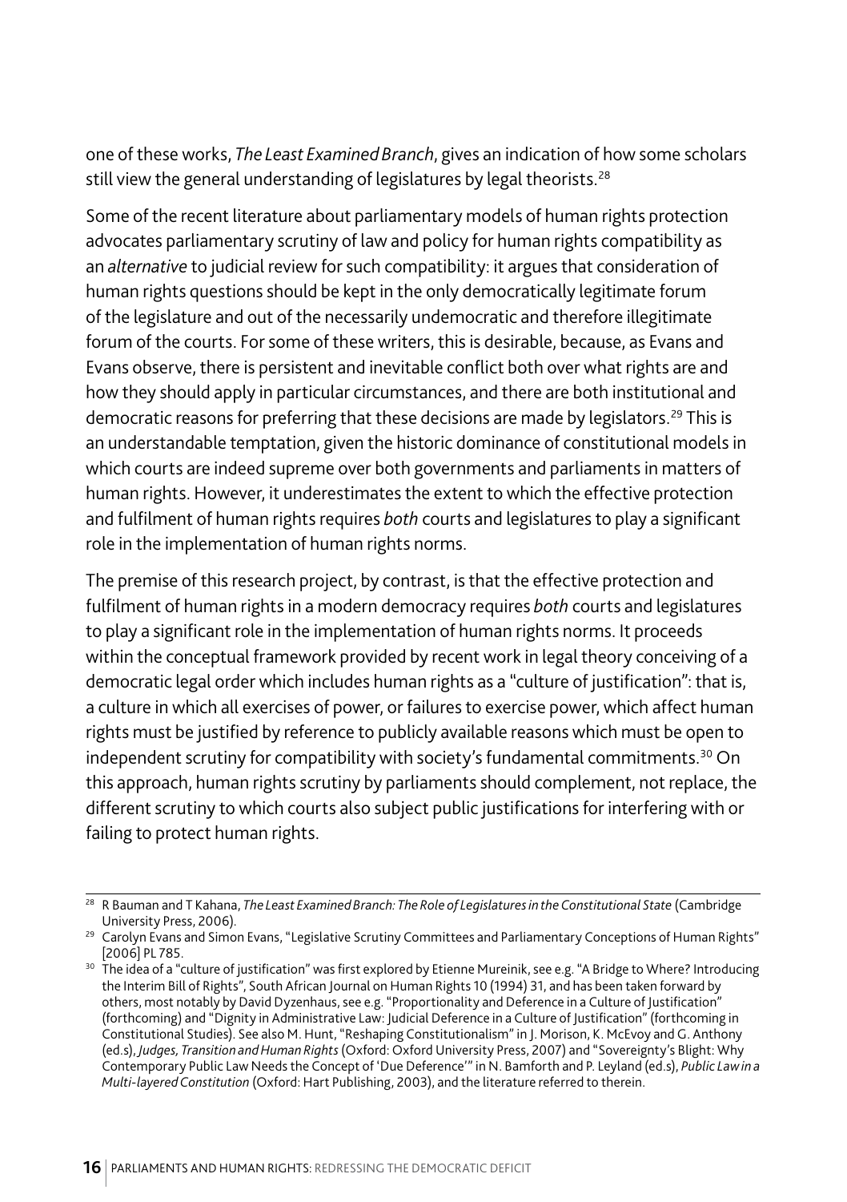one of these works, *The Least Examined Branch*, gives an indication of how some scholars still view the general understanding of legislatures by legal theorists.[28]

Some of the recent literature about parliamentary models of human rights protection advocates parliamentary scrutiny of law and policy for human rights compatibility as an *alternative* to judicial review for such compatibility: it argues that consideration of human rights questions should be kept in the only democratically legitimate forum of the legislature and out of the necessarily undemocratic and therefore illegitimate forum of the courts. For some of these writers, this is desirable, because, as Evans and Evans observe, there is persistent and inevitable conflict both over what rights are and how they should apply in particular circumstances, and there are both institutional and democratic reasons for preferring that these decisions are made by legislators.[29] This is an understandable temptation, given the historic dominance of constitutional models in which courts are indeed supreme over both governments and parliaments in matters of human rights. However, it underestimates the extent to which the effective protection and fulfilment of human rights requires *both* courts and legislatures to play a significant role in the implementation of human rights norms.

The premise of this research project, by contrast, is that the effective protection and fulfilment of human rights in a modern democracy requires *both* courts and legislatures to play a significant role in the implementation of human rights norms. It proceeds within the conceptual framework provided by recent work in legal theory conceiving of a democratic legal order which includes human rights as a "culture of justification": that is, a culture in which all exercises of power, or failures to exercise power, which affect human rights must be justified by reference to publicly available reasons which must be open to independent scrutiny for compatibility with society's fundamental commitments.[30] On this approach, human rights scrutiny by parliaments should complement, not replace, the different scrutiny to which courts also subject public justifications for interfering with or failing to protect human rights.

---

[28] R Bauman and T Kahana, *The Least Examined Branch: The Role of Legislatures in the Constitutional State* (Cambridge University Press, 2006).

[29] Carolyn Evans and Simon Evans, "Legislative Scrutiny Committees and Parliamentary Conceptions of Human Rights" [2006] PL 785.

[30] The idea of a "culture of justification" was first explored by Etienne Mureinik, see e.g. "A Bridge to Where? Introducing the Interim Bill of Rights", South African Journal on Human Rights 10 (1994) 31, and has been taken forward by others, most notably by David Dyzenhaus, see e.g. "Proportionality and Deference in a Culture of Justification" (forthcoming) and "Dignity in Administrative Law: Judicial Deference in a Culture of Justification" (forthcoming in Constitutional Studies). See also M. Hunt, "Reshaping Constitutionalism" in J. Morison, K. McEvoy and G. Anthony (ed.s), *Judges, Transition and Human Rights* (Oxford: Oxford University Press, 2007) and "Sovereignty's Blight: Why Contemporary Public Law Needs the Concept of 'Due Deference'" in N. Bamforth and P. Leyland (ed.s), *Public Law in a Multi-layered Constitution* (Oxford: Hart Publishing, 2003), and the literature referred to therein.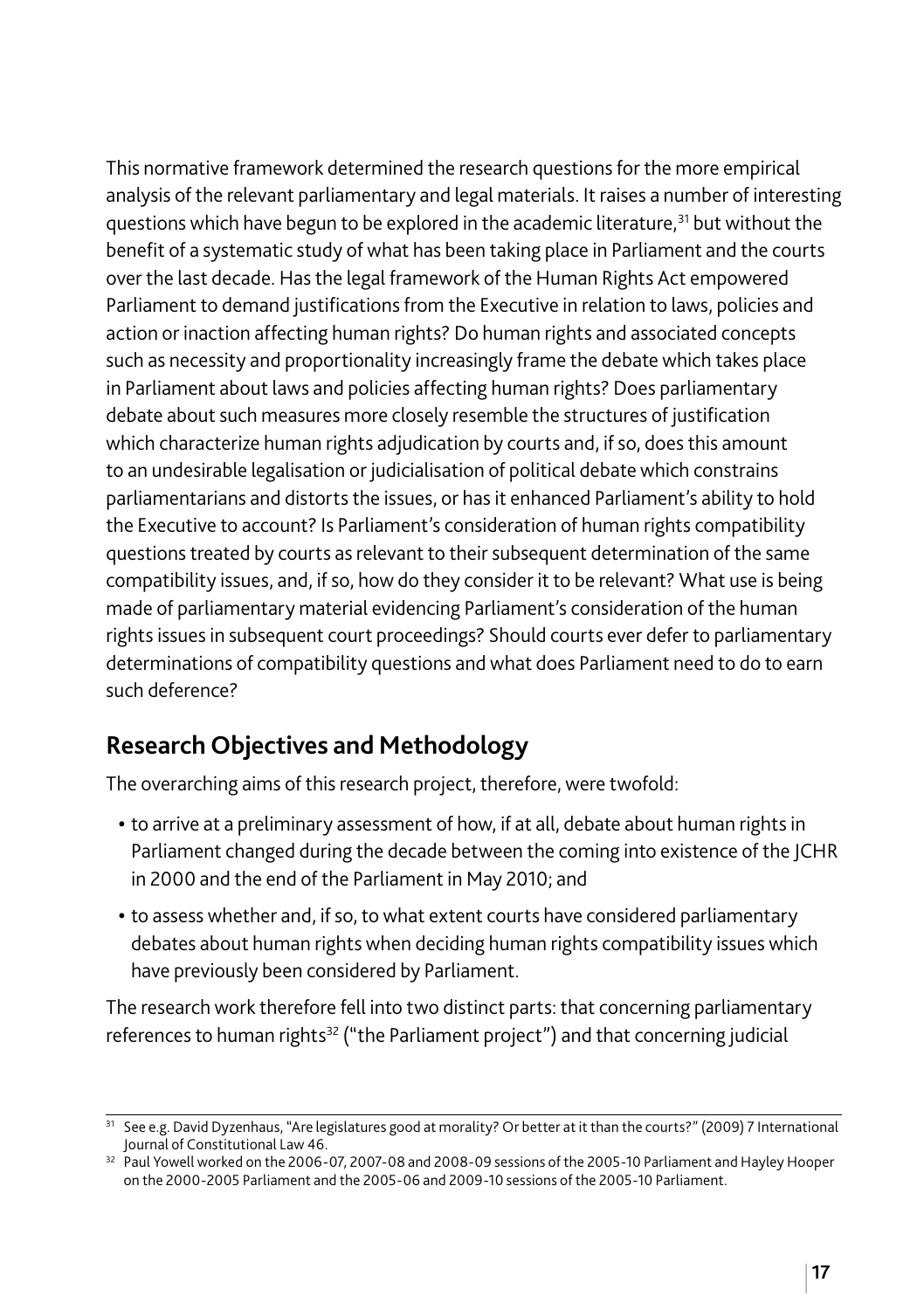This normative framework determined the research questions for the more empirical analysis of the relevant parliamentary and legal materials. It raises a number of interesting questions which have begun to be explored in the academic literature,[31] but without the benefit of a systematic study of what has been taking place in Parliament and the courts over the last decade. Has the legal framework of the Human Rights Act empowered Parliament to demand justifications from the Executive in relation to laws, policies and action or inaction affecting human rights? Do human rights and associated concepts such as necessity and proportionality increasingly frame the debate which takes place in Parliament about laws and policies affecting human rights? Does parliamentary debate about such measures more closely resemble the structures of justification which characterize human rights adjudication by courts and, if so, does this amount to an undesirable legalisation or judicialisation of political debate which constrains parliamentarians and distorts the issues, or has it enhanced Parliament's ability to hold the Executive to account? Is Parliament's consideration of human rights compatibility questions treated by courts as relevant to their subsequent determination of the same compatibility issues, and, if so, how do they consider it to be relevant? What use is being made of parliamentary material evidencing Parliament's consideration of the human rights issues in subsequent court proceedings? Should courts ever defer to parliamentary determinations of compatibility questions and what does Parliament need to do to earn such deference?

## Research Objectives and Methodology

The overarching aims of this research project, therefore, were twofold:

- to arrive at a preliminary assessment of how, if at all, debate about human rights in Parliament changed during the decade between the coming into existence of the JCHR in 2000 and the end of the Parliament in May 2010; and
- to assess whether and, if so, to what extent courts have considered parliamentary debates about human rights when deciding human rights compatibility issues which have previously been considered by Parliament.

The research work therefore fell into two distinct parts: that concerning parliamentary references to human rights[32] ("the Parliament project") and that concerning judicial

---

[31] See e.g. David Dyzenhaus, "Are legislatures good at morality? Or better at it than the courts?" (2009) 7 International Journal of Constitutional Law 46.

[32] Paul Yowell worked on the 2006-07, 2007-08 and 2008-09 sessions of the 2005-10 Parliament and Hayley Hooper on the 2000-2005 Parliament and the 2005-06 and 2009-10 sessions of the 2005-10 Parliament.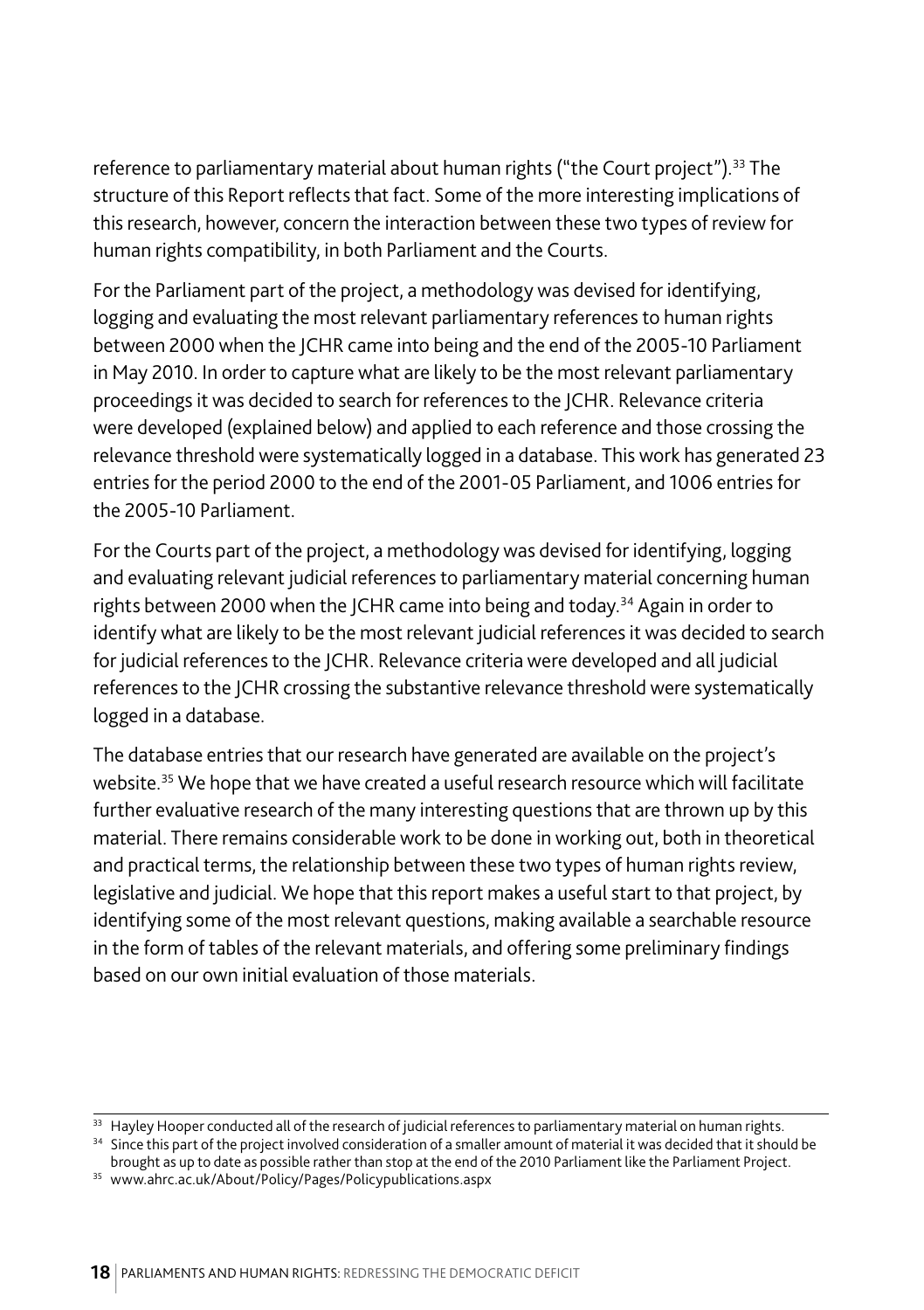reference to parliamentary material about human rights ("the Court project").[33] The structure of this Report reflects that fact. Some of the more interesting implications of this research, however, concern the interaction between these two types of review for human rights compatibility, in both Parliament and the Courts.

For the Parliament part of the project, a methodology was devised for identifying, logging and evaluating the most relevant parliamentary references to human rights between 2000 when the JCHR came into being and the end of the 2005-10 Parliament in May 2010. In order to capture what are likely to be the most relevant parliamentary proceedings it was decided to search for references to the JCHR. Relevance criteria were developed (explained below) and applied to each reference and those crossing the relevance threshold were systematically logged in a database. This work has generated 23 entries for the period 2000 to the end of the 2001-05 Parliament, and 1006 entries for the 2005-10 Parliament.

For the Courts part of the project, a methodology was devised for identifying, logging and evaluating relevant judicial references to parliamentary material concerning human rights between 2000 when the JCHR came into being and today.[34] Again in order to identify what are likely to be the most relevant judicial references it was decided to search for judicial references to the JCHR. Relevance criteria were developed and all judicial references to the JCHR crossing the substantive relevance threshold were systematically logged in a database.

The database entries that our research have generated are available on the project's website.[35] We hope that we have created a useful research resource which will facilitate further evaluative research of the many interesting questions that are thrown up by this material. There remains considerable work to be done in working out, both in theoretical and practical terms, the relationship between these two types of human rights review, legislative and judicial. We hope that this report makes a useful start to that project, by identifying some of the most relevant questions, making available a searchable resource in the form of tables of the relevant materials, and offering some preliminary findings based on our own initial evaluation of those materials.

---

[33] Hayley Hooper conducted all of the research of judicial references to parliamentary material on human rights.

[34] Since this part of the project involved consideration of a smaller amount of material it was decided that it should be brought as up to date as possible rather than stop at the end of the 2010 Parliament like the Parliament Project.

[35] www.ahrc.ac.uk/About/Policy/Pages/Policypublications.aspx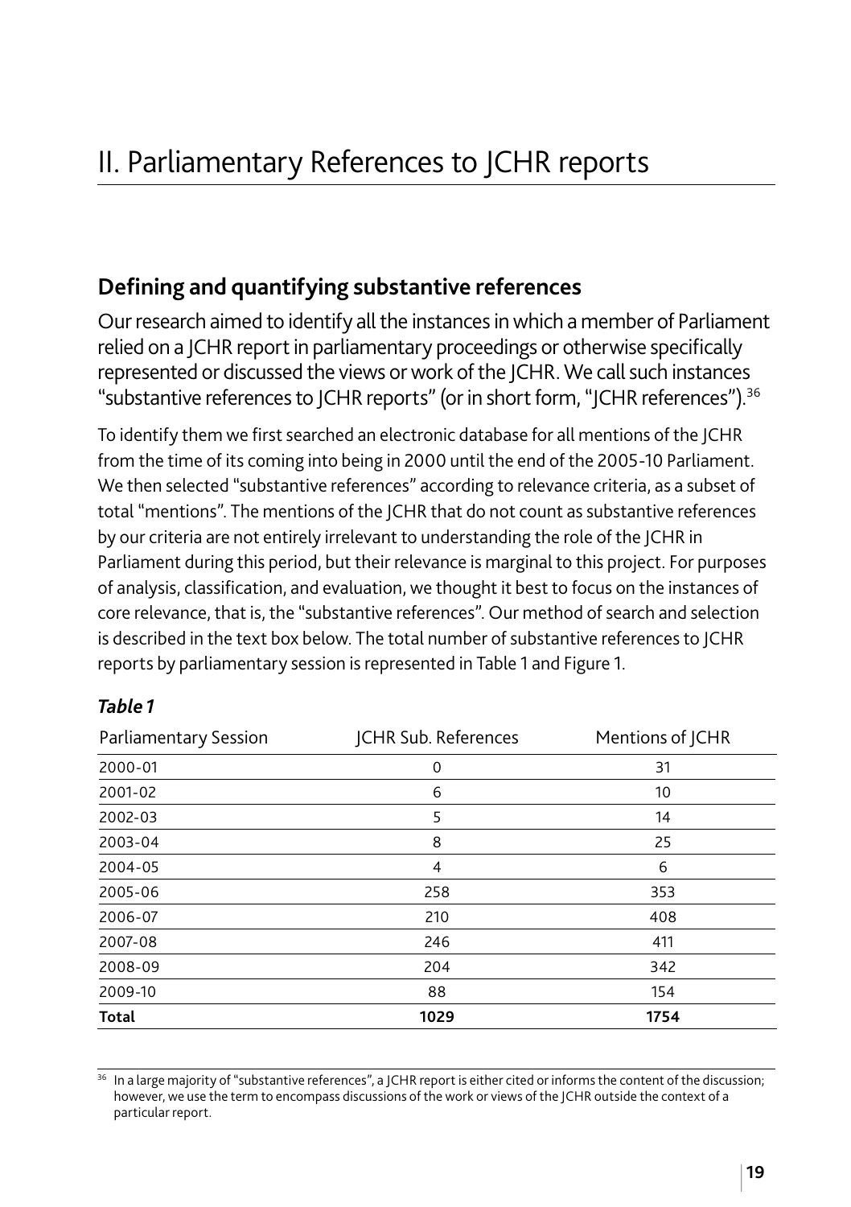# II. Parliamentary References to JCHR reports

## Defining and quantifying substantive references

Our research aimed to identify all the instances in which a member of Parliament relied on a JCHR report in parliamentary proceedings or otherwise specifically represented or discussed the views or work of the JCHR. We call such instances "substantive references to JCHR reports" (or in short form, "JCHR references").[36]

To identify them we first searched an electronic database for all mentions of the JCHR from the time of its coming into being in 2000 until the end of the 2005-10 Parliament. We then selected "substantive references" according to relevance criteria, as a subset of total "mentions". The mentions of the JCHR that do not count as substantive references by our criteria are not entirely irrelevant to understanding the role of the JCHR in Parliament during this period, but their relevance is marginal to this project. For purposes of analysis, classification, and evaluation, we thought it best to focus on the instances of core relevance, that is, the "substantive references". Our method of search and selection is described in the text box below. The total number of substantive references to JCHR reports by parliamentary session is represented in Table 1 and Figure 1.

***Table 1***

| Parliamentary Session | JCHR Sub. References | Mentions of JCHR |
|---|---|---|
| 2000-01 | 0 | 31 |
| 2001-02 | 6 | 10 |
| 2002-03 | 5 | 14 |
| 2003-04 | 8 | 25 |
| 2004-05 | 4 | 6 |
| 2005-06 | 258 | 353 |
| 2006-07 | 210 | 408 |
| 2007-08 | 246 | 411 |
| 2008-09 | 204 | 342 |
| 2009-10 | 88 | 154 |
| **Total** | **1029** | **1754** |

[36] In a large majority of "substantive references", a JCHR report is either cited or informs the content of the discussion; however, we use the term to encompass discussions of the work or views of the JCHR outside the context of a particular report.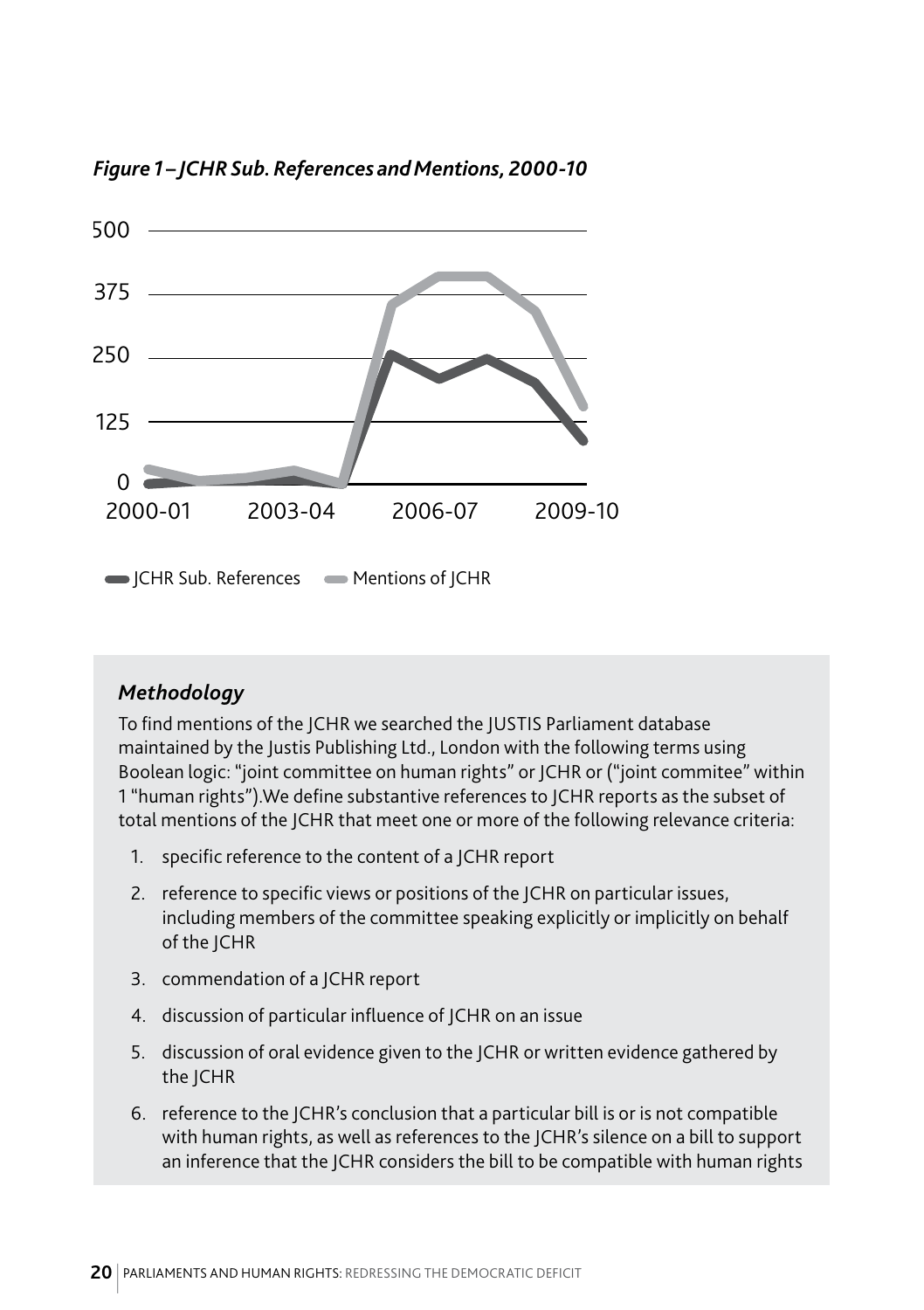*Figure 1 – JCHR Sub. References and Mentions, 2000-10*

*Methodology*

To find mentions of the JCHR we searched the JUSTIS Parliament database maintained by the Justis Publishing Ltd., London with the following terms using Boolean logic: "joint committee on human rights" or JCHR or ("joint commitee" within 1 "human rights").We define substantive references to JCHR reports as the subset of total mentions of the JCHR that meet one or more of the following relevance criteria:

1. specific reference to the content of a JCHR report
2. reference to specific views or positions of the JCHR on particular issues, including members of the committee speaking explicitly or implicitly on behalf of the JCHR
3. commendation of a JCHR report
4. discussion of particular influence of JCHR on an issue
5. discussion of oral evidence given to the JCHR or written evidence gathered by the JCHR
6. reference to the JCHR's conclusion that a particular bill is or is not compatible with human rights, as well as references to the JCHR's silence on a bill to support an inference that the JCHR considers the bill to be compatible with human rights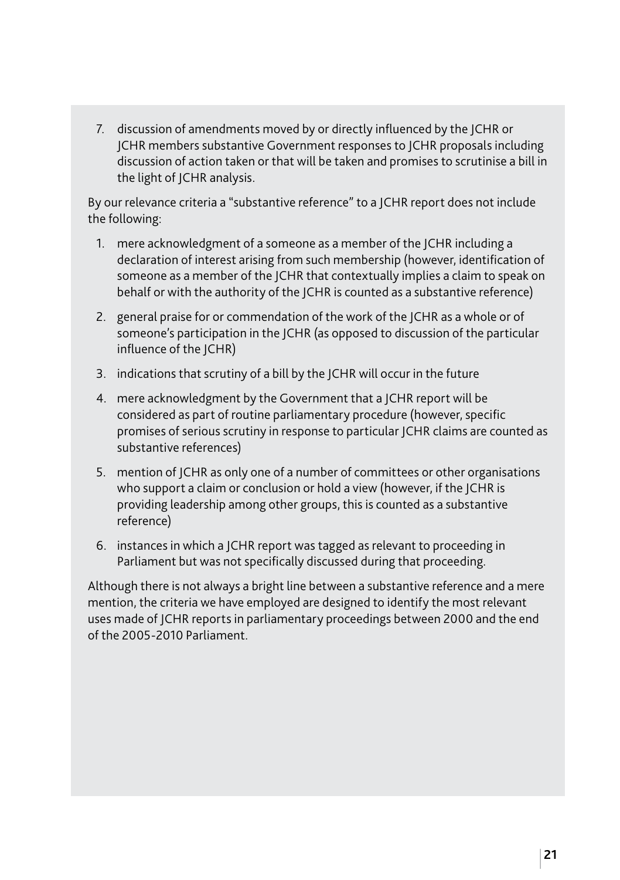7. discussion of amendments moved by or directly influenced by the JCHR or JCHR members substantive Government responses to JCHR proposals including discussion of action taken or that will be taken and promises to scrutinise a bill in the light of JCHR analysis.

By our relevance criteria a "substantive reference" to a JCHR report does not include the following:

1. mere acknowledgment of a someone as a member of the JCHR including a declaration of interest arising from such membership (however, identification of someone as a member of the JCHR that contextually implies a claim to speak on behalf or with the authority of the JCHR is counted as a substantive reference)
2. general praise for or commendation of the work of the JCHR as a whole or of someone's participation in the JCHR (as opposed to discussion of the particular influence of the JCHR)
3. indications that scrutiny of a bill by the JCHR will occur in the future
4. mere acknowledgment by the Government that a JCHR report will be considered as part of routine parliamentary procedure (however, specific promises of serious scrutiny in response to particular JCHR claims are counted as substantive references)
5. mention of JCHR as only one of a number of committees or other organisations who support a claim or conclusion or hold a view (however, if the JCHR is providing leadership among other groups, this is counted as a substantive reference)
6. instances in which a JCHR report was tagged as relevant to proceeding in Parliament but was not specifically discussed during that proceeding.

Although there is not always a bright line between a substantive reference and a mere mention, the criteria we have employed are designed to identify the most relevant uses made of JCHR reports in parliamentary proceedings between 2000 and the end of the 2005-2010 Parliament.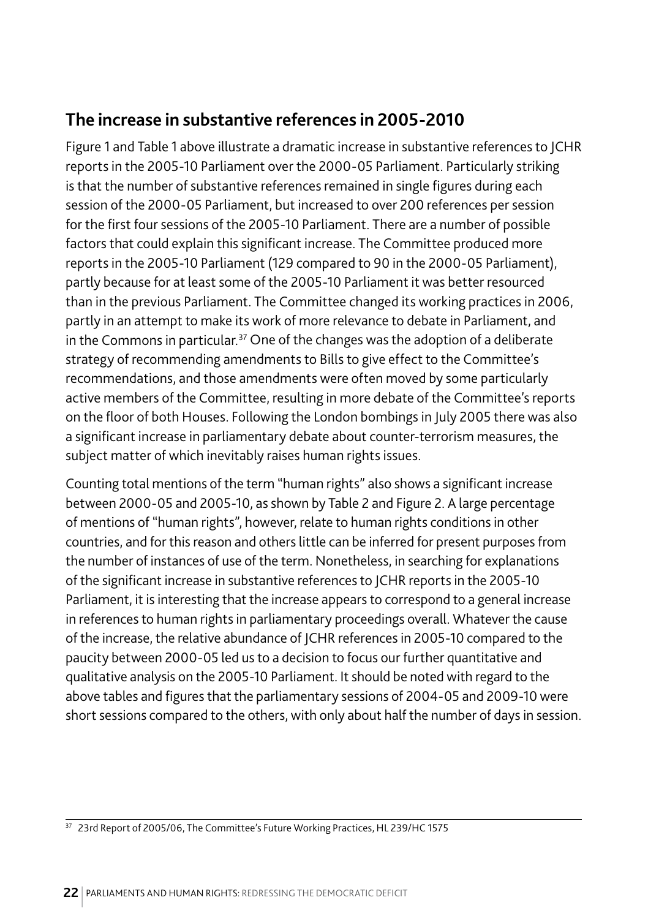## The increase in substantive references in 2005-2010

Figure 1 and Table 1 above illustrate a dramatic increase in substantive references to JCHR reports in the 2005-10 Parliament over the 2000-05 Parliament. Particularly striking is that the number of substantive references remained in single figures during each session of the 2000-05 Parliament, but increased to over 200 references per session for the first four sessions of the 2005-10 Parliament. There are a number of possible factors that could explain this significant increase. The Committee produced more reports in the 2005-10 Parliament (129 compared to 90 in the 2000-05 Parliament), partly because for at least some of the 2005-10 Parliament it was better resourced than in the previous Parliament. The Committee changed its working practices in 2006, partly in an attempt to make its work of more relevance to debate in Parliament, and in the Commons in particular.[37] One of the changes was the adoption of a deliberate strategy of recommending amendments to Bills to give effect to the Committee's recommendations, and those amendments were often moved by some particularly active members of the Committee, resulting in more debate of the Committee's reports on the floor of both Houses. Following the London bombings in July 2005 there was also a significant increase in parliamentary debate about counter-terrorism measures, the subject matter of which inevitably raises human rights issues.

Counting total mentions of the term "human rights" also shows a significant increase between 2000-05 and 2005-10, as shown by Table 2 and Figure 2. A large percentage of mentions of "human rights", however, relate to human rights conditions in other countries, and for this reason and others little can be inferred for present purposes from the number of instances of use of the term. Nonetheless, in searching for explanations of the significant increase in substantive references to JCHR reports in the 2005-10 Parliament, it is interesting that the increase appears to correspond to a general increase in references to human rights in parliamentary proceedings overall. Whatever the cause of the increase, the relative abundance of JCHR references in 2005-10 compared to the paucity between 2000-05 led us to a decision to focus our further quantitative and qualitative analysis on the 2005-10 Parliament. It should be noted with regard to the above tables and figures that the parliamentary sessions of 2004-05 and 2009-10 were short sessions compared to the others, with only about half the number of days in session.

[37] 23rd Report of 2005/06, The Committee's Future Working Practices, HL 239/HC 1575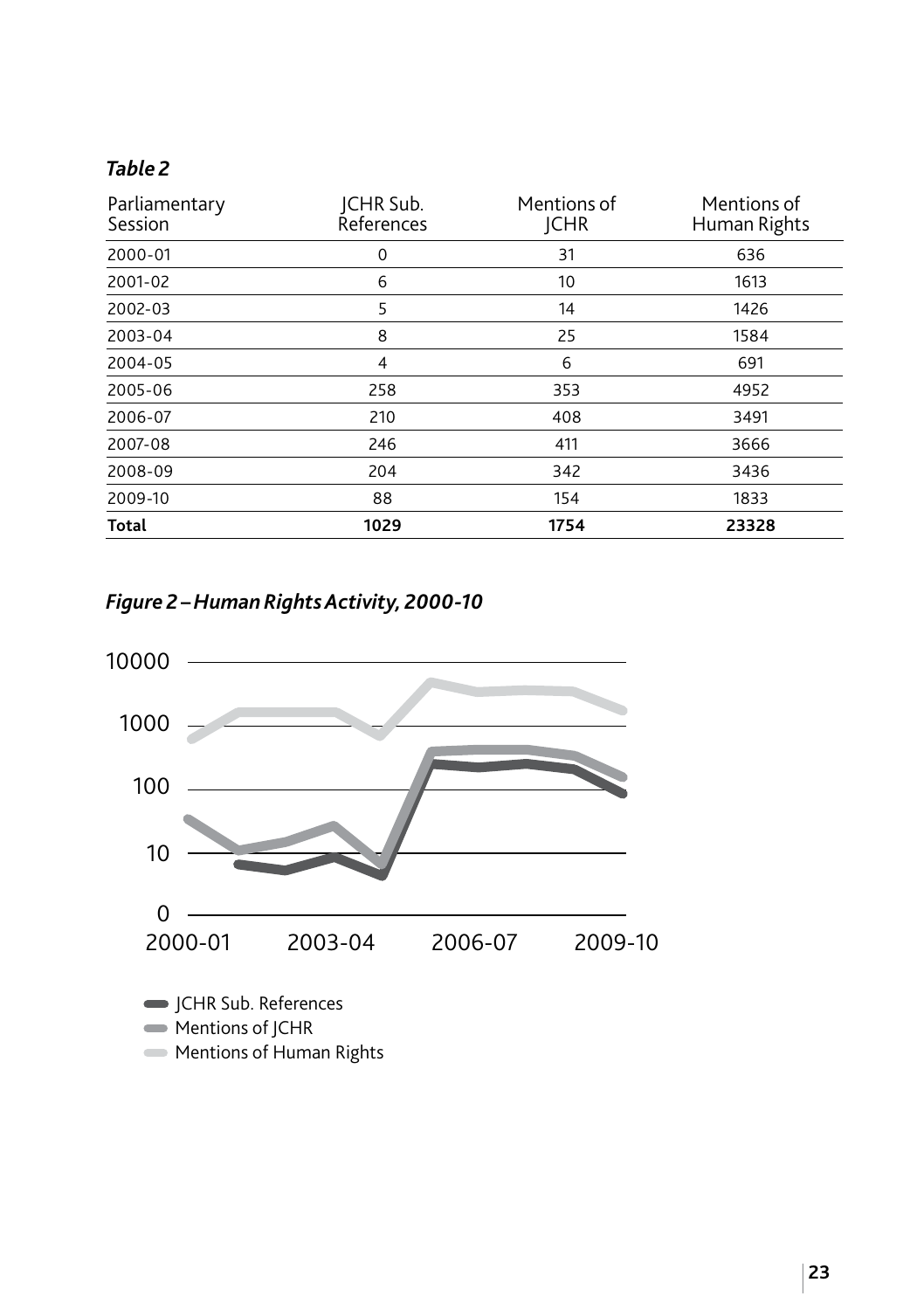*Table 2*

| Parliamentary Session | JCHR Sub. References | Mentions of JCHR | Mentions of Human Rights |
|---|---|---|---|
| 2000-01 | 0 | 31 | 636 |
| 2001-02 | 6 | 10 | 1613 |
| 2002-03 | 5 | 14 | 1426 |
| 2003-04 | 8 | 25 | 1584 |
| 2004-05 | 4 | 6 | 691 |
| 2005-06 | 258 | 353 | 4952 |
| 2006-07 | 210 | 408 | 3491 |
| 2007-08 | 246 | 411 | 3666 |
| 2008-09 | 204 | 342 | 3436 |
| 2009-10 | 88 | 154 | 1833 |
| **Total** | **1029** | **1754** | **23328** |

*Figure 2 – Human Rights Activity, 2000-10*

10000
1000
100
10
0

2000-01 2003-04 2006-07 2009-10

JCHR Sub. References
Mentions of JCHR
Mentions of Human Rights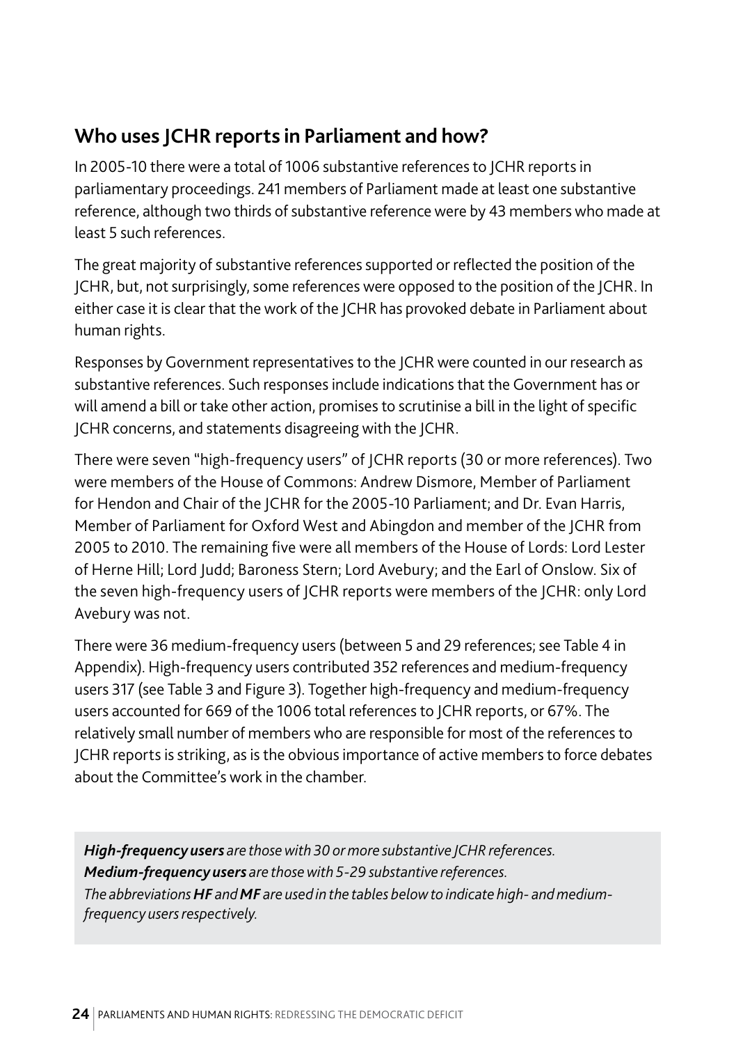## Who uses JCHR reports in Parliament and how?

In 2005-10 there were a total of 1006 substantive references to JCHR reports in parliamentary proceedings. 241 members of Parliament made at least one substantive reference, although two thirds of substantive reference were by 43 members who made at least 5 such references.

The great majority of substantive references supported or reflected the position of the JCHR, but, not surprisingly, some references were opposed to the position of the JCHR. In either case it is clear that the work of the JCHR has provoked debate in Parliament about human rights.

Responses by Government representatives to the JCHR were counted in our research as substantive references. Such responses include indications that the Government has or will amend a bill or take other action, promises to scrutinise a bill in the light of specific JCHR concerns, and statements disagreeing with the JCHR.

There were seven "high-frequency users" of JCHR reports (30 or more references). Two were members of the House of Commons: Andrew Dismore, Member of Parliament for Hendon and Chair of the JCHR for the 2005-10 Parliament; and Dr. Evan Harris, Member of Parliament for Oxford West and Abingdon and member of the JCHR from 2005 to 2010. The remaining five were all members of the House of Lords: Lord Lester of Herne Hill; Lord Judd; Baroness Stern; Lord Avebury; and the Earl of Onslow. Six of the seven high-frequency users of JCHR reports were members of the JCHR: only Lord Avebury was not.

There were 36 medium-frequency users (between 5 and 29 references; see Table 4 in Appendix). High-frequency users contributed 352 references and medium-frequency users 317 (see Table 3 and Figure 3). Together high-frequency and medium-frequency users accounted for 669 of the 1006 total references to JCHR reports, or 67%. The relatively small number of members who are responsible for most of the references to JCHR reports is striking, as is the obvious importance of active members to force debates about the Committee's work in the chamber.

***High-frequency users*** *are those with 30 or more substantive JCHR references.*
***Medium-frequency users*** *are those with 5-29 substantive references.*
*The abbreviations* ***HF*** *and* ***MF*** *are used in the tables below to indicate high- and medium-frequency users respectively.*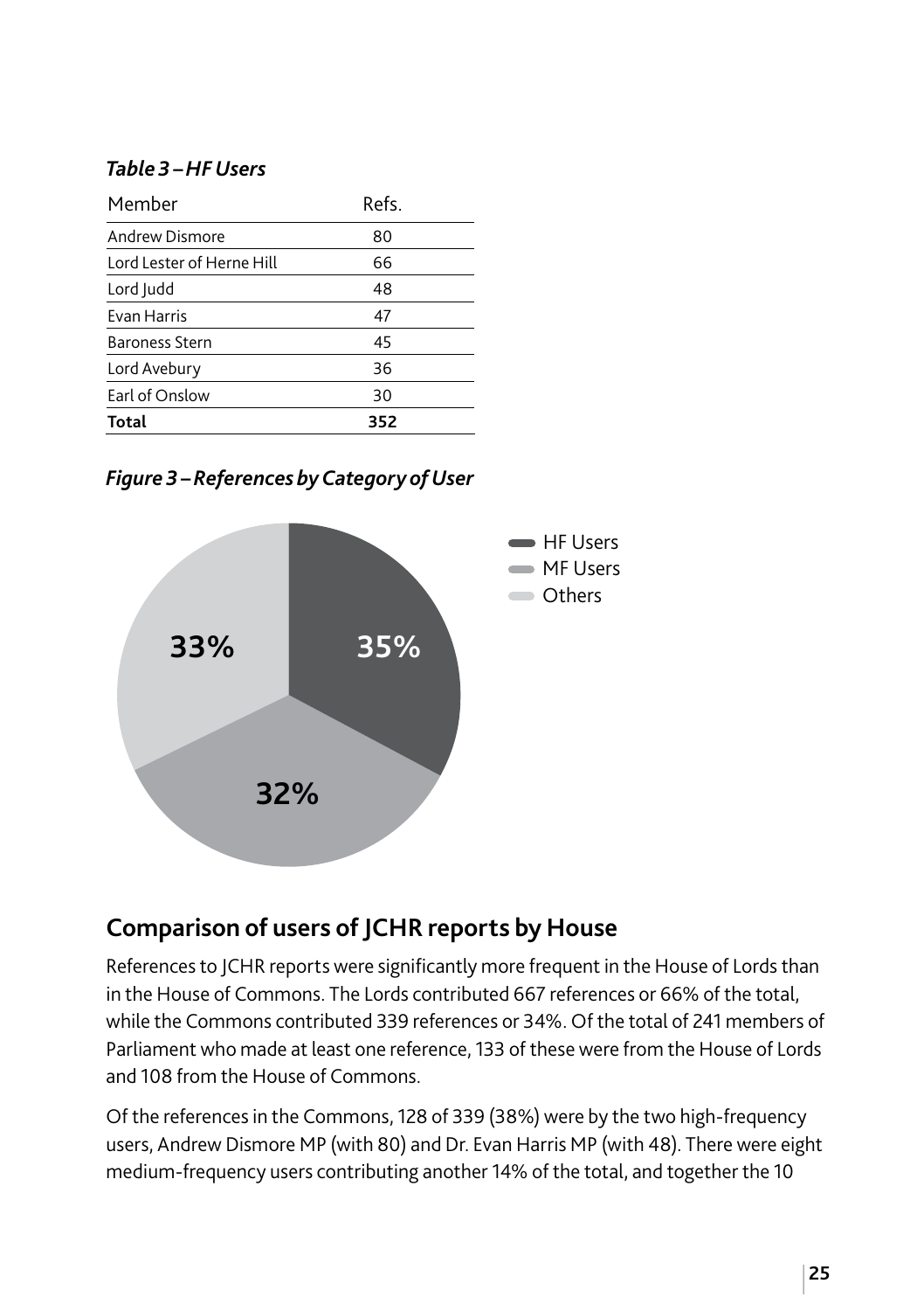*Table 3 – HF Users*

| Member | Refs. |
| --- | --- |
| Andrew Dismore | 80 |
| Lord Lester of Herne Hill | 66 |
| Lord Judd | 48 |
| Evan Harris | 47 |
| Baroness Stern | 45 |
| Lord Avebury | 36 |
| Earl of Onslow | 30 |
| **Total** | **352** |

*Figure 3 – References by Category of User*

HF Users: 35%
MF Users: 32%
Others: 33%

## Comparison of users of JCHR reports by House

References to JCHR reports were significantly more frequent in the House of Lords than in the House of Commons. The Lords contributed 667 references or 66% of the total, while the Commons contributed 339 references or 34%. Of the total of 241 members of Parliament who made at least one reference, 133 of these were from the House of Lords and 108 from the House of Commons.

Of the references in the Commons, 128 of 339 (38%) were by the two high-frequency users, Andrew Dismore MP (with 80) and Dr. Evan Harris MP (with 48). There were eight medium-frequency users contributing another 14% of the total, and together the 10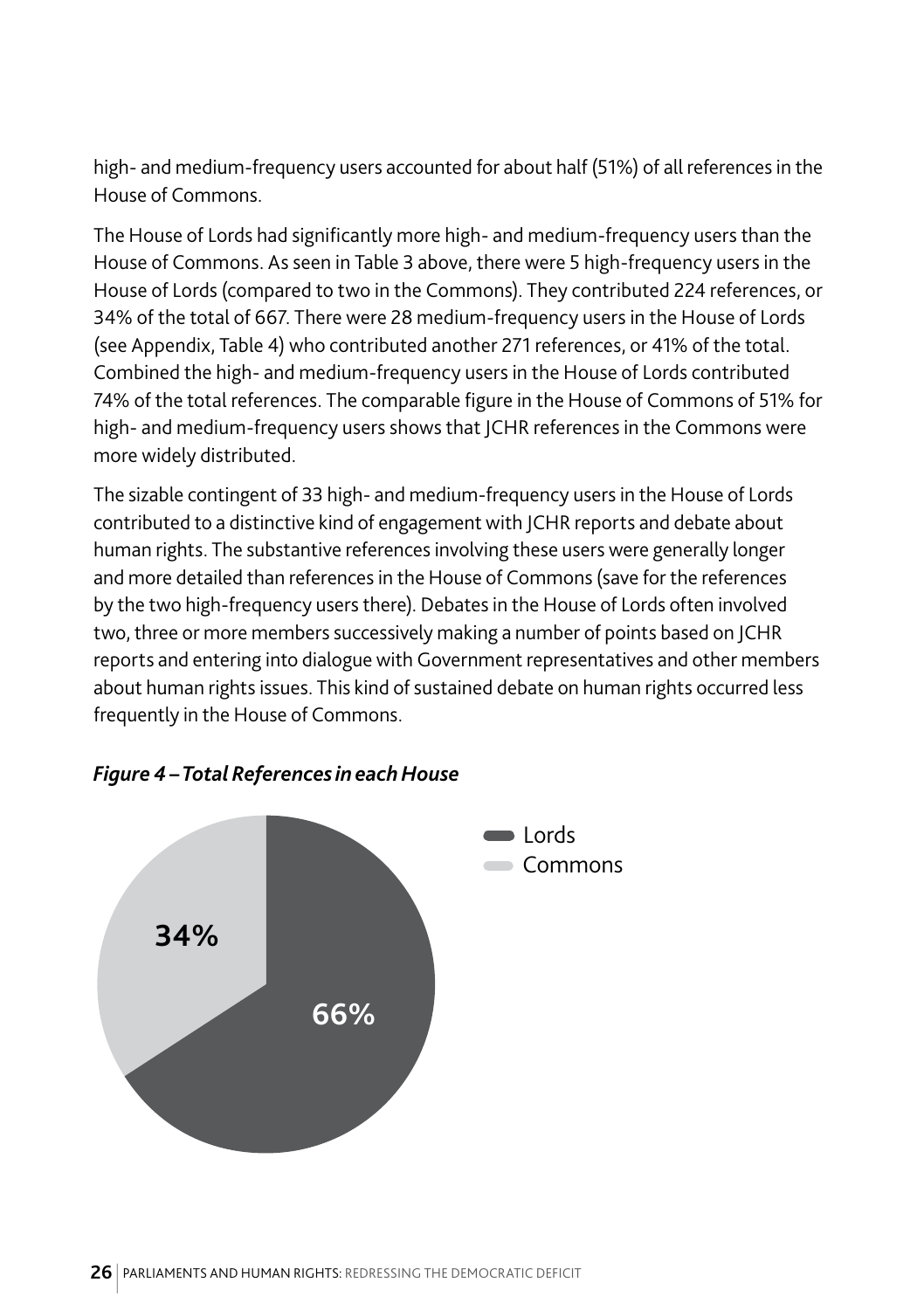high- and medium-frequency users accounted for about half (51%) of all references in the House of Commons.

The House of Lords had significantly more high- and medium-frequency users than the House of Commons. As seen in Table 3 above, there were 5 high-frequency users in the House of Lords (compared to two in the Commons). They contributed 224 references, or 34% of the total of 667. There were 28 medium-frequency users in the House of Lords (see Appendix, Table 4) who contributed another 271 references, or 41% of the total. Combined the high- and medium-frequency users in the House of Lords contributed 74% of the total references. The comparable figure in the House of Commons of 51% for high- and medium-frequency users shows that JCHR references in the Commons were more widely distributed.

The sizable contingent of 33 high- and medium-frequency users in the House of Lords contributed to a distinctive kind of engagement with JCHR reports and debate about human rights. The substantive references involving these users were generally longer and more detailed than references in the House of Commons (save for the references by the two high-frequency users there). Debates in the House of Lords often involved two, three or more members successively making a number of points based on JCHR reports and entering into dialogue with Government representatives and other members about human rights issues. This kind of sustained debate on human rights occurred less frequently in the House of Commons.

***Figure 4 – Total References in each House***

| House | Share |
|---|---|
| Lords | 66% |
| Commons | 34% |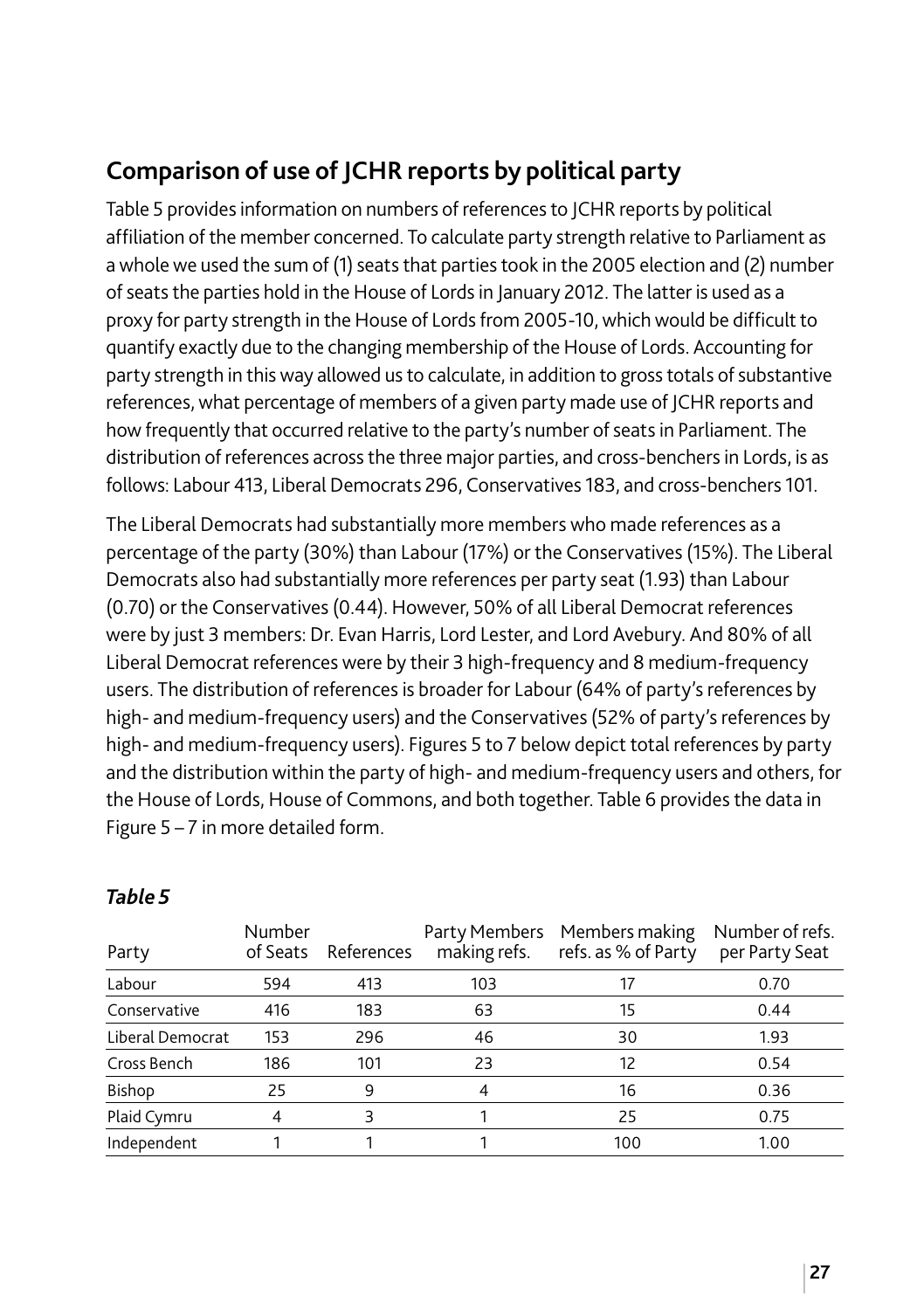## Comparison of use of JCHR reports by political party

Table 5 provides information on numbers of references to JCHR reports by political affiliation of the member concerned. To calculate party strength relative to Parliament as a whole we used the sum of (1) seats that parties took in the 2005 election and (2) number of seats the parties hold in the House of Lords in January 2012. The latter is used as a proxy for party strength in the House of Lords from 2005-10, which would be difficult to quantify exactly due to the changing membership of the House of Lords. Accounting for party strength in this way allowed us to calculate, in addition to gross totals of substantive references, what percentage of members of a given party made use of JCHR reports and how frequently that occurred relative to the party's number of seats in Parliament. The distribution of references across the three major parties, and cross-benchers in Lords, is as follows: Labour 413, Liberal Democrats 296, Conservatives 183, and cross-benchers 101.

The Liberal Democrats had substantially more members who made references as a percentage of the party (30%) than Labour (17%) or the Conservatives (15%). The Liberal Democrats also had substantially more references per party seat (1.93) than Labour (0.70) or the Conservatives (0.44). However, 50% of all Liberal Democrat references were by just 3 members: Dr. Evan Harris, Lord Lester, and Lord Avebury. And 80% of all Liberal Democrat references were by their 3 high-frequency and 8 medium-frequency users. The distribution of references is broader for Labour (64% of party's references by high- and medium-frequency users) and the Conservatives (52% of party's references by high- and medium-frequency users). Figures 5 to 7 below depict total references by party and the distribution within the party of high- and medium-frequency users and others, for the House of Lords, House of Commons, and both together. Table 6 provides the data in Figure 5 – 7 in more detailed form.

### *Table 5*

| Party | Number of Seats | References | Party Members making refs. | Members making refs. as % of Party | Number of refs. per Party Seat |
|---|---|---|---|---|---|
| Labour | 594 | 413 | 103 | 17 | 0.70 |
| Conservative | 416 | 183 | 63 | 15 | 0.44 |
| Liberal Democrat | 153 | 296 | 46 | 30 | 1.93 |
| Cross Bench | 186 | 101 | 23 | 12 | 0.54 |
| Bishop | 25 | 9 | 4 | 16 | 0.36 |
| Plaid Cymru | 4 | 3 | 1 | 25 | 0.75 |
| Independent | 1 | 1 | 1 | 100 | 1.00 |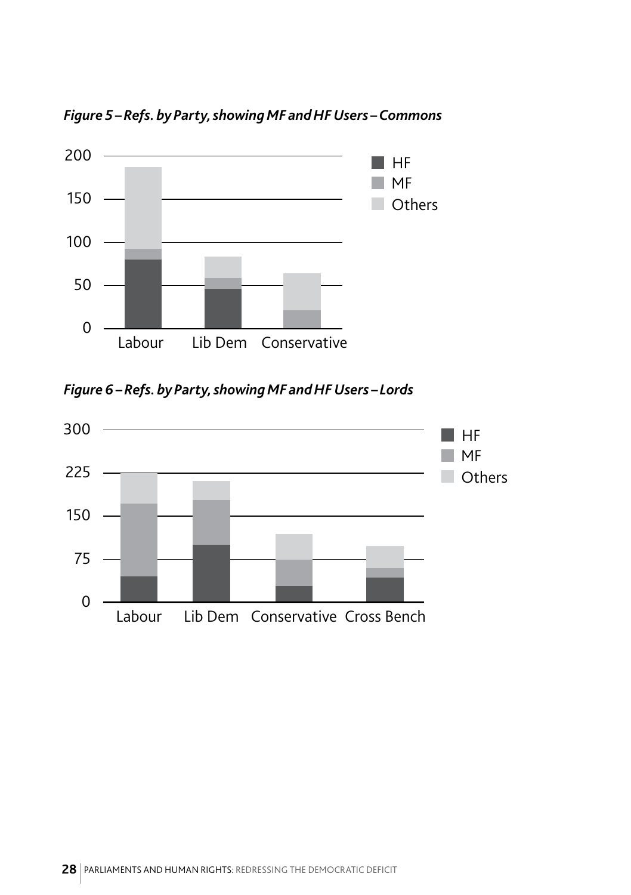*Figure 5 – Refs. by Party, showing MF and HF Users – Commons*

*Figure 6 – Refs. by Party, showing MF and HF Users – Lords*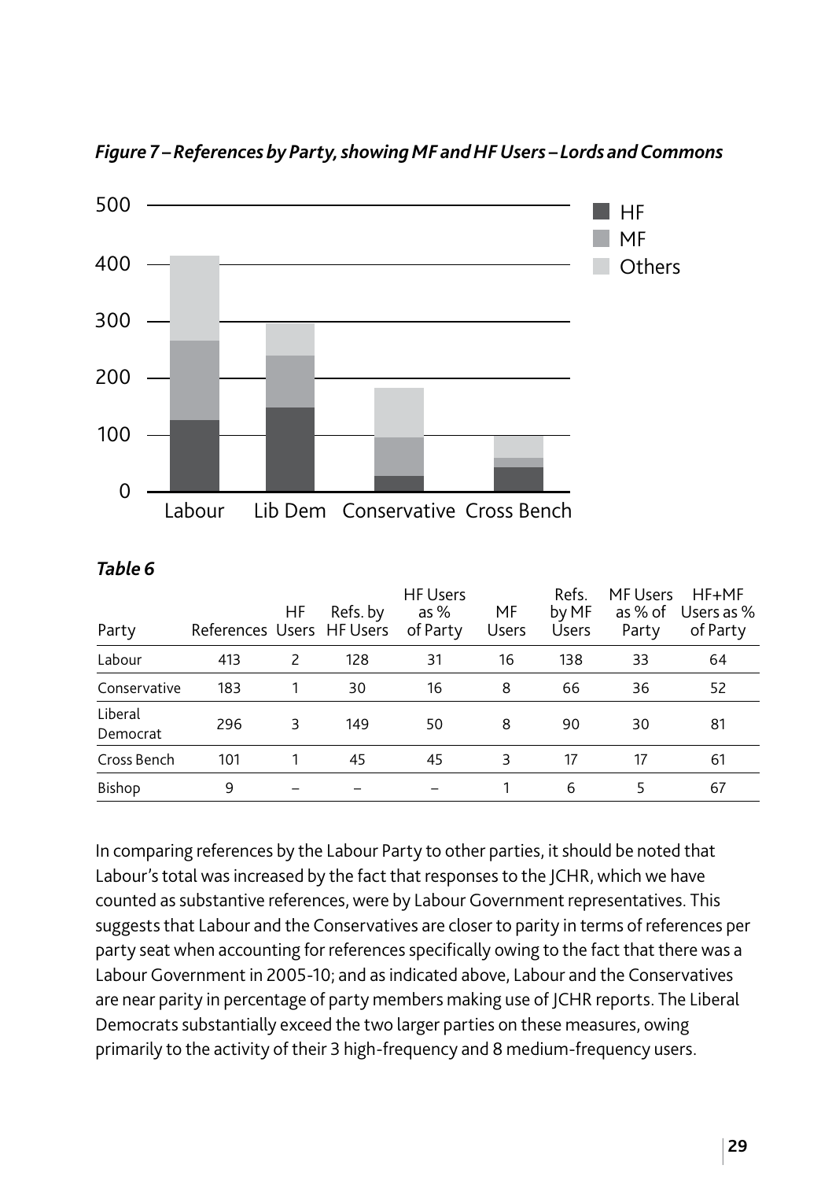*Figure 7 – References by Party, showing MF and HF Users – Lords and Commons*

*Table 6*

| Party | References | HF Users | Refs. by HF Users | HF Users as % of Party | MF Users | Refs. by MF Users | MF Users as % of Party | HF+MF Users as % of Party |
|---|---|---|---|---|---|---|---|---|
| Labour | 413 | 2 | 128 | 31 | 16 | 138 | 33 | 64 |
| Conservative | 183 | 1 | 30 | 16 | 8 | 66 | 36 | 52 |
| Liberal Democrat | 296 | 3 | 149 | 50 | 8 | 90 | 30 | 81 |
| Cross Bench | 101 | 1 | 45 | 45 | 3 | 17 | 17 | 61 |
| Bishop | 9 | – | – | – | 1 | 6 | 5 | 67 |

In comparing references by the Labour Party to other parties, it should be noted that Labour's total was increased by the fact that responses to the JCHR, which we have counted as substantive references, were by Labour Government representatives. This suggests that Labour and the Conservatives are closer to parity in terms of references per party seat when accounting for references specifically owing to the fact that there was a Labour Government in 2005-10; and as indicated above, Labour and the Conservatives are near parity in percentage of party members making use of JCHR reports. The Liberal Democrats substantially exceed the two larger parties on these measures, owing primarily to the activity of their 3 high-frequency and 8 medium-frequency users.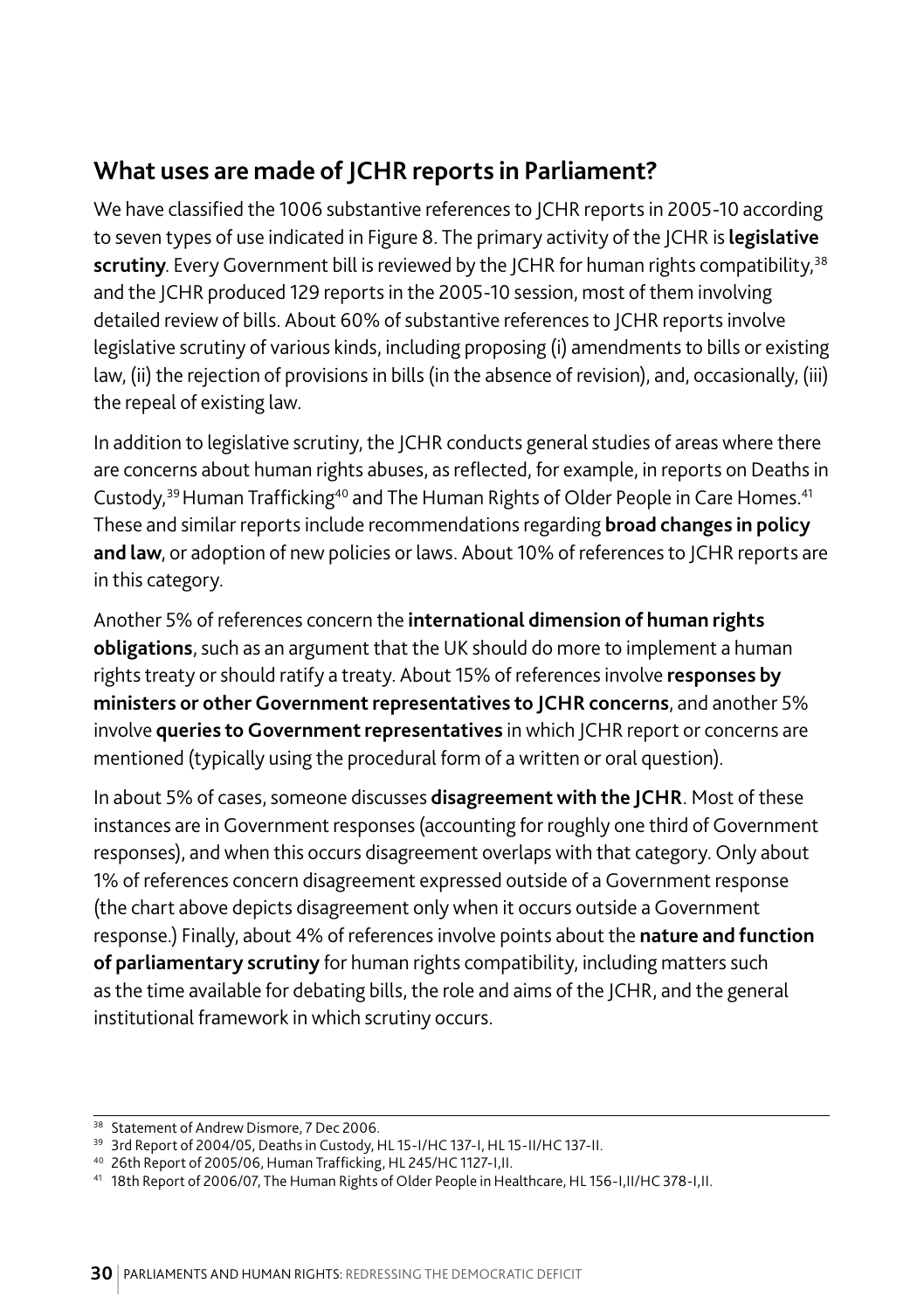## What uses are made of JCHR reports in Parliament?

We have classified the 1006 substantive references to JCHR reports in 2005-10 according to seven types of use indicated in Figure 8. The primary activity of the JCHR is **legislative scrutiny**. Every Government bill is reviewed by the JCHR for human rights compatibility,[38] and the JCHR produced 129 reports in the 2005-10 session, most of them involving detailed review of bills. About 60% of substantive references to JCHR reports involve legislative scrutiny of various kinds, including proposing (i) amendments to bills or existing law, (ii) the rejection of provisions in bills (in the absence of revision), and, occasionally, (iii) the repeal of existing law.

In addition to legislative scrutiny, the JCHR conducts general studies of areas where there are concerns about human rights abuses, as reflected, for example, in reports on Deaths in Custody,[39] Human Trafficking[40] and The Human Rights of Older People in Care Homes.[41] These and similar reports include recommendations regarding **broad changes in policy and law**, or adoption of new policies or laws. About 10% of references to JCHR reports are in this category.

Another 5% of references concern the **international dimension of human rights obligations**, such as an argument that the UK should do more to implement a human rights treaty or should ratify a treaty. About 15% of references involve **responses by ministers or other Government representatives to JCHR concerns**, and another 5% involve **queries to Government representatives** in which JCHR report or concerns are mentioned (typically using the procedural form of a written or oral question).

In about 5% of cases, someone discusses **disagreement with the JCHR**. Most of these instances are in Government responses (accounting for roughly one third of Government responses), and when this occurs disagreement overlaps with that category. Only about 1% of references concern disagreement expressed outside of a Government response (the chart above depicts disagreement only when it occurs outside a Government response.) Finally, about 4% of references involve points about the **nature and function of parliamentary scrutiny** for human rights compatibility, including matters such as the time available for debating bills, the role and aims of the JCHR, and the general institutional framework in which scrutiny occurs.

---

[38] Statement of Andrew Dismore, 7 Dec 2006.

[39] 3rd Report of 2004/05, Deaths in Custody, HL 15-I/HC 137-I, HL 15-II/HC 137-II.

[40] 26th Report of 2005/06, Human Trafficking, HL 245/HC 1127-I,II.

[41] 18th Report of 2006/07, The Human Rights of Older People in Healthcare, HL 156-I,II/HC 378-I,II.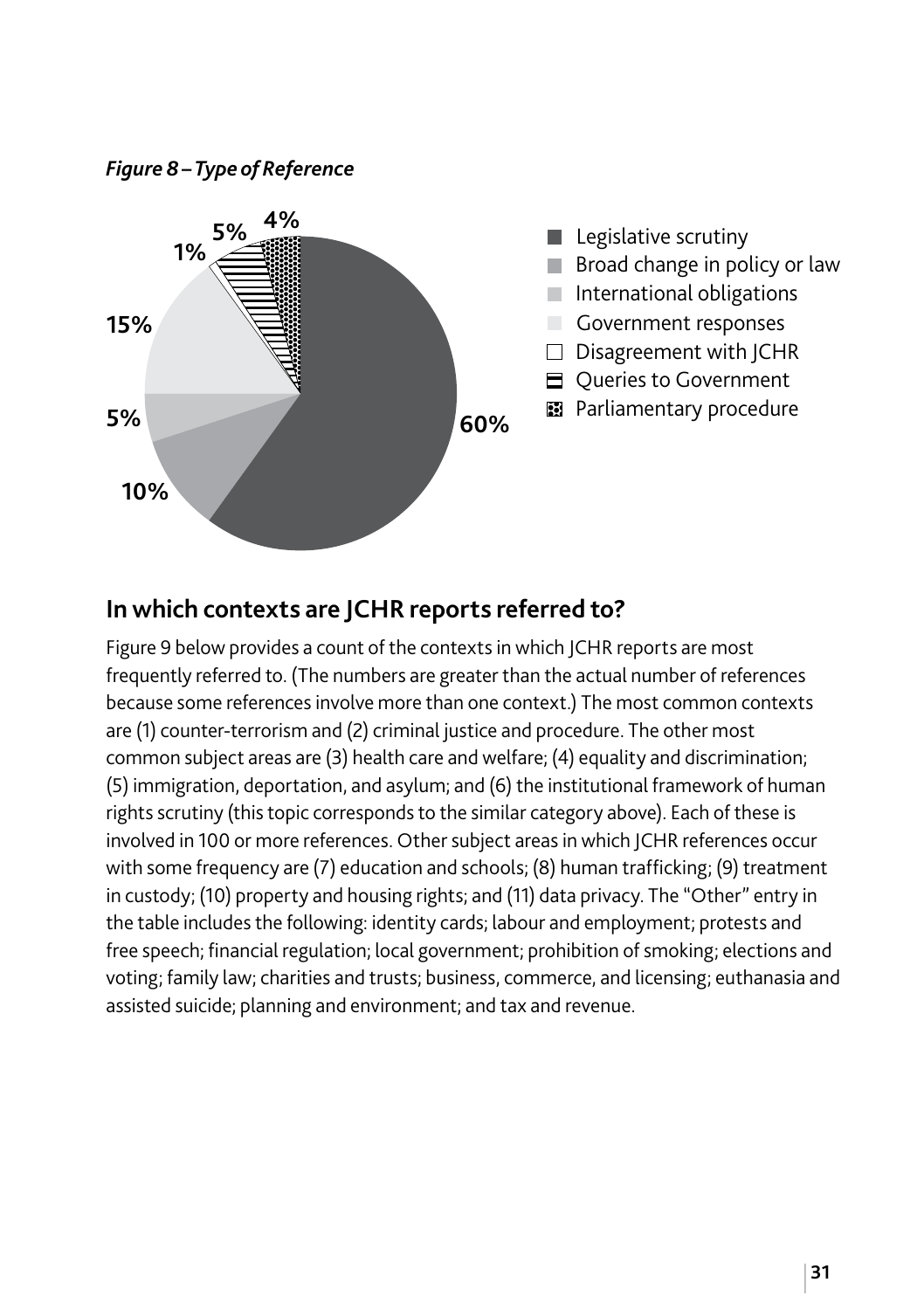*Figure 8 – Type of Reference*

| Type of Reference | Percentage |
|---|---|
| Legislative scrutiny | 60% |
| Broad change in policy or law | 10% |
| International obligations | 5% |
| Government responses | 15% |
| Disagreement with JCHR | 1% |
| Queries to Government | 5% |
| Parliamentary procedure | 4% |

## In which contexts are JCHR reports referred to?

Figure 9 below provides a count of the contexts in which JCHR reports are most frequently referred to. (The numbers are greater than the actual number of references because some references involve more than one context.) The most common contexts are (1) counter-terrorism and (2) criminal justice and procedure. The other most common subject areas are (3) health care and welfare; (4) equality and discrimination; (5) immigration, deportation, and asylum; and (6) the institutional framework of human rights scrutiny (this topic corresponds to the similar category above). Each of these is involved in 100 or more references. Other subject areas in which JCHR references occur with some frequency are (7) education and schools; (8) human trafficking; (9) treatment in custody; (10) property and housing rights; and (11) data privacy. The "Other" entry in the table includes the following: identity cards; labour and employment; protests and free speech; financial regulation; local government; prohibition of smoking; elections and voting; family law; charities and trusts; business, commerce, and licensing; euthanasia and assisted suicide; planning and environment; and tax and revenue.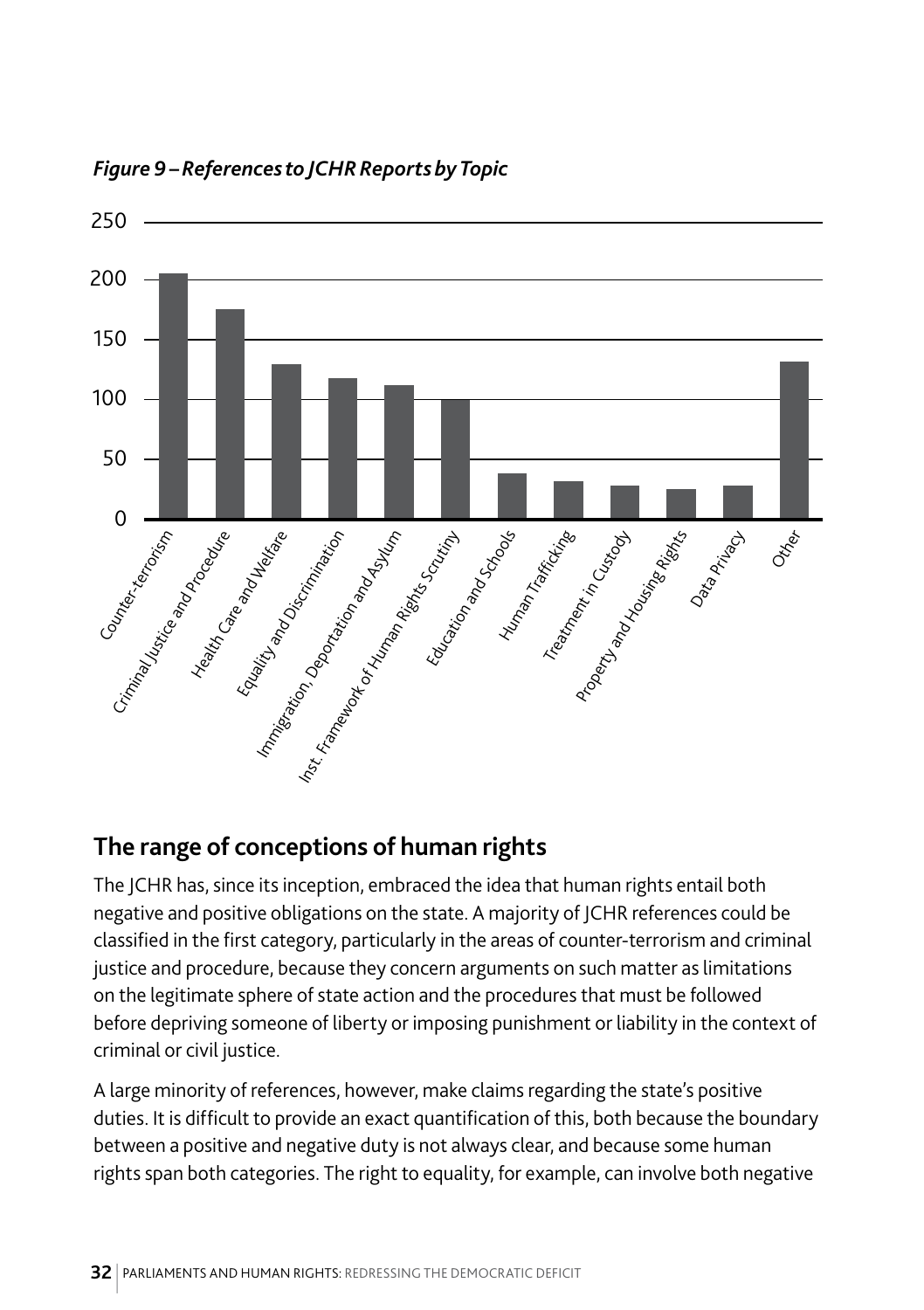*Figure 9 – References to JCHR Reports by Topic*

## The range of conceptions of human rights

The JCHR has, since its inception, embraced the idea that human rights entail both negative and positive obligations on the state. A majority of JCHR references could be classified in the first category, particularly in the areas of counter-terrorism and criminal justice and procedure, because they concern arguments on such matter as limitations on the legitimate sphere of state action and the procedures that must be followed before depriving someone of liberty or imposing punishment or liability in the context of criminal or civil justice.

A large minority of references, however, make claims regarding the state's positive duties. It is difficult to provide an exact quantification of this, both because the boundary between a positive and negative duty is not always clear, and because some human rights span both categories. The right to equality, for example, can involve both negative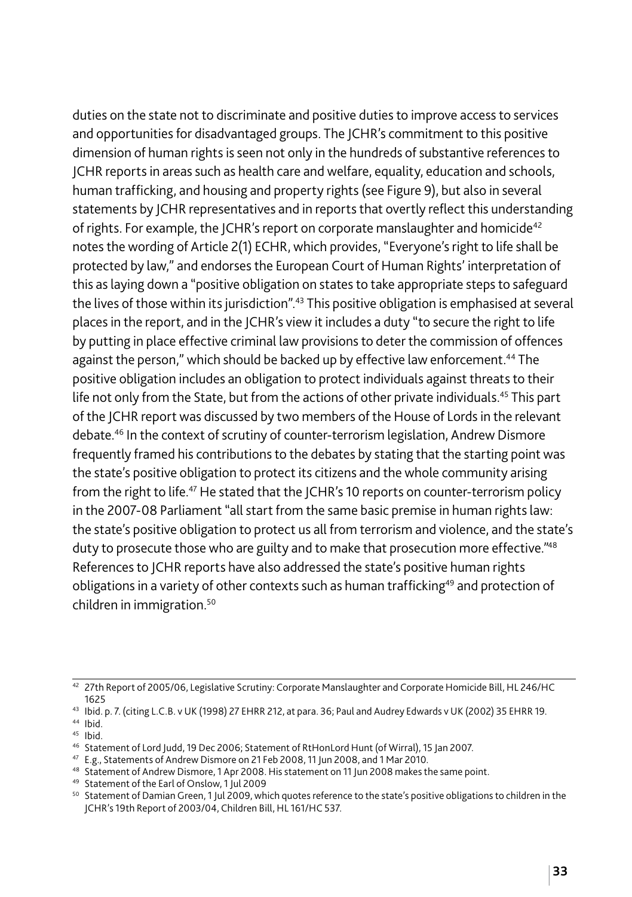duties on the state not to discriminate and positive duties to improve access to services and opportunities for disadvantaged groups. The JCHR's commitment to this positive dimension of human rights is seen not only in the hundreds of substantive references to JCHR reports in areas such as health care and welfare, equality, education and schools, human trafficking, and housing and property rights (see Figure 9), but also in several statements by JCHR representatives and in reports that overtly reflect this understanding of rights. For example, the JCHR's report on corporate manslaughter and homicide[42] notes the wording of Article 2(1) ECHR, which provides, "Everyone's right to life shall be protected by law," and endorses the European Court of Human Rights' interpretation of this as laying down a "positive obligation on states to take appropriate steps to safeguard the lives of those within its jurisdiction".[43] This positive obligation is emphasised at several places in the report, and in the JCHR's view it includes a duty "to secure the right to life by putting in place effective criminal law provisions to deter the commission of offences against the person," which should be backed up by effective law enforcement.[44] The positive obligation includes an obligation to protect individuals against threats to their life not only from the State, but from the actions of other private individuals.[45] This part of the JCHR report was discussed by two members of the House of Lords in the relevant debate.[46] In the context of scrutiny of counter-terrorism legislation, Andrew Dismore frequently framed his contributions to the debates by stating that the starting point was the state's positive obligation to protect its citizens and the whole community arising from the right to life.[47] He stated that the JCHR's 10 reports on counter-terrorism policy in the 2007-08 Parliament "all start from the same basic premise in human rights law: the state's positive obligation to protect us all from terrorism and violence, and the state's duty to prosecute those who are guilty and to make that prosecution more effective."[48] References to JCHR reports have also addressed the state's positive human rights obligations in a variety of other contexts such as human trafficking[49] and protection of children in immigration.[50]

---

[42] 27th Report of 2005/06, Legislative Scrutiny: Corporate Manslaughter and Corporate Homicide Bill, HL 246/HC 1625

[43] Ibid. p. 7. (citing L.C.B. v UK (1998) 27 EHRR 212, at para. 36; Paul and Audrey Edwards v UK (2002) 35 EHRR 19.

[44] Ibid.

[45] Ibid.

[46] Statement of Lord Judd, 19 Dec 2006; Statement of RtHonLord Hunt (of Wirral), 15 Jan 2007.

[47] E.g., Statements of Andrew Dismore on 21 Feb 2008, 11 Jun 2008, and 1 Mar 2010.

[48] Statement of Andrew Dismore, 1 Apr 2008. His statement on 11 Jun 2008 makes the same point.

[49] Statement of the Earl of Onslow, 1 Jul 2009

[50] Statement of Damian Green, 1 Jul 2009, which quotes reference to the state's positive obligations to children in the JCHR's 19th Report of 2003/04, Children Bill, HL 161/HC 537.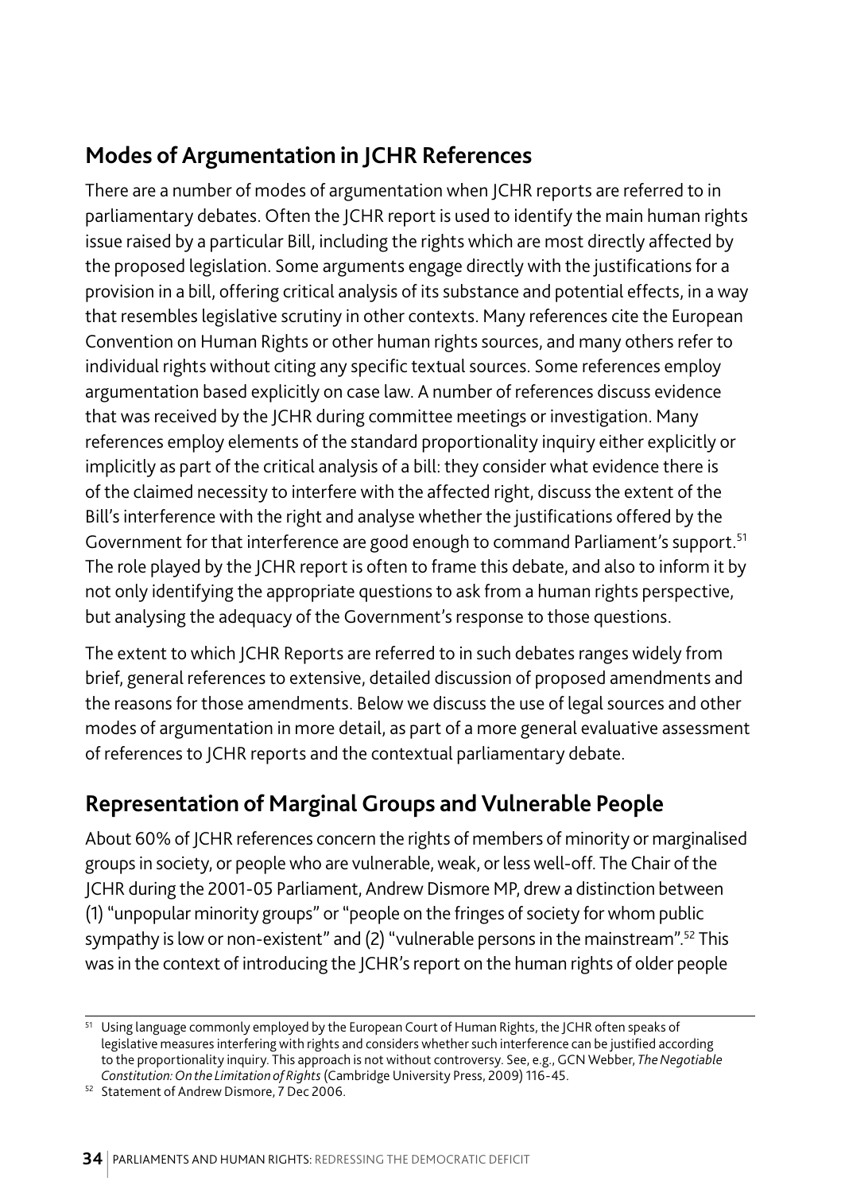## Modes of Argumentation in JCHR References

There are a number of modes of argumentation when JCHR reports are referred to in parliamentary debates. Often the JCHR report is used to identify the main human rights issue raised by a particular Bill, including the rights which are most directly affected by the proposed legislation. Some arguments engage directly with the justifications for a provision in a bill, offering critical analysis of its substance and potential effects, in a way that resembles legislative scrutiny in other contexts. Many references cite the European Convention on Human Rights or other human rights sources, and many others refer to individual rights without citing any specific textual sources. Some references employ argumentation based explicitly on case law. A number of references discuss evidence that was received by the JCHR during committee meetings or investigation. Many references employ elements of the standard proportionality inquiry either explicitly or implicitly as part of the critical analysis of a bill: they consider what evidence there is of the claimed necessity to interfere with the affected right, discuss the extent of the Bill's interference with the right and analyse whether the justifications offered by the Government for that interference are good enough to command Parliament's support.[51] The role played by the JCHR report is often to frame this debate, and also to inform it by not only identifying the appropriate questions to ask from a human rights perspective, but analysing the adequacy of the Government's response to those questions.

The extent to which JCHR Reports are referred to in such debates ranges widely from brief, general references to extensive, detailed discussion of proposed amendments and the reasons for those amendments. Below we discuss the use of legal sources and other modes of argumentation in more detail, as part of a more general evaluative assessment of references to JCHR reports and the contextual parliamentary debate.

## Representation of Marginal Groups and Vulnerable People

About 60% of JCHR references concern the rights of members of minority or marginalised groups in society, or people who are vulnerable, weak, or less well-off. The Chair of the JCHR during the 2001-05 Parliament, Andrew Dismore MP, drew a distinction between (1) "unpopular minority groups" or "people on the fringes of society for whom public sympathy is low or non-existent" and (2) "vulnerable persons in the mainstream".[52] This was in the context of introducing the JCHR's report on the human rights of older people

---

[51] Using language commonly employed by the European Court of Human Rights, the JCHR often speaks of legislative measures interfering with rights and considers whether such interference can be justified according to the proportionality inquiry. This approach is not without controversy. See, e.g., GCN Webber, *The Negotiable Constitution: On the Limitation of Rights* (Cambridge University Press, 2009) 116-45.

[52] Statement of Andrew Dismore, 7 Dec 2006.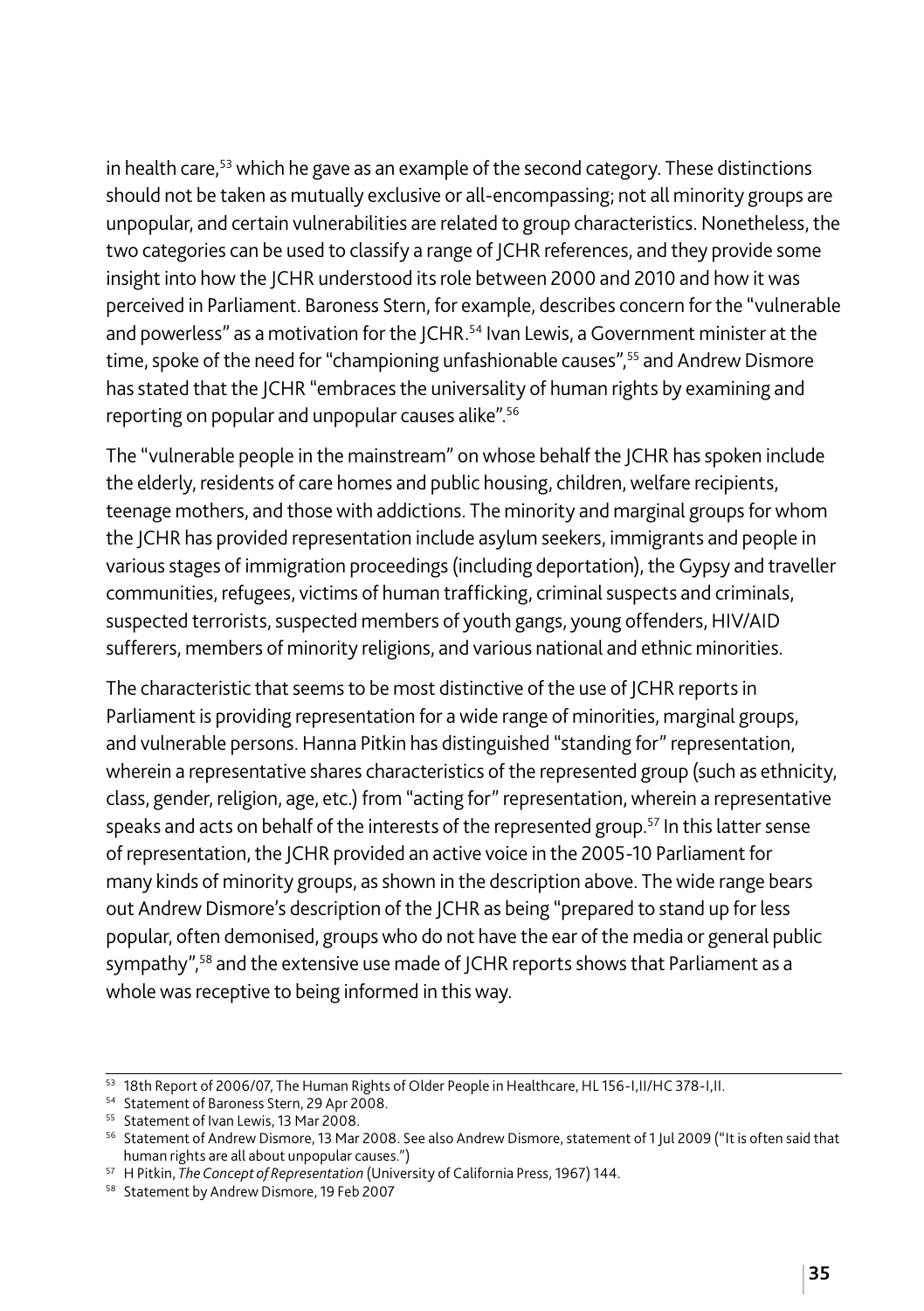in health care,[53] which he gave as an example of the second category. These distinctions should not be taken as mutually exclusive or all-encompassing; not all minority groups are unpopular, and certain vulnerabilities are related to group characteristics. Nonetheless, the two categories can be used to classify a range of JCHR references, and they provide some insight into how the JCHR understood its role between 2000 and 2010 and how it was perceived in Parliament. Baroness Stern, for example, describes concern for the "vulnerable and powerless" as a motivation for the JCHR.[54] Ivan Lewis, a Government minister at the time, spoke of the need for "championing unfashionable causes",[55] and Andrew Dismore has stated that the JCHR "embraces the universality of human rights by examining and reporting on popular and unpopular causes alike".[56]

The "vulnerable people in the mainstream" on whose behalf the JCHR has spoken include the elderly, residents of care homes and public housing, children, welfare recipients, teenage mothers, and those with addictions. The minority and marginal groups for whom the JCHR has provided representation include asylum seekers, immigrants and people in various stages of immigration proceedings (including deportation), the Gypsy and traveller communities, refugees, victims of human trafficking, criminal suspects and criminals, suspected terrorists, suspected members of youth gangs, young offenders, HIV/AID sufferers, members of minority religions, and various national and ethnic minorities.

The characteristic that seems to be most distinctive of the use of JCHR reports in Parliament is providing representation for a wide range of minorities, marginal groups, and vulnerable persons. Hanna Pitkin has distinguished "standing for" representation, wherein a representative shares characteristics of the represented group (such as ethnicity, class, gender, religion, age, etc.) from "acting for" representation, wherein a representative speaks and acts on behalf of the interests of the represented group.[57] In this latter sense of representation, the JCHR provided an active voice in the 2005-10 Parliament for many kinds of minority groups, as shown in the description above. The wide range bears out Andrew Dismore's description of the JCHR as being "prepared to stand up for less popular, often demonised, groups who do not have the ear of the media or general public sympathy",[58] and the extensive use made of JCHR reports shows that Parliament as a whole was receptive to being informed in this way.

---

[53] 18th Report of 2006/07, The Human Rights of Older People in Healthcare, HL 156-I,II/HC 378-I,II.

[54] Statement of Baroness Stern, 29 Apr 2008.

[55] Statement of Ivan Lewis, 13 Mar 2008.

[56] Statement of Andrew Dismore, 13 Mar 2008. See also Andrew Dismore, statement of 1 Jul 2009 ("It is often said that human rights are all about unpopular causes.")

[57] H Pitkin, *The Concept of Representation* (University of California Press, 1967) 144.

[58] Statement by Andrew Dismore, 19 Feb 2007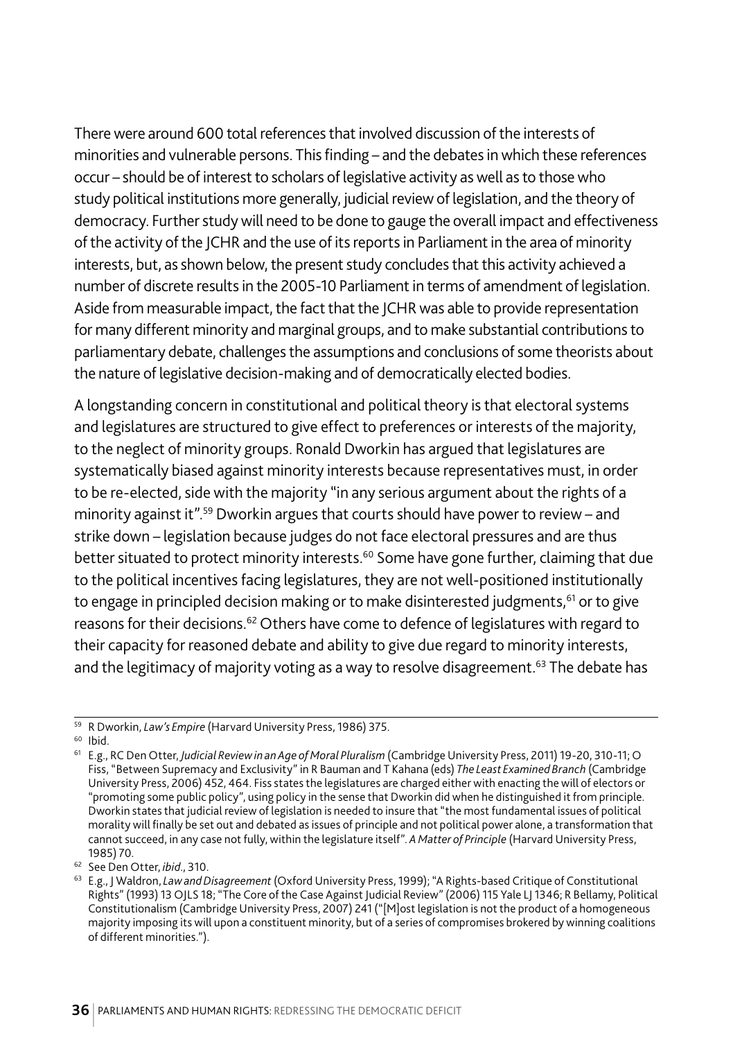There were around 600 total references that involved discussion of the interests of minorities and vulnerable persons. This finding – and the debates in which these references occur – should be of interest to scholars of legislative activity as well as to those who study political institutions more generally, judicial review of legislation, and the theory of democracy. Further study will need to be done to gauge the overall impact and effectiveness of the activity of the JCHR and the use of its reports in Parliament in the area of minority interests, but, as shown below, the present study concludes that this activity achieved a number of discrete results in the 2005-10 Parliament in terms of amendment of legislation. Aside from measurable impact, the fact that the JCHR was able to provide representation for many different minority and marginal groups, and to make substantial contributions to parliamentary debate, challenges the assumptions and conclusions of some theorists about the nature of legislative decision-making and of democratically elected bodies.

A longstanding concern in constitutional and political theory is that electoral systems and legislatures are structured to give effect to preferences or interests of the majority, to the neglect of minority groups. Ronald Dworkin has argued that legislatures are systematically biased against minority interests because representatives must, in order to be re-elected, side with the majority "in any serious argument about the rights of a minority against it".[59] Dworkin argues that courts should have power to review – and strike down – legislation because judges do not face electoral pressures and are thus better situated to protect minority interests.[60] Some have gone further, claiming that due to the political incentives facing legislatures, they are not well-positioned institutionally to engage in principled decision making or to make disinterested judgments,[61] or to give reasons for their decisions.[62] Others have come to defence of legislatures with regard to their capacity for reasoned debate and ability to give due regard to minority interests, and the legitimacy of majority voting as a way to resolve disagreement.[63] The debate has

---

[59] R Dworkin, *Law's Empire* (Harvard University Press, 1986) 375.

[60] Ibid.

[61] E.g., RC Den Otter, *Judicial Review in an Age of Moral Pluralism* (Cambridge University Press, 2011) 19-20, 310-11; O Fiss, "Between Supremacy and Exclusivity" in R Bauman and T Kahana (eds) *The Least Examined Branch* (Cambridge University Press, 2006) 452, 464. Fiss states the legislatures are charged either with enacting the will of electors or "promoting some public policy", using policy in the sense that Dworkin did when he distinguished it from principle. Dworkin states that judicial review of legislation is needed to insure that "the most fundamental issues of political morality will finally be set out and debated as issues of principle and not political power alone, a transformation that cannot succeed, in any case not fully, within the legislature itself". *A Matter of Principle* (Harvard University Press, 1985) 70.

[62] See Den Otter, *ibid*., 310.

[63] E.g., J Waldron, *Law and Disagreement* (Oxford University Press, 1999); "A Rights-based Critique of Constitutional Rights" (1993) 13 OJLS 18; "The Core of the Case Against Judicial Review" (2006) 115 Yale LJ 1346; R Bellamy, Political Constitutionalism (Cambridge University Press, 2007) 241 ("[M]ost legislation is not the product of a homogeneous majority imposing its will upon a constituent minority, but of a series of compromises brokered by winning coalitions of different minorities.").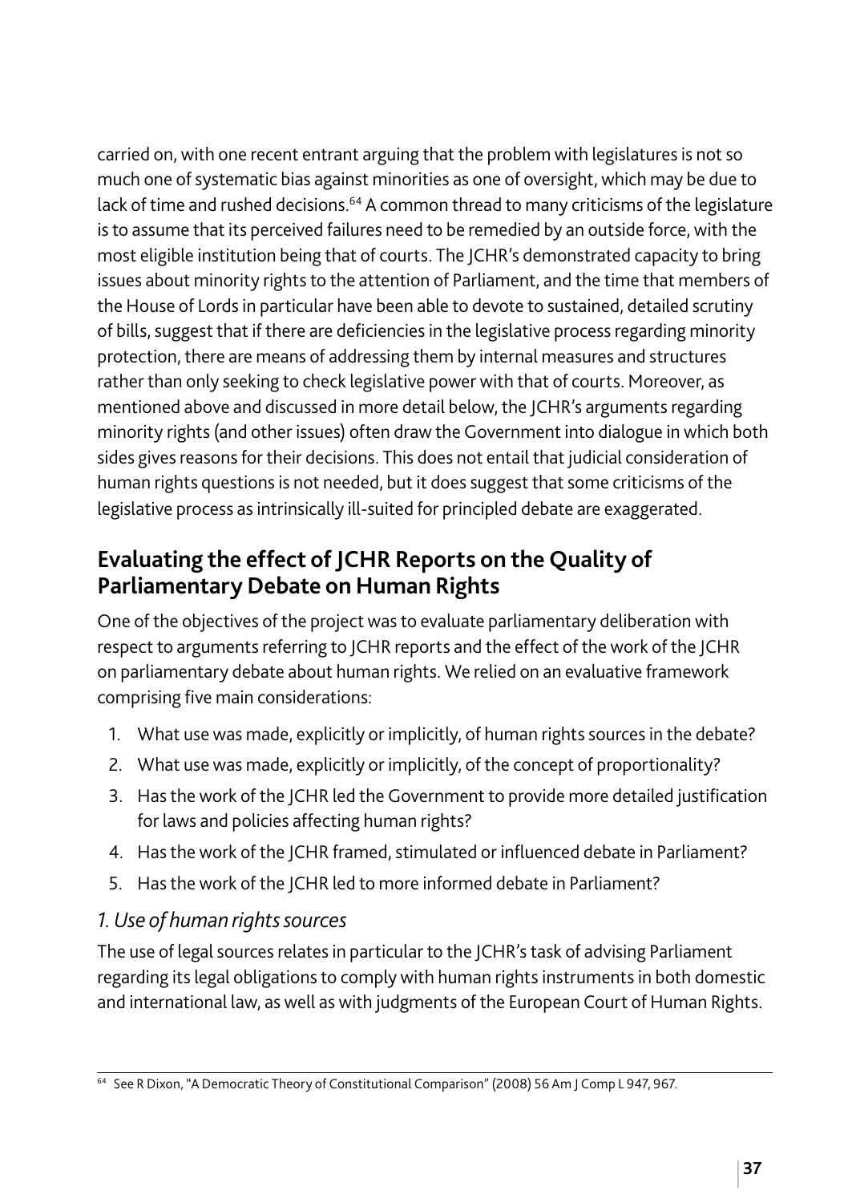carried on, with one recent entrant arguing that the problem with legislatures is not so much one of systematic bias against minorities as one of oversight, which may be due to lack of time and rushed decisions.[64] A common thread to many criticisms of the legislature is to assume that its perceived failures need to be remedied by an outside force, with the most eligible institution being that of courts. The JCHR's demonstrated capacity to bring issues about minority rights to the attention of Parliament, and the time that members of the House of Lords in particular have been able to devote to sustained, detailed scrutiny of bills, suggest that if there are deficiencies in the legislative process regarding minority protection, there are means of addressing them by internal measures and structures rather than only seeking to check legislative power with that of courts. Moreover, as mentioned above and discussed in more detail below, the JCHR's arguments regarding minority rights (and other issues) often draw the Government into dialogue in which both sides gives reasons for their decisions. This does not entail that judicial consideration of human rights questions is not needed, but it does suggest that some criticisms of the legislative process as intrinsically ill-suited for principled debate are exaggerated.

## Evaluating the effect of JCHR Reports on the Quality of Parliamentary Debate on Human Rights

One of the objectives of the project was to evaluate parliamentary deliberation with respect to arguments referring to JCHR reports and the effect of the work of the JCHR on parliamentary debate about human rights. We relied on an evaluative framework comprising five main considerations:

1. What use was made, explicitly or implicitly, of human rights sources in the debate?
2. What use was made, explicitly or implicitly, of the concept of proportionality?
3. Has the work of the JCHR led the Government to provide more detailed justification for laws and policies affecting human rights?
4. Has the work of the JCHR framed, stimulated or influenced debate in Parliament?
5. Has the work of the JCHR led to more informed debate in Parliament?

### *1. Use of human rights sources*

The use of legal sources relates in particular to the JCHR's task of advising Parliament regarding its legal obligations to comply with human rights instruments in both domestic and international law, as well as with judgments of the European Court of Human Rights.

[64] See R Dixon, "A Democratic Theory of Constitutional Comparison" (2008) 56 Am J Comp L 947, 967.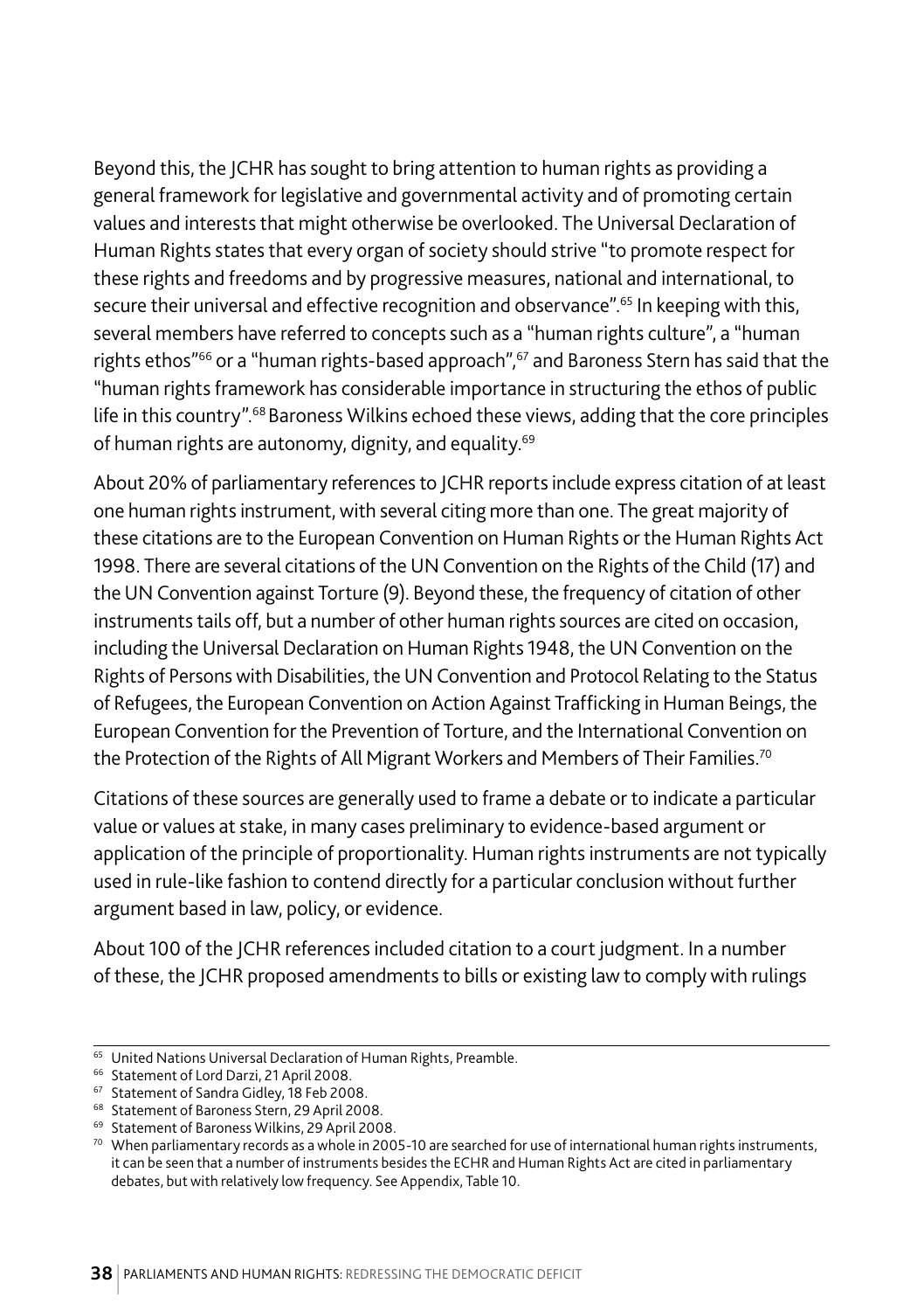Beyond this, the JCHR has sought to bring attention to human rights as providing a general framework for legislative and governmental activity and of promoting certain values and interests that might otherwise be overlooked. The Universal Declaration of Human Rights states that every organ of society should strive "to promote respect for these rights and freedoms and by progressive measures, national and international, to secure their universal and effective recognition and observance".[65] In keeping with this, several members have referred to concepts such as a "human rights culture", a "human rights ethos"[66] or a "human rights-based approach",[67] and Baroness Stern has said that the "human rights framework has considerable importance in structuring the ethos of public life in this country".[68] Baroness Wilkins echoed these views, adding that the core principles of human rights are autonomy, dignity, and equality.[69]

About 20% of parliamentary references to JCHR reports include express citation of at least one human rights instrument, with several citing more than one. The great majority of these citations are to the European Convention on Human Rights or the Human Rights Act 1998. There are several citations of the UN Convention on the Rights of the Child (17) and the UN Convention against Torture (9). Beyond these, the frequency of citation of other instruments tails off, but a number of other human rights sources are cited on occasion, including the Universal Declaration on Human Rights 1948, the UN Convention on the Rights of Persons with Disabilities, the UN Convention and Protocol Relating to the Status of Refugees, the European Convention on Action Against Trafficking in Human Beings, the European Convention for the Prevention of Torture, and the International Convention on the Protection of the Rights of All Migrant Workers and Members of Their Families.[70]

Citations of these sources are generally used to frame a debate or to indicate a particular value or values at stake, in many cases preliminary to evidence-based argument or application of the principle of proportionality. Human rights instruments are not typically used in rule-like fashion to contend directly for a particular conclusion without further argument based in law, policy, or evidence.

About 100 of the JCHR references included citation to a court judgment. In a number of these, the JCHR proposed amendments to bills or existing law to comply with rulings

---

[65] United Nations Universal Declaration of Human Rights, Preamble.

[66] Statement of Lord Darzi, 21 April 2008.

[67] Statement of Sandra Gidley, 18 Feb 2008.

[68] Statement of Baroness Stern, 29 April 2008.

[69] Statement of Baroness Wilkins, 29 April 2008.

[70] When parliamentary records as a whole in 2005-10 are searched for use of international human rights instruments, it can be seen that a number of instruments besides the ECHR and Human Rights Act are cited in parliamentary debates, but with relatively low frequency. See Appendix, Table 10.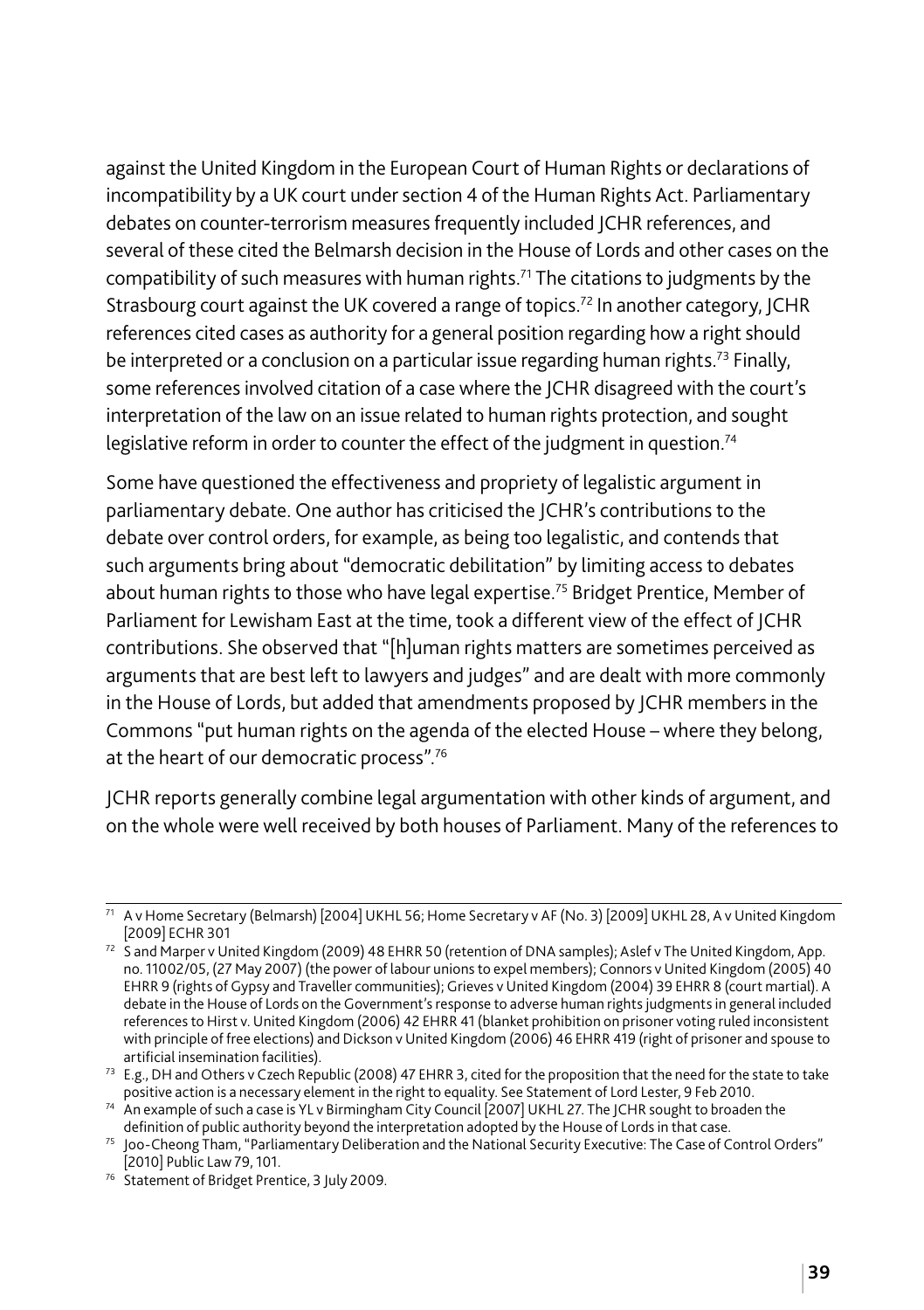against the United Kingdom in the European Court of Human Rights or declarations of incompatibility by a UK court under section 4 of the Human Rights Act. Parliamentary debates on counter-terrorism measures frequently included JCHR references, and several of these cited the Belmarsh decision in the House of Lords and other cases on the compatibility of such measures with human rights.[71] The citations to judgments by the Strasbourg court against the UK covered a range of topics.[72] In another category, JCHR references cited cases as authority for a general position regarding how a right should be interpreted or a conclusion on a particular issue regarding human rights.[73] Finally, some references involved citation of a case where the JCHR disagreed with the court's interpretation of the law on an issue related to human rights protection, and sought legislative reform in order to counter the effect of the judgment in question.[74]

Some have questioned the effectiveness and propriety of legalistic argument in parliamentary debate. One author has criticised the JCHR's contributions to the debate over control orders, for example, as being too legalistic, and contends that such arguments bring about "democratic debilitation" by limiting access to debates about human rights to those who have legal expertise.[75] Bridget Prentice, Member of Parliament for Lewisham East at the time, took a different view of the effect of JCHR contributions. She observed that "[h]uman rights matters are sometimes perceived as arguments that are best left to lawyers and judges" and are dealt with more commonly in the House of Lords, but added that amendments proposed by JCHR members in the Commons "put human rights on the agenda of the elected House – where they belong, at the heart of our democratic process".[76]

JCHR reports generally combine legal argumentation with other kinds of argument, and on the whole were well received by both houses of Parliament. Many of the references to

---

[71] A v Home Secretary (Belmarsh) [2004] UKHL 56; Home Secretary v AF (No. 3) [2009] UKHL 28, A v United Kingdom [2009] ECHR 301

[72] S and Marper v United Kingdom (2009) 48 EHRR 50 (retention of DNA samples); Aslef v The United Kingdom, App. no. 11002/05, (27 May 2007) (the power of labour unions to expel members); Connors v United Kingdom (2005) 40 EHRR 9 (rights of Gypsy and Traveller communities); Grieves v United Kingdom (2004) 39 EHRR 8 (court martial). A debate in the House of Lords on the Government's response to adverse human rights judgments in general included references to Hirst v. United Kingdom (2006) 42 EHRR 41 (blanket prohibition on prisoner voting ruled inconsistent with principle of free elections) and Dickson v United Kingdom (2006) 46 EHRR 419 (right of prisoner and spouse to artificial insemination facilities).

[73] E.g., DH and Others v Czech Republic (2008) 47 EHRR 3, cited for the proposition that the need for the state to take positive action is a necessary element in the right to equality. See Statement of Lord Lester, 9 Feb 2010.

[74] An example of such a case is YL v Birmingham City Council [2007] UKHL 27. The JCHR sought to broaden the definition of public authority beyond the interpretation adopted by the House of Lords in that case.

[75] Joo-Cheong Tham, "Parliamentary Deliberation and the National Security Executive: The Case of Control Orders" [2010] Public Law 79, 101.

[76] Statement of Bridget Prentice, 3 July 2009.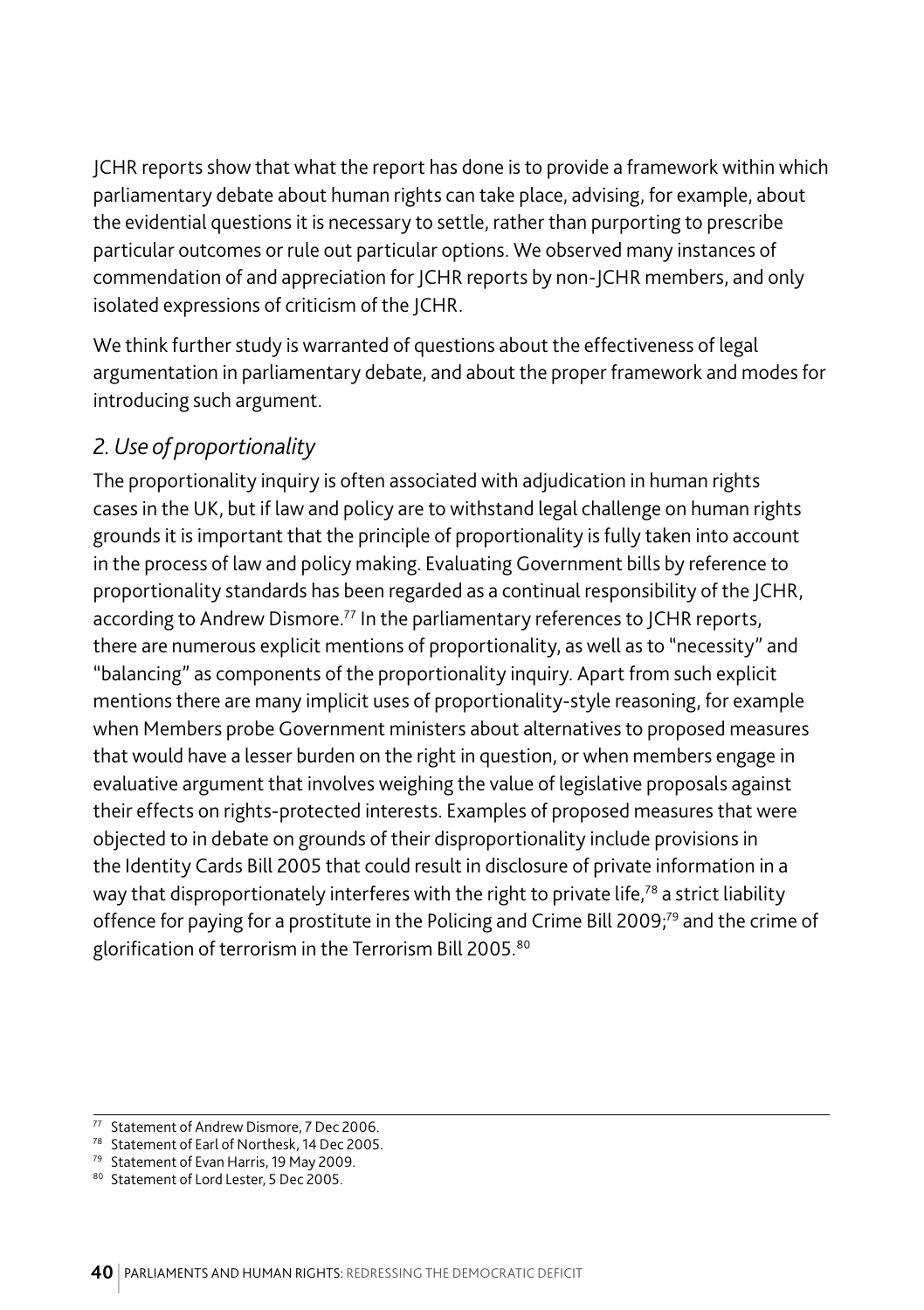JCHR reports show that what the report has done is to provide a framework within which parliamentary debate about human rights can take place, advising, for example, about the evidential questions it is necessary to settle, rather than purporting to prescribe particular outcomes or rule out particular options. We observed many instances of commendation of and appreciation for JCHR reports by non-JCHR members, and only isolated expressions of criticism of the JCHR.

We think further study is warranted of questions about the effectiveness of legal argumentation in parliamentary debate, and about the proper framework and modes for introducing such argument.

### *2. Use of proportionality*

The proportionality inquiry is often associated with adjudication in human rights cases in the UK, but if law and policy are to withstand legal challenge on human rights grounds it is important that the principle of proportionality is fully taken into account in the process of law and policy making. Evaluating Government bills by reference to proportionality standards has been regarded as a continual responsibility of the JCHR, according to Andrew Dismore.[77] In the parliamentary references to JCHR reports, there are numerous explicit mentions of proportionality, as well as to "necessity" and "balancing" as components of the proportionality inquiry. Apart from such explicit mentions there are many implicit uses of proportionality-style reasoning, for example when Members probe Government ministers about alternatives to proposed measures that would have a lesser burden on the right in question, or when members engage in evaluative argument that involves weighing the value of legislative proposals against their effects on rights-protected interests. Examples of proposed measures that were objected to in debate on grounds of their disproportionality include provisions in the Identity Cards Bill 2005 that could result in disclosure of private information in a way that disproportionately interferes with the right to private life,[78] a strict liability offence for paying for a prostitute in the Policing and Crime Bill 2009;[79] and the crime of glorification of terrorism in the Terrorism Bill 2005.[80]

---

[77] Statement of Andrew Dismore, 7 Dec 2006.

[78] Statement of Earl of Northesk, 14 Dec 2005.

[79] Statement of Evan Harris, 19 May 2009.

[80] Statement of Lord Lester, 5 Dec 2005.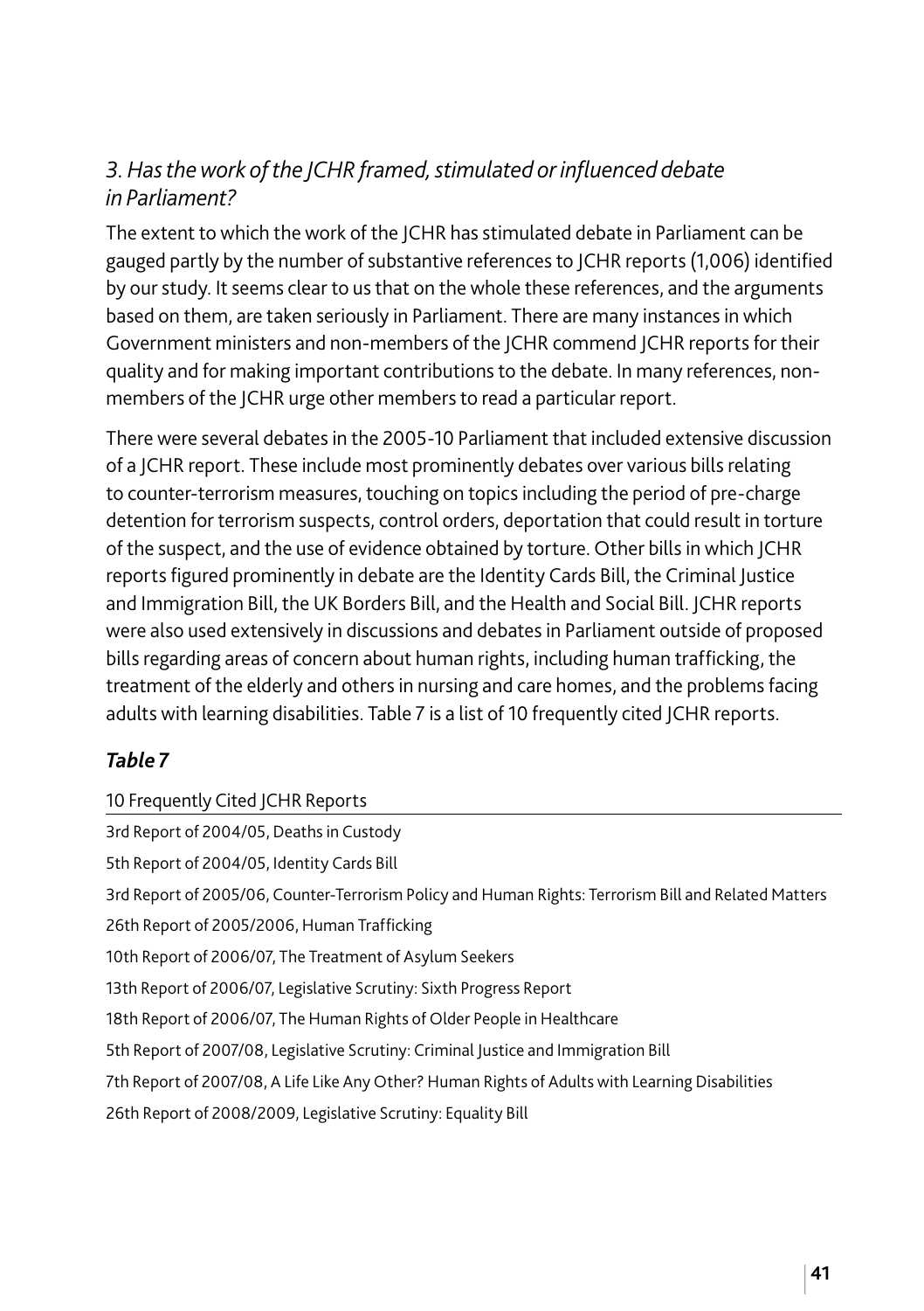### *3. Has the work of the JCHR framed, stimulated or influenced debate in Parliament?*

The extent to which the work of the JCHR has stimulated debate in Parliament can be gauged partly by the number of substantive references to JCHR reports (1,006) identified by our study. It seems clear to us that on the whole these references, and the arguments based on them, are taken seriously in Parliament. There are many instances in which Government ministers and non-members of the JCHR commend JCHR reports for their quality and for making important contributions to the debate. In many references, non-members of the JCHR urge other members to read a particular report.

There were several debates in the 2005-10 Parliament that included extensive discussion of a JCHR report. These include most prominently debates over various bills relating to counter-terrorism measures, touching on topics including the period of pre-charge detention for terrorism suspects, control orders, deportation that could result in torture of the suspect, and the use of evidence obtained by torture. Other bills in which JCHR reports figured prominently in debate are the Identity Cards Bill, the Criminal Justice and Immigration Bill, the UK Borders Bill, and the Health and Social Bill. JCHR reports were also used extensively in discussions and debates in Parliament outside of proposed bills regarding areas of concern about human rights, including human trafficking, the treatment of the elderly and others in nursing and care homes, and the problems facing adults with learning disabilities. Table 7 is a list of 10 frequently cited JCHR reports.

#### ***Table 7***

| 10 Frequently Cited JCHR Reports |
|---|
| 3rd Report of 2004/05, Deaths in Custody |
| 5th Report of 2004/05, Identity Cards Bill |
| 3rd Report of 2005/06, Counter-Terrorism Policy and Human Rights: Terrorism Bill and Related Matters |
| 26th Report of 2005/2006, Human Trafficking |
| 10th Report of 2006/07, The Treatment of Asylum Seekers |
| 13th Report of 2006/07, Legislative Scrutiny: Sixth Progress Report |
| 18th Report of 2006/07, The Human Rights of Older People in Healthcare |
| 5th Report of 2007/08, Legislative Scrutiny: Criminal Justice and Immigration Bill |
| 7th Report of 2007/08, A Life Like Any Other? Human Rights of Adults with Learning Disabilities |
| 26th Report of 2008/2009, Legislative Scrutiny: Equality Bill |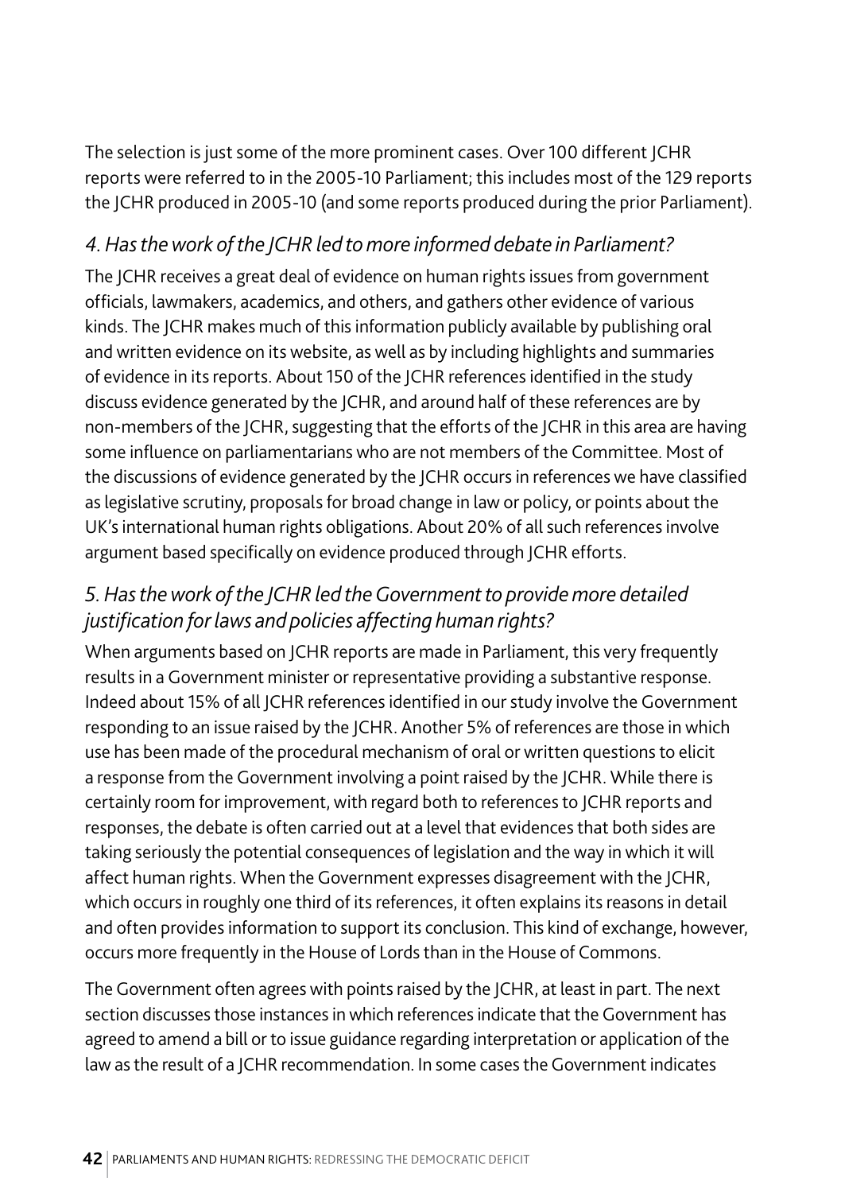The selection is just some of the more prominent cases. Over 100 different JCHR reports were referred to in the 2005-10 Parliament; this includes most of the 129 reports the JCHR produced in 2005-10 (and some reports produced during the prior Parliament).

### *4. Has the work of the JCHR led to more informed debate in Parliament?*

The JCHR receives a great deal of evidence on human rights issues from government officials, lawmakers, academics, and others, and gathers other evidence of various kinds. The JCHR makes much of this information publicly available by publishing oral and written evidence on its website, as well as by including highlights and summaries of evidence in its reports. About 150 of the JCHR references identified in the study discuss evidence generated by the JCHR, and around half of these references are by non-members of the JCHR, suggesting that the efforts of the JCHR in this area are having some influence on parliamentarians who are not members of the Committee. Most of the discussions of evidence generated by the JCHR occurs in references we have classified as legislative scrutiny, proposals for broad change in law or policy, or points about the UK's international human rights obligations. About 20% of all such references involve argument based specifically on evidence produced through JCHR efforts.

### *5. Has the work of the JCHR led the Government to provide more detailed justification for laws and policies affecting human rights?*

When arguments based on JCHR reports are made in Parliament, this very frequently results in a Government minister or representative providing a substantive response. Indeed about 15% of all JCHR references identified in our study involve the Government responding to an issue raised by the JCHR. Another 5% of references are those in which use has been made of the procedural mechanism of oral or written questions to elicit a response from the Government involving a point raised by the JCHR. While there is certainly room for improvement, with regard both to references to JCHR reports and responses, the debate is often carried out at a level that evidences that both sides are taking seriously the potential consequences of legislation and the way in which it will affect human rights. When the Government expresses disagreement with the JCHR, which occurs in roughly one third of its references, it often explains its reasons in detail and often provides information to support its conclusion. This kind of exchange, however, occurs more frequently in the House of Lords than in the House of Commons.

The Government often agrees with points raised by the JCHR, at least in part. The next section discusses those instances in which references indicate that the Government has agreed to amend a bill or to issue guidance regarding interpretation or application of the law as the result of a JCHR recommendation. In some cases the Government indicates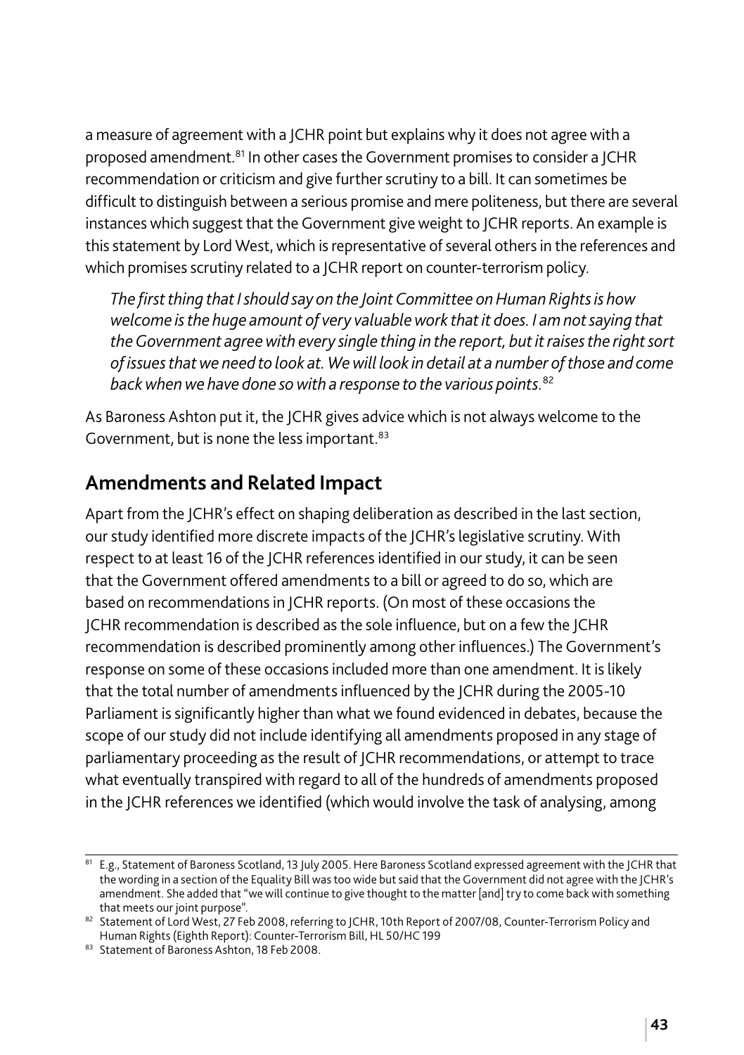a measure of agreement with a JCHR point but explains why it does not agree with a proposed amendment.[81] In other cases the Government promises to consider a JCHR recommendation or criticism and give further scrutiny to a bill. It can sometimes be difficult to distinguish between a serious promise and mere politeness, but there are several instances which suggest that the Government give weight to JCHR reports. An example is this statement by Lord West, which is representative of several others in the references and which promises scrutiny related to a JCHR report on counter-terrorism policy.

> *The first thing that I should say on the Joint Committee on Human Rights is how welcome is the huge amount of very valuable work that it does. I am not saying that the Government agree with every single thing in the report, but it raises the right sort of issues that we need to look at. We will look in detail at a number of those and come back when we have done so with a response to the various points.*[82]

As Baroness Ashton put it, the JCHR gives advice which is not always welcome to the Government, but is none the less important.[83]

## Amendments and Related Impact

Apart from the JCHR's effect on shaping deliberation as described in the last section, our study identified more discrete impacts of the JCHR's legislative scrutiny. With respect to at least 16 of the JCHR references identified in our study, it can be seen that the Government offered amendments to a bill or agreed to do so, which are based on recommendations in JCHR reports. (On most of these occasions the JCHR recommendation is described as the sole influence, but on a few the JCHR recommendation is described prominently among other influences.) The Government's response on some of these occasions included more than one amendment. It is likely that the total number of amendments influenced by the JCHR during the 2005-10 Parliament is significantly higher than what we found evidenced in debates, because the scope of our study did not include identifying all amendments proposed in any stage of parliamentary proceeding as the result of JCHR recommendations, or attempt to trace what eventually transpired with regard to all of the hundreds of amendments proposed in the JCHR references we identified (which would involve the task of analysing, among

---

[81] E.g., Statement of Baroness Scotland, 13 July 2005. Here Baroness Scotland expressed agreement with the JCHR that the wording in a section of the Equality Bill was too wide but said that the Government did not agree with the JCHR's amendment. She added that "we will continue to give thought to the matter [and] try to come back with something that meets our joint purpose".

[82] Statement of Lord West, 27 Feb 2008, referring to JCHR, 10th Report of 2007/08, Counter-Terrorism Policy and Human Rights (Eighth Report): Counter-Terrorism Bill, HL 50/HC 199

[83] Statement of Baroness Ashton, 18 Feb 2008.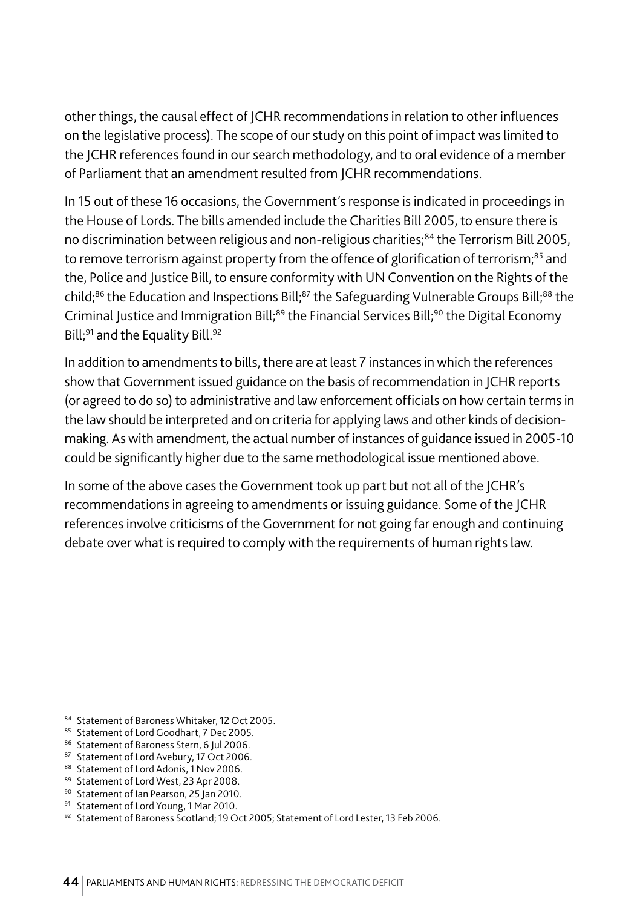other things, the causal effect of JCHR recommendations in relation to other influences on the legislative process). The scope of our study on this point of impact was limited to the JCHR references found in our search methodology, and to oral evidence of a member of Parliament that an amendment resulted from JCHR recommendations.

In 15 out of these 16 occasions, the Government's response is indicated in proceedings in the House of Lords. The bills amended include the Charities Bill 2005, to ensure there is no discrimination between religious and non-religious charities;[84] the Terrorism Bill 2005, to remove terrorism against property from the offence of glorification of terrorism;[85] and the, Police and Justice Bill, to ensure conformity with UN Convention on the Rights of the child;[86] the Education and Inspections Bill;[87] the Safeguarding Vulnerable Groups Bill;[88] the Criminal Justice and Immigration Bill;[89] the Financial Services Bill;[90] the Digital Economy Bill;[91] and the Equality Bill.[92]

In addition to amendments to bills, there are at least 7 instances in which the references show that Government issued guidance on the basis of recommendation in JCHR reports (or agreed to do so) to administrative and law enforcement officials on how certain terms in the law should be interpreted and on criteria for applying laws and other kinds of decision-making. As with amendment, the actual number of instances of guidance issued in 2005-10 could be significantly higher due to the same methodological issue mentioned above.

In some of the above cases the Government took up part but not all of the JCHR's recommendations in agreeing to amendments or issuing guidance. Some of the JCHR references involve criticisms of the Government for not going far enough and continuing debate over what is required to comply with the requirements of human rights law.

---

[84] Statement of Baroness Whitaker, 12 Oct 2005.

[85] Statement of Lord Goodhart, 7 Dec 2005.

[86] Statement of Baroness Stern, 6 Jul 2006.

[87] Statement of Lord Avebury, 17 Oct 2006.

[88] Statement of Lord Adonis, 1 Nov 2006.

[89] Statement of Lord West, 23 Apr 2008.

[90] Statement of Ian Pearson, 25 Jan 2010.

[91] Statement of Lord Young, 1 Mar 2010.

[92] Statement of Baroness Scotland; 19 Oct 2005; Statement of Lord Lester, 13 Feb 2006.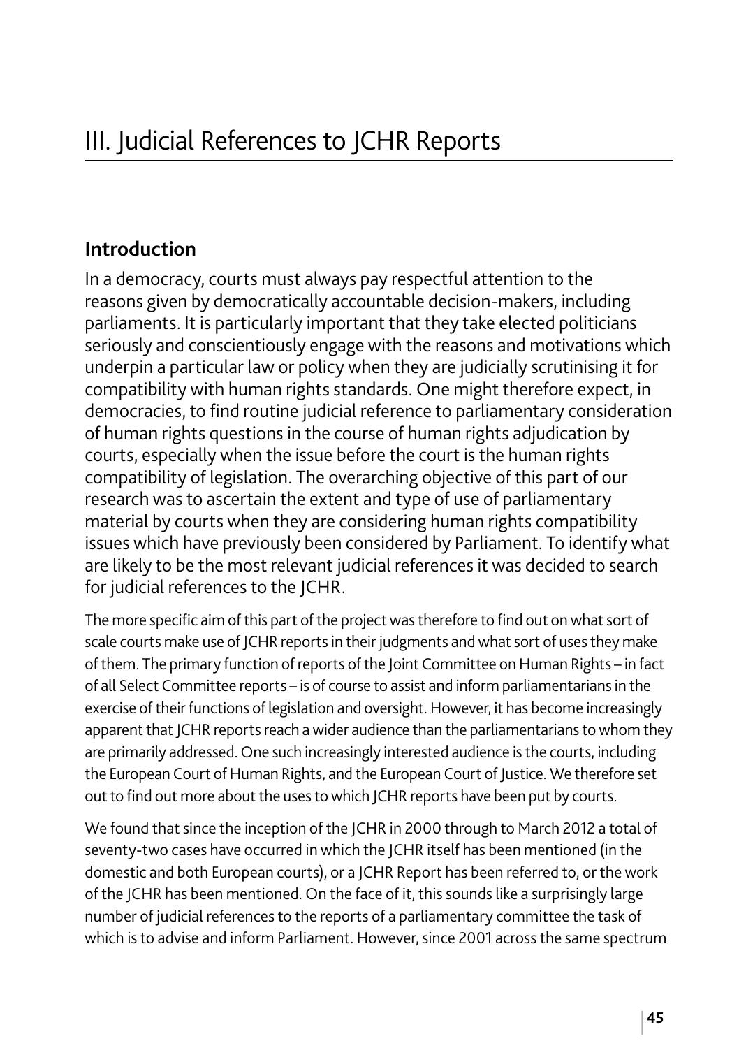# III. Judicial References to JCHR Reports

## Introduction

In a democracy, courts must always pay respectful attention to the reasons given by democratically accountable decision-makers, including parliaments. It is particularly important that they take elected politicians seriously and conscientiously engage with the reasons and motivations which underpin a particular law or policy when they are judicially scrutinising it for compatibility with human rights standards. One might therefore expect, in democracies, to find routine judicial reference to parliamentary consideration of human rights questions in the course of human rights adjudication by courts, especially when the issue before the court is the human rights compatibility of legislation. The overarching objective of this part of our research was to ascertain the extent and type of use of parliamentary material by courts when they are considering human rights compatibility issues which have previously been considered by Parliament. To identify what are likely to be the most relevant judicial references it was decided to search for judicial references to the JCHR.

The more specific aim of this part of the project was therefore to find out on what sort of scale courts make use of JCHR reports in their judgments and what sort of uses they make of them. The primary function of reports of the Joint Committee on Human Rights – in fact of all Select Committee reports – is of course to assist and inform parliamentarians in the exercise of their functions of legislation and oversight. However, it has become increasingly apparent that JCHR reports reach a wider audience than the parliamentarians to whom they are primarily addressed. One such increasingly interested audience is the courts, including the European Court of Human Rights, and the European Court of Justice. We therefore set out to find out more about the uses to which JCHR reports have been put by courts.

We found that since the inception of the JCHR in 2000 through to March 2012 a total of seventy-two cases have occurred in which the JCHR itself has been mentioned (in the domestic and both European courts), or a JCHR Report has been referred to, or the work of the JCHR has been mentioned. On the face of it, this sounds like a surprisingly large number of judicial references to the reports of a parliamentary committee the task of which is to advise and inform Parliament. However, since 2001 across the same spectrum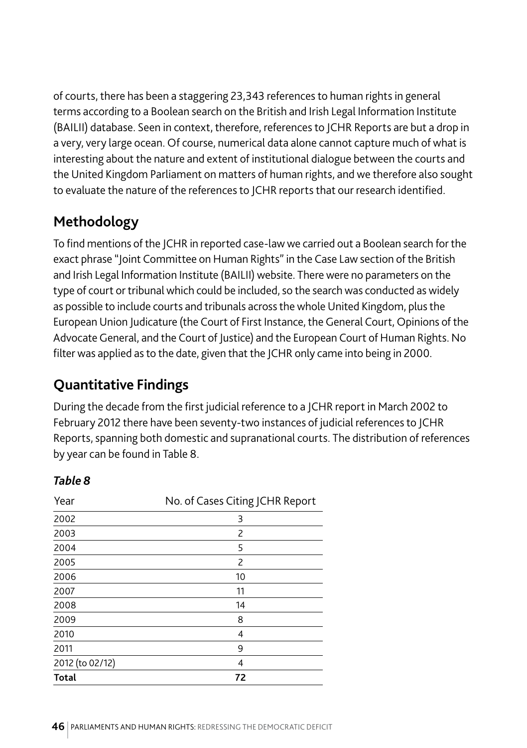of courts, there has been a staggering 23,343 references to human rights in general terms according to a Boolean search on the British and Irish Legal Information Institute (BAILII) database. Seen in context, therefore, references to JCHR Reports are but a drop in a very, very large ocean. Of course, numerical data alone cannot capture much of what is interesting about the nature and extent of institutional dialogue between the courts and the United Kingdom Parliament on matters of human rights, and we therefore also sought to evaluate the nature of the references to JCHR reports that our research identified.

## Methodology

To find mentions of the JCHR in reported case-law we carried out a Boolean search for the exact phrase "Joint Committee on Human Rights" in the Case Law section of the British and Irish Legal Information Institute (BAILII) website. There were no parameters on the type of court or tribunal which could be included, so the search was conducted as widely as possible to include courts and tribunals across the whole United Kingdom, plus the European Union Judicature (the Court of First Instance, the General Court, Opinions of the Advocate General, and the Court of Justice) and the European Court of Human Rights. No filter was applied as to the date, given that the JCHR only came into being in 2000.

## Quantitative Findings

During the decade from the first judicial reference to a JCHR report in March 2002 to February 2012 there have been seventy-two instances of judicial references to JCHR Reports, spanning both domestic and supranational courts. The distribution of references by year can be found in Table 8.

***Table 8***

| Year | No. of Cases Citing JCHR Report |
|---|---|
| 2002 | 3 |
| 2003 | 2 |
| 2004 | 5 |
| 2005 | 2 |
| 2006 | 10 |
| 2007 | 11 |
| 2008 | 14 |
| 2009 | 8 |
| 2010 | 4 |
| 2011 | 9 |
| 2012 (to 02/12) | 4 |
| **Total** | **72** |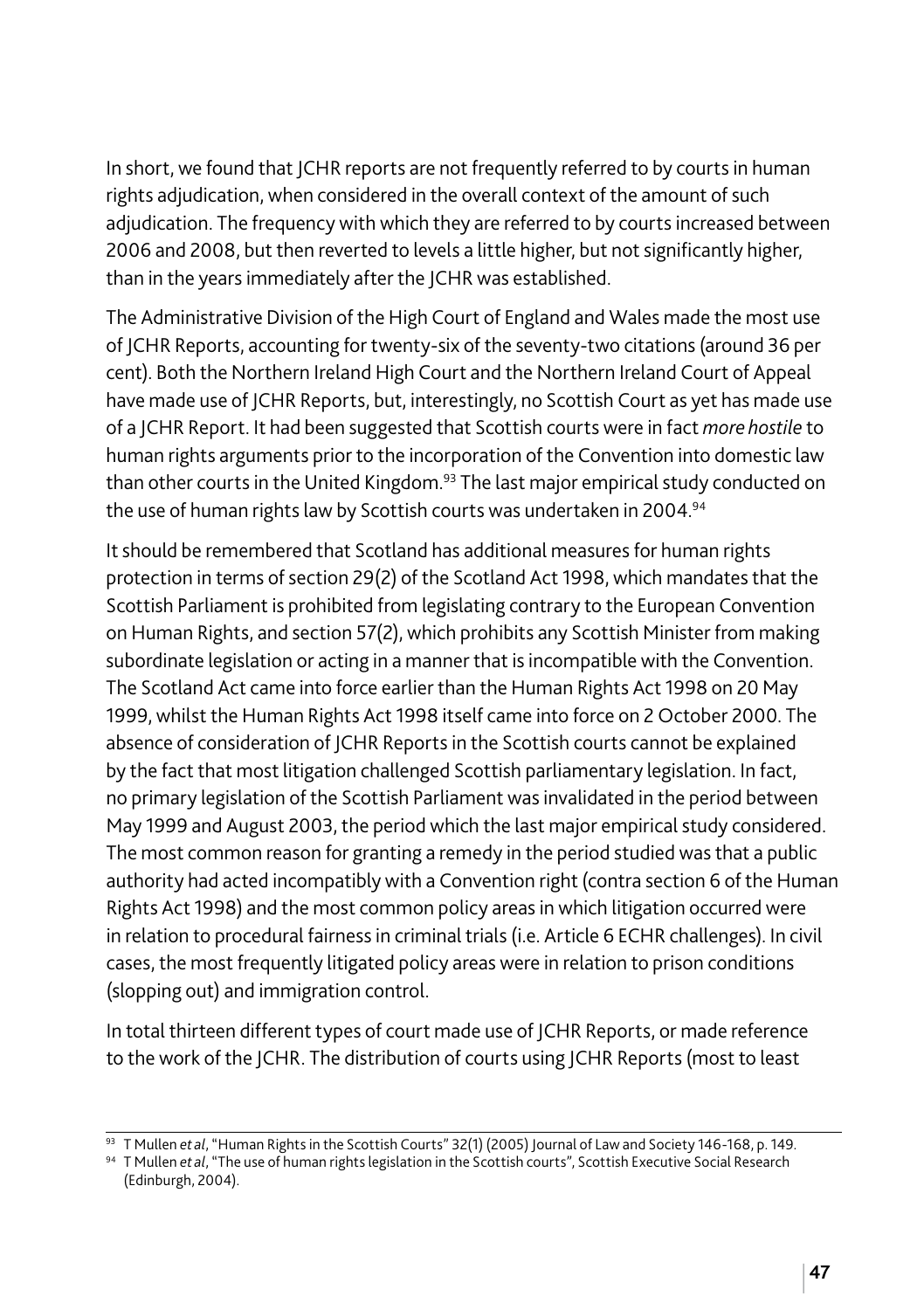In short, we found that JCHR reports are not frequently referred to by courts in human rights adjudication, when considered in the overall context of the amount of such adjudication. The frequency with which they are referred to by courts increased between 2006 and 2008, but then reverted to levels a little higher, but not significantly higher, than in the years immediately after the JCHR was established.

The Administrative Division of the High Court of England and Wales made the most use of JCHR Reports, accounting for twenty-six of the seventy-two citations (around 36 per cent). Both the Northern Ireland High Court and the Northern Ireland Court of Appeal have made use of JCHR Reports, but, interestingly, no Scottish Court as yet has made use of a JCHR Report. It had been suggested that Scottish courts were in fact *more hostile* to human rights arguments prior to the incorporation of the Convention into domestic law than other courts in the United Kingdom.[93] The last major empirical study conducted on the use of human rights law by Scottish courts was undertaken in 2004.[94]

It should be remembered that Scotland has additional measures for human rights protection in terms of section 29(2) of the Scotland Act 1998, which mandates that the Scottish Parliament is prohibited from legislating contrary to the European Convention on Human Rights, and section 57(2), which prohibits any Scottish Minister from making subordinate legislation or acting in a manner that is incompatible with the Convention. The Scotland Act came into force earlier than the Human Rights Act 1998 on 20 May 1999, whilst the Human Rights Act 1998 itself came into force on 2 October 2000. The absence of consideration of JCHR Reports in the Scottish courts cannot be explained by the fact that most litigation challenged Scottish parliamentary legislation. In fact, no primary legislation of the Scottish Parliament was invalidated in the period between May 1999 and August 2003, the period which the last major empirical study considered. The most common reason for granting a remedy in the period studied was that a public authority had acted incompatibly with a Convention right (contra section 6 of the Human Rights Act 1998) and the most common policy areas in which litigation occurred were in relation to procedural fairness in criminal trials (i.e. Article 6 ECHR challenges). In civil cases, the most frequently litigated policy areas were in relation to prison conditions (slopping out) and immigration control.

In total thirteen different types of court made use of JCHR Reports, or made reference to the work of the JCHR. The distribution of courts using JCHR Reports (most to least

---

[93] T Mullen *et al*, "Human Rights in the Scottish Courts" 32(1) (2005) Journal of Law and Society 146-168, p. 149.

[94] T Mullen *et al*, "The use of human rights legislation in the Scottish courts", Scottish Executive Social Research (Edinburgh, 2004).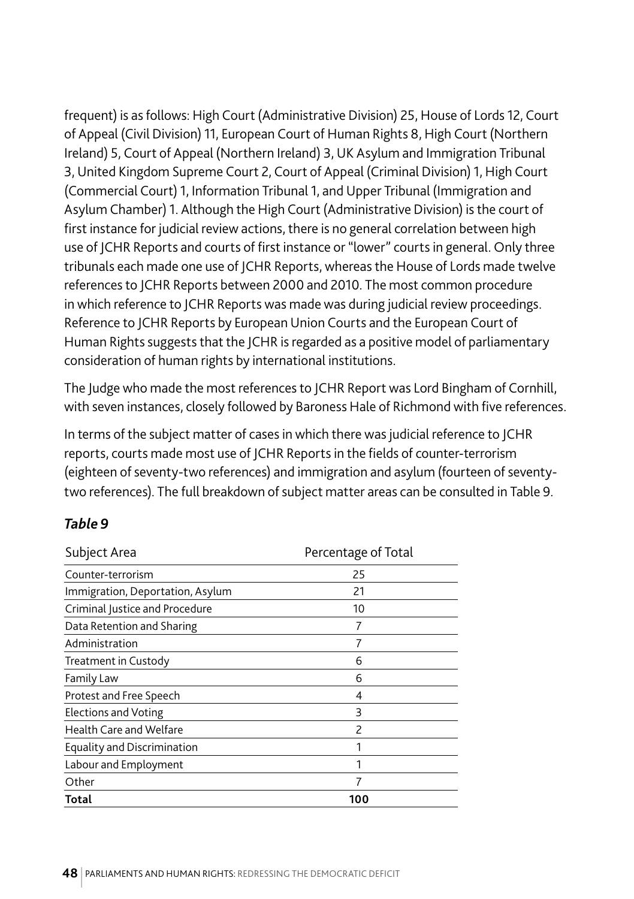frequent) is as follows: High Court (Administrative Division) 25, House of Lords 12, Court of Appeal (Civil Division) 11, European Court of Human Rights 8, High Court (Northern Ireland) 5, Court of Appeal (Northern Ireland) 3, UK Asylum and Immigration Tribunal 3, United Kingdom Supreme Court 2, Court of Appeal (Criminal Division) 1, High Court (Commercial Court) 1, Information Tribunal 1, and Upper Tribunal (Immigration and Asylum Chamber) 1. Although the High Court (Administrative Division) is the court of first instance for judicial review actions, there is no general correlation between high use of JCHR Reports and courts of first instance or "lower" courts in general. Only three tribunals each made one use of JCHR Reports, whereas the House of Lords made twelve references to JCHR Reports between 2000 and 2010. The most common procedure in which reference to JCHR Reports was made was during judicial review proceedings. Reference to JCHR Reports by European Union Courts and the European Court of Human Rights suggests that the JCHR is regarded as a positive model of parliamentary consideration of human rights by international institutions.

The Judge who made the most references to JCHR Report was Lord Bingham of Cornhill, with seven instances, closely followed by Baroness Hale of Richmond with five references.

In terms of the subject matter of cases in which there was judicial reference to JCHR reports, courts made most use of JCHR Reports in the fields of counter-terrorism (eighteen of seventy-two references) and immigration and asylum (fourteen of seventy-two references). The full breakdown of subject matter areas can be consulted in Table 9.

***Table 9***

| Subject Area | Percentage of Total |
|---|---|
| Counter-terrorism | 25 |
| Immigration, Deportation, Asylum | 21 |
| Criminal Justice and Procedure | 10 |
| Data Retention and Sharing | 7 |
| Administration | 7 |
| Treatment in Custody | 6 |
| Family Law | 6 |
| Protest and Free Speech | 4 |
| Elections and Voting | 3 |
| Health Care and Welfare | 2 |
| Equality and Discrimination | 1 |
| Labour and Employment | 1 |
| Other | 7 |
| **Total** | **100** |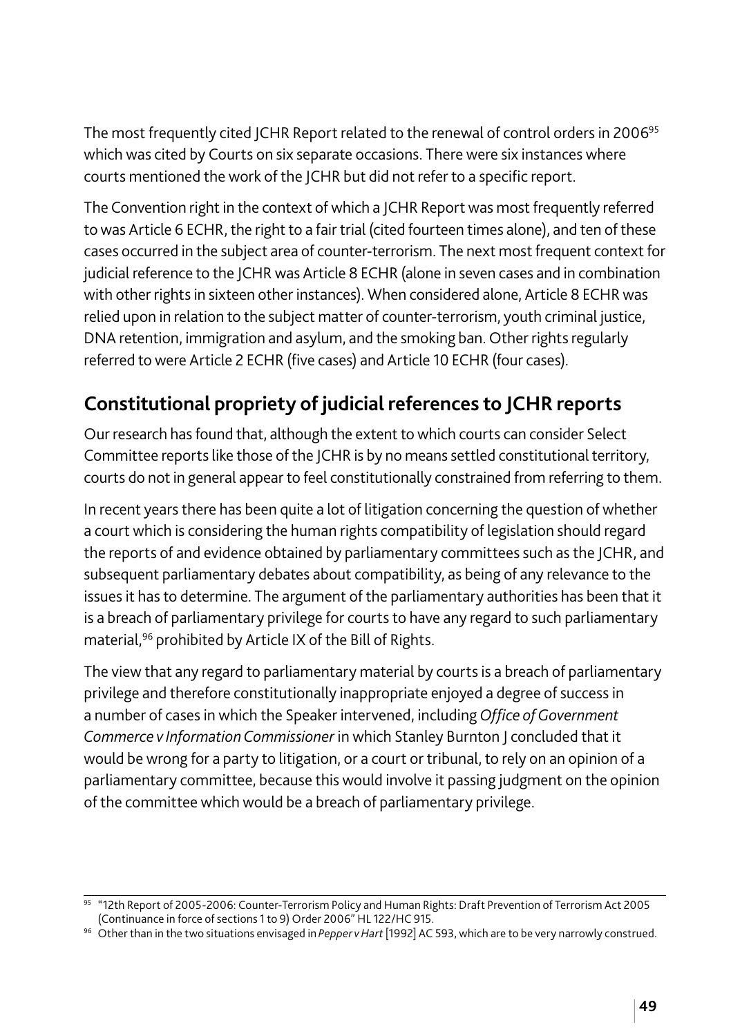The most frequently cited JCHR Report related to the renewal of control orders in 2006[95] which was cited by Courts on six separate occasions. There were six instances where courts mentioned the work of the JCHR but did not refer to a specific report.

The Convention right in the context of which a JCHR Report was most frequently referred to was Article 6 ECHR, the right to a fair trial (cited fourteen times alone), and ten of these cases occurred in the subject area of counter-terrorism. The next most frequent context for judicial reference to the JCHR was Article 8 ECHR (alone in seven cases and in combination with other rights in sixteen other instances). When considered alone, Article 8 ECHR was relied upon in relation to the subject matter of counter-terrorism, youth criminal justice, DNA retention, immigration and asylum, and the smoking ban. Other rights regularly referred to were Article 2 ECHR (five cases) and Article 10 ECHR (four cases).

## Constitutional propriety of judicial references to JCHR reports

Our research has found that, although the extent to which courts can consider Select Committee reports like those of the JCHR is by no means settled constitutional territory, courts do not in general appear to feel constitutionally constrained from referring to them.

In recent years there has been quite a lot of litigation concerning the question of whether a court which is considering the human rights compatibility of legislation should regard the reports of and evidence obtained by parliamentary committees such as the JCHR, and subsequent parliamentary debates about compatibility, as being of any relevance to the issues it has to determine. The argument of the parliamentary authorities has been that it is a breach of parliamentary privilege for courts to have any regard to such parliamentary material,[96] prohibited by Article IX of the Bill of Rights.

The view that any regard to parliamentary material by courts is a breach of parliamentary privilege and therefore constitutionally inappropriate enjoyed a degree of success in a number of cases in which the Speaker intervened, including *Office of Government Commerce v Information Commissioner* in which Stanley Burnton J concluded that it would be wrong for a party to litigation, or a court or tribunal, to rely on an opinion of a parliamentary committee, because this would involve it passing judgment on the opinion of the committee which would be a breach of parliamentary privilege.

---

[95] "12th Report of 2005-2006: Counter-Terrorism Policy and Human Rights: Draft Prevention of Terrorism Act 2005 (Continuance in force of sections 1 to 9) Order 2006" HL 122/HC 915.

[96] Other than in the two situations envisaged in *Pepper v Hart* [1992] AC 593, which are to be very narrowly construed.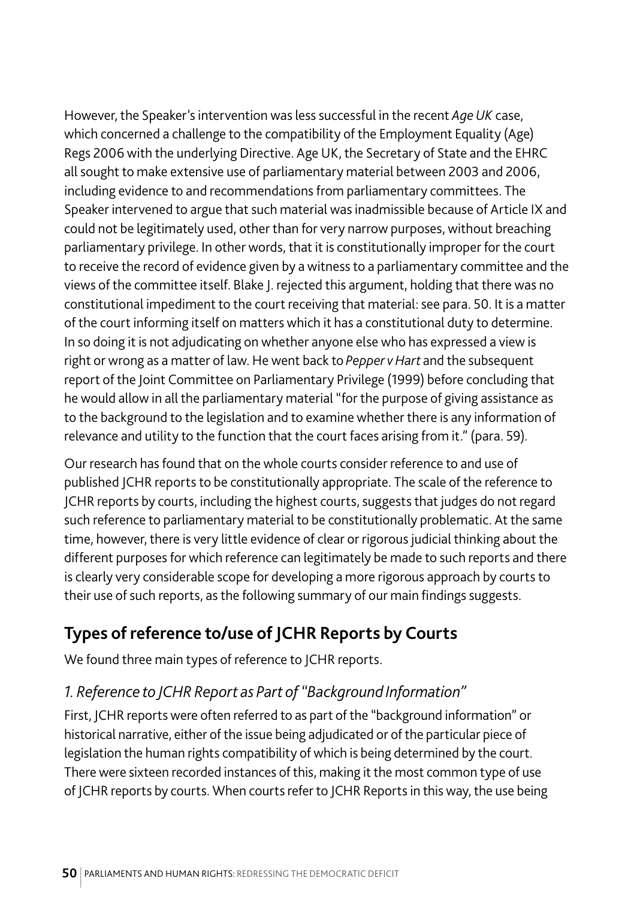However, the Speaker's intervention was less successful in the recent *Age UK* case, which concerned a challenge to the compatibility of the Employment Equality (Age) Regs 2006 with the underlying Directive. Age UK, the Secretary of State and the EHRC all sought to make extensive use of parliamentary material between 2003 and 2006, including evidence to and recommendations from parliamentary committees. The Speaker intervened to argue that such material was inadmissible because of Article IX and could not be legitimately used, other than for very narrow purposes, without breaching parliamentary privilege. In other words, that it is constitutionally improper for the court to receive the record of evidence given by a witness to a parliamentary committee and the views of the committee itself. Blake J. rejected this argument, holding that there was no constitutional impediment to the court receiving that material: see para. 50. It is a matter of the court informing itself on matters which it has a constitutional duty to determine. In so doing it is not adjudicating on whether anyone else who has expressed a view is right or wrong as a matter of law. He went back to *Pepper v Hart* and the subsequent report of the Joint Committee on Parliamentary Privilege (1999) before concluding that he would allow in all the parliamentary material "for the purpose of giving assistance as to the background to the legislation and to examine whether there is any information of relevance and utility to the function that the court faces arising from it." (para. 59).

Our research has found that on the whole courts consider reference to and use of published JCHR reports to be constitutionally appropriate. The scale of the reference to JCHR reports by courts, including the highest courts, suggests that judges do not regard such reference to parliamentary material to be constitutionally problematic. At the same time, however, there is very little evidence of clear or rigorous judicial thinking about the different purposes for which reference can legitimately be made to such reports and there is clearly very considerable scope for developing a more rigorous approach by courts to their use of such reports, as the following summary of our main findings suggests.

## Types of reference to/use of JCHR Reports by Courts

We found three main types of reference to JCHR reports.

### *1. Reference to JCHR Report as Part of "Background Information"*

First, JCHR reports were often referred to as part of the "background information" or historical narrative, either of the issue being adjudicated or of the particular piece of legislation the human rights compatibility of which is being determined by the court. There were sixteen recorded instances of this, making it the most common type of use of JCHR reports by courts. When courts refer to JCHR Reports in this way, the use being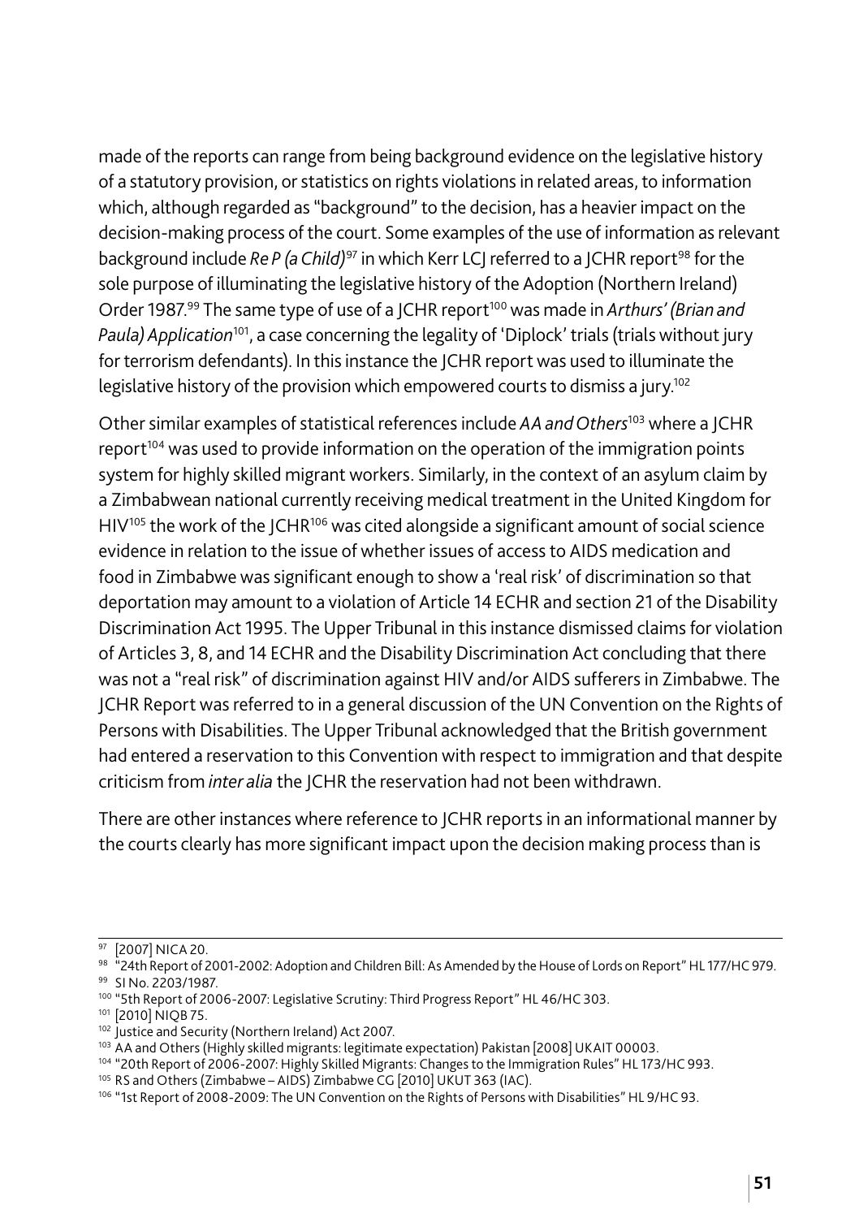made of the reports can range from being background evidence on the legislative history of a statutory provision, or statistics on rights violations in related areas, to information which, although regarded as "background" to the decision, has a heavier impact on the decision-making process of the court. Some examples of the use of information as relevant background include *Re P (a Child)*[97] in which Kerr LCJ referred to a JCHR report[98] for the sole purpose of illuminating the legislative history of the Adoption (Northern Ireland) Order 1987.[99] The same type of use of a JCHR report[100] was made in *Arthurs' (Brian and Paula) Application*[101], a case concerning the legality of 'Diplock' trials (trials without jury for terrorism defendants). In this instance the JCHR report was used to illuminate the legislative history of the provision which empowered courts to dismiss a jury.[102]

Other similar examples of statistical references include *AA and Others*[103] where a JCHR report[104] was used to provide information on the operation of the immigration points system for highly skilled migrant workers. Similarly, in the context of an asylum claim by a Zimbabwean national currently receiving medical treatment in the United Kingdom for HIV[105] the work of the JCHR[106] was cited alongside a significant amount of social science evidence in relation to the issue of whether issues of access to AIDS medication and food in Zimbabwe was significant enough to show a 'real risk' of discrimination so that deportation may amount to a violation of Article 14 ECHR and section 21 of the Disability Discrimination Act 1995. The Upper Tribunal in this instance dismissed claims for violation of Articles 3, 8, and 14 ECHR and the Disability Discrimination Act concluding that there was not a "real risk" of discrimination against HIV and/or AIDS sufferers in Zimbabwe. The JCHR Report was referred to in a general discussion of the UN Convention on the Rights of Persons with Disabilities. The Upper Tribunal acknowledged that the British government had entered a reservation to this Convention with respect to immigration and that despite criticism from *inter alia* the JCHR the reservation had not been withdrawn.

There are other instances where reference to JCHR reports in an informational manner by the courts clearly has more significant impact upon the decision making process than is

---

[97] [2007] NICA 20.

[98] "24th Report of 2001-2002: Adoption and Children Bill: As Amended by the House of Lords on Report" HL 177/HC 979.

[99] SI No. 2203/1987.

[100] "5th Report of 2006-2007: Legislative Scrutiny: Third Progress Report" HL 46/HC 303.

[101] [2010] NIQB 75.

[102] Justice and Security (Northern Ireland) Act 2007.

[103] AA and Others (Highly skilled migrants: legitimate expectation) Pakistan [2008] UKAIT 00003.

[104] "20th Report of 2006-2007: Highly Skilled Migrants: Changes to the Immigration Rules" HL 173/HC 993.

[105] RS and Others (Zimbabwe – AIDS) Zimbabwe CG [2010] UKUT 363 (IAC).

[106] "1st Report of 2008-2009: The UN Convention on the Rights of Persons with Disabilities" HL 9/HC 93.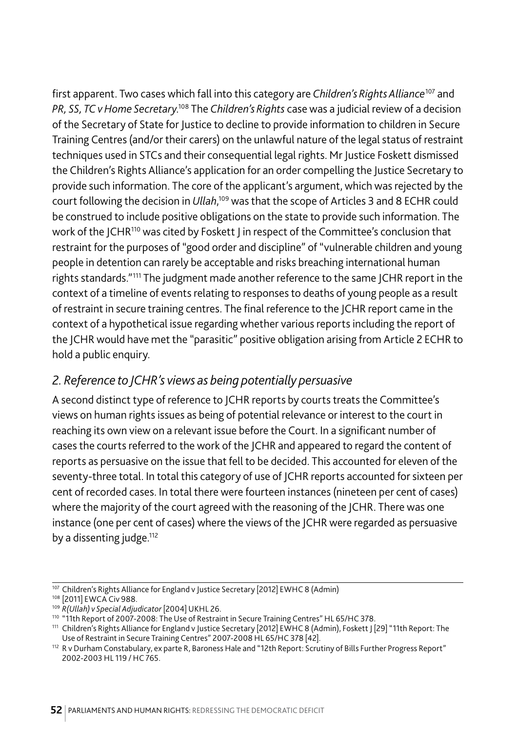first apparent. Two cases which fall into this category are *Children's Rights Alliance*[107] and *PR, SS, TC v Home Secretary*.[108] The *Children's Rights* case was a judicial review of a decision of the Secretary of State for Justice to decline to provide information to children in Secure Training Centres (and/or their carers) on the unlawful nature of the legal status of restraint techniques used in STCs and their consequential legal rights. Mr Justice Foskett dismissed the Children's Rights Alliance's application for an order compelling the Justice Secretary to provide such information. The core of the applicant's argument, which was rejected by the court following the decision in *Ullah*,[109] was that the scope of Articles 3 and 8 ECHR could be construed to include positive obligations on the state to provide such information. The work of the JCHR[110] was cited by Foskett J in respect of the Committee's conclusion that restraint for the purposes of "good order and discipline" of "vulnerable children and young people in detention can rarely be acceptable and risks breaching international human rights standards."[111] The judgment made another reference to the same JCHR report in the context of a timeline of events relating to responses to deaths of young people as a result of restraint in secure training centres. The final reference to the JCHR report came in the context of a hypothetical issue regarding whether various reports including the report of the JCHR would have met the "parasitic" positive obligation arising from Article 2 ECHR to hold a public enquiry.

### *2. Reference to JCHR's views as being potentially persuasive*

A second distinct type of reference to JCHR reports by courts treats the Committee's views on human rights issues as being of potential relevance or interest to the court in reaching its own view on a relevant issue before the Court. In a significant number of cases the courts referred to the work of the JCHR and appeared to regard the content of reports as persuasive on the issue that fell to be decided. This accounted for eleven of the seventy-three total. In total this category of use of JCHR reports accounted for sixteen per cent of recorded cases. In total there were fourteen instances (nineteen per cent of cases) where the majority of the court agreed with the reasoning of the JCHR. There was one instance (one per cent of cases) where the views of the JCHR were regarded as persuasive by a dissenting judge.[112]

---

[107] Children's Rights Alliance for England v Justice Secretary [2012] EWHC 8 (Admin)

[108] [2011] EWCA Civ 988.

[109] *R(Ullah) v Special Adjudicator* [2004] UKHL 26.

[110] "11th Report of 2007-2008: The Use of Restraint in Secure Training Centres" HL 65/HC 378.

[111] Children's Rights Alliance for England v Justice Secretary [2012] EWHC 8 (Admin), Foskett J [29] "11th Report: The Use of Restraint in Secure Training Centres" 2007-2008 HL 65/HC 378 [42].

[112] R v Durham Constabulary, ex parte R, Baroness Hale and "12th Report: Scrutiny of Bills Further Progress Report" 2002-2003 HL 119 / HC 765.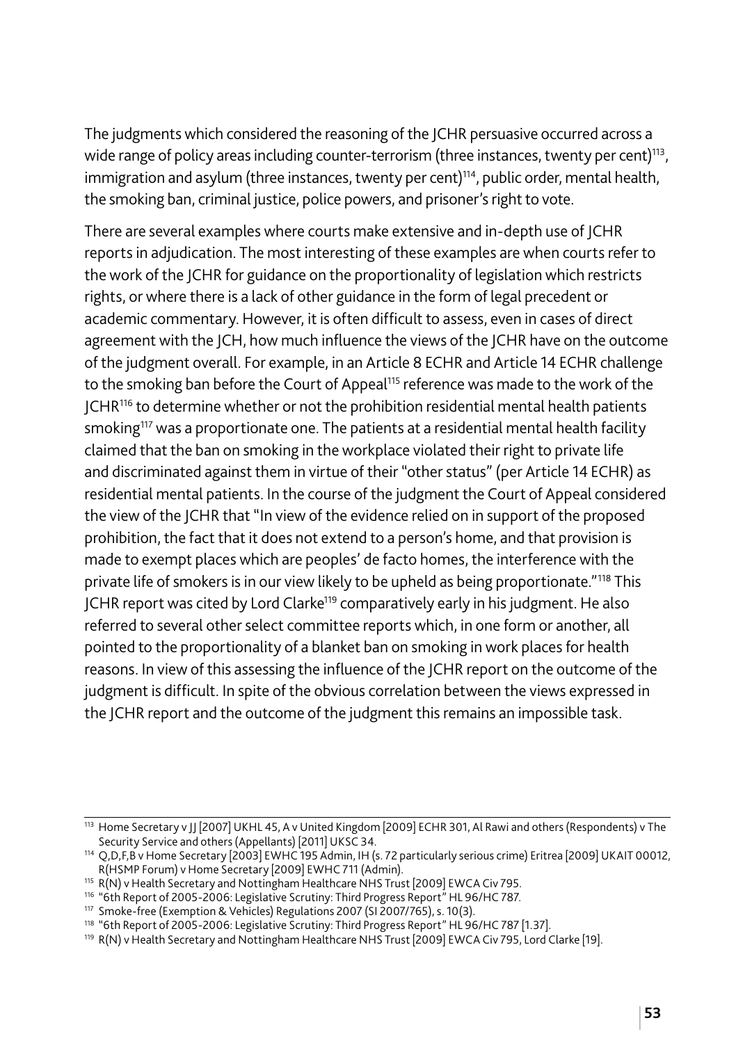The judgments which considered the reasoning of the JCHR persuasive occurred across a wide range of policy areas including counter-terrorism (three instances, twenty per cent)[113], immigration and asylum (three instances, twenty per cent)[114], public order, mental health, the smoking ban, criminal justice, police powers, and prisoner's right to vote.

There are several examples where courts make extensive and in-depth use of JCHR reports in adjudication. The most interesting of these examples are when courts refer to the work of the JCHR for guidance on the proportionality of legislation which restricts rights, or where there is a lack of other guidance in the form of legal precedent or academic commentary. However, it is often difficult to assess, even in cases of direct agreement with the JCH, how much influence the views of the JCHR have on the outcome of the judgment overall. For example, in an Article 8 ECHR and Article 14 ECHR challenge to the smoking ban before the Court of Appeal[115] reference was made to the work of the JCHR[116] to determine whether or not the prohibition residential mental health patients smoking[117] was a proportionate one. The patients at a residential mental health facility claimed that the ban on smoking in the workplace violated their right to private life and discriminated against them in virtue of their "other status" (per Article 14 ECHR) as residential mental patients. In the course of the judgment the Court of Appeal considered the view of the JCHR that "In view of the evidence relied on in support of the proposed prohibition, the fact that it does not extend to a person's home, and that provision is made to exempt places which are peoples' de facto homes, the interference with the private life of smokers is in our view likely to be upheld as being proportionate."[118] This JCHR report was cited by Lord Clarke[119] comparatively early in his judgment. He also referred to several other select committee reports which, in one form or another, all pointed to the proportionality of a blanket ban on smoking in work places for health reasons. In view of this assessing the influence of the JCHR report on the outcome of the judgment is difficult. In spite of the obvious correlation between the views expressed in the JCHR report and the outcome of the judgment this remains an impossible task.

---

[113] Home Secretary v JJ [2007] UKHL 45, A v United Kingdom [2009] ECHR 301, Al Rawi and others (Respondents) v The Security Service and others (Appellants) [2011] UKSC 34.

[114] Q,D,F,B v Home Secretary [2003] EWHC 195 Admin, IH (s. 72 particularly serious crime) Eritrea [2009] UKAIT 00012, R(HSMP Forum) v Home Secretary [2009] EWHC 711 (Admin).

[115] R(N) v Health Secretary and Nottingham Healthcare NHS Trust [2009] EWCA Civ 795.

[116] "6th Report of 2005-2006: Legislative Scrutiny: Third Progress Report" HL 96/HC 787.

[117] Smoke-free (Exemption & Vehicles) Regulations 2007 (SI 2007/765), s. 10(3).

[118] "6th Report of 2005-2006: Legislative Scrutiny: Third Progress Report" HL 96/HC 787 [1.37].

[119] R(N) v Health Secretary and Nottingham Healthcare NHS Trust [2009] EWCA Civ 795, Lord Clarke [19].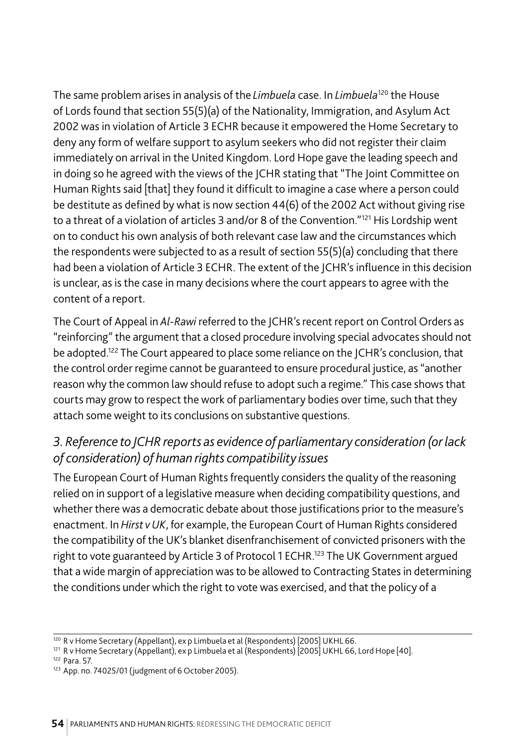The same problem arises in analysis of the *Limbuela* case. In *Limbuela*[120] the House of Lords found that section 55(5)(a) of the Nationality, Immigration, and Asylum Act 2002 was in violation of Article 3 ECHR because it empowered the Home Secretary to deny any form of welfare support to asylum seekers who did not register their claim immediately on arrival in the United Kingdom. Lord Hope gave the leading speech and in doing so he agreed with the views of the JCHR stating that "The Joint Committee on Human Rights said [that] they found it difficult to imagine a case where a person could be destitute as defined by what is now section 44(6) of the 2002 Act without giving rise to a threat of a violation of articles 3 and/or 8 of the Convention."[121] His Lordship went on to conduct his own analysis of both relevant case law and the circumstances which the respondents were subjected to as a result of section 55(5)(a) concluding that there had been a violation of Article 3 ECHR. The extent of the JCHR's influence in this decision is unclear, as is the case in many decisions where the court appears to agree with the content of a report.

The Court of Appeal in *Al-Rawi* referred to the JCHR's recent report on Control Orders as "reinforcing" the argument that a closed procedure involving special advocates should not be adopted.[122] The Court appeared to place some reliance on the JCHR's conclusion, that the control order regime cannot be guaranteed to ensure procedural justice, as "another reason why the common law should refuse to adopt such a regime." This case shows that courts may grow to respect the work of parliamentary bodies over time, such that they attach some weight to its conclusions on substantive questions.

### *3. Reference to JCHR reports as evidence of parliamentary consideration (or lack of consideration) of human rights compatibility issues*

The European Court of Human Rights frequently considers the quality of the reasoning relied on in support of a legislative measure when deciding compatibility questions, and whether there was a democratic debate about those justifications prior to the measure's enactment. In *Hirst v UK*, for example, the European Court of Human Rights considered the compatibility of the UK's blanket disenfranchisement of convicted prisoners with the right to vote guaranteed by Article 3 of Protocol 1 ECHR.[123] The UK Government argued that a wide margin of appreciation was to be allowed to Contracting States in determining the conditions under which the right to vote was exercised, and that the policy of a

---

[120] R v Home Secretary (Appellant), ex p Limbuela et al (Respondents) [2005] UKHL 66.

[121] R v Home Secretary (Appellant), ex p Limbuela et al (Respondents) [2005] UKHL 66, Lord Hope [40].

[122] Para. 57.

[123] App. no. 74025/01 (judgment of 6 October 2005).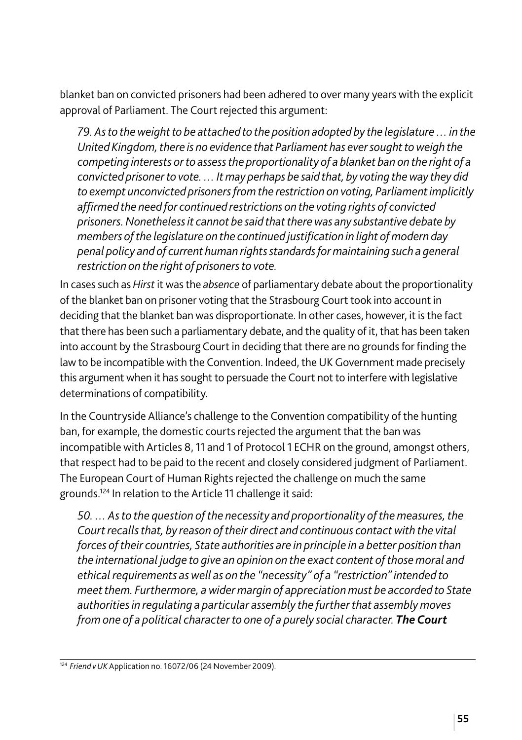blanket ban on convicted prisoners had been adhered to over many years with the explicit approval of Parliament. The Court rejected this argument:

> *79. As to the weight to be attached to the position adopted by the legislature … in the United Kingdom, there is no evidence that Parliament has ever sought to weigh the competing interests or to assess the proportionality of a blanket ban on the right of a convicted prisoner to vote. … It may perhaps be said that, by voting the way they did to exempt unconvicted prisoners from the restriction on voting, Parliament implicitly affirmed the need for continued restrictions on the voting rights of convicted prisoners. Nonetheless it cannot be said that there was any substantive debate by members of the legislature on the continued justification in light of modern day penal policy and of current human rights standards for maintaining such a general restriction on the right of prisoners to vote.*

In cases such as *Hirst* it was the *absence* of parliamentary debate about the proportionality of the blanket ban on prisoner voting that the Strasbourg Court took into account in deciding that the blanket ban was disproportionate. In other cases, however, it is the fact that there has been such a parliamentary debate, and the quality of it, that has been taken into account by the Strasbourg Court in deciding that there are no grounds for finding the law to be incompatible with the Convention. Indeed, the UK Government made precisely this argument when it has sought to persuade the Court not to interfere with legislative determinations of compatibility.

In the Countryside Alliance's challenge to the Convention compatibility of the hunting ban, for example, the domestic courts rejected the argument that the ban was incompatible with Articles 8, 11 and 1 of Protocol 1 ECHR on the ground, amongst others, that respect had to be paid to the recent and closely considered judgment of Parliament. The European Court of Human Rights rejected the challenge on much the same grounds.[124] In relation to the Article 11 challenge it said:

> *50. … As to the question of the necessity and proportionality of the measures, the Court recalls that, by reason of their direct and continuous contact with the vital forces of their countries, State authorities are in principle in a better position than the international judge to give an opinion on the exact content of those moral and ethical requirements as well as on the "necessity" of a "restriction" intended to meet them. Furthermore, a wider margin of appreciation must be accorded to State authorities in regulating a particular assembly the further that assembly moves from one of a political character to one of a purely social character.* ***The Court***

[124] *Friend v UK* Application no. 16072/06 (24 November 2009).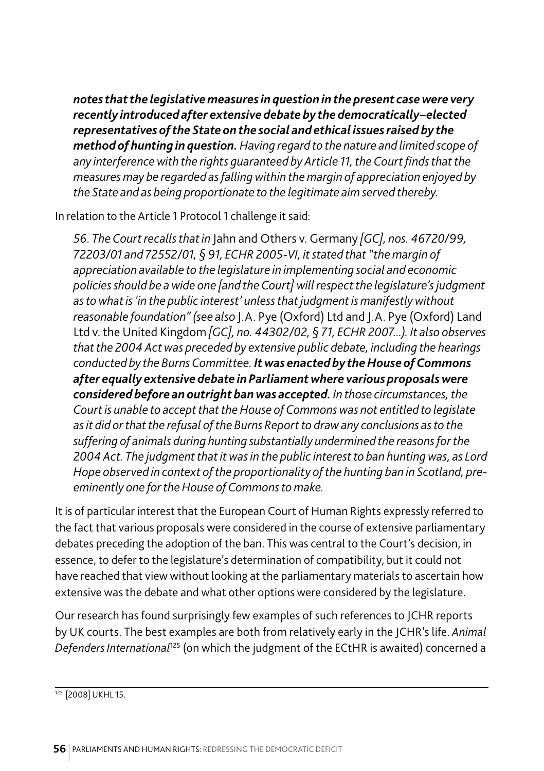> *notes that the legislative measures in question in the present case were very recently introduced after extensive debate by the democratically–elected representatives of the State on the social and ethical issues raised by the method of hunting in question.*** *Having regard to the nature and limited scope of any interference with the rights guaranteed by Article 11, the Court finds that the measures may be regarded as falling within the margin of appreciation enjoyed by the State and as being proportionate to the legitimate aim served thereby.*

In relation to the Article 1 Protocol 1 challenge it said:

> *56. The Court recalls that in* Jahn and Others v. Germany *[GC], nos. 46720/99, 72203/01 and 72552/01, § 91, ECHR 2005-VI, it stated that "the margin of appreciation available to the legislature in implementing social and economic policies should be a wide one [and the Court] will respect the legislature's judgment as to what is 'in the public interest' unless that judgment is manifestly without reasonable foundation" (see also* J.A. Pye (Oxford) Ltd and J.A. Pye (Oxford) Land Ltd v. the United Kingdom *[GC], no. 44302/02, § 71, ECHR 2007...). It also observes that the 2004 Act was preceded by extensive public debate, including the hearings conducted by the Burns Committee.* ***It was enacted by the House of Commons after equally extensive debate in Parliament where various proposals were considered before an outright ban was accepted.*** *In those circumstances, the Court is unable to accept that the House of Commons was not entitled to legislate as it did or that the refusal of the Burns Report to draw any conclusions as to the suffering of animals during hunting substantially undermined the reasons for the 2004 Act. The judgment that it was in the public interest to ban hunting was, as Lord Hope observed in context of the proportionality of the hunting ban in Scotland, pre-eminently one for the House of Commons to make.*

It is of particular interest that the European Court of Human Rights expressly referred to the fact that various proposals were considered in the course of extensive parliamentary debates preceding the adoption of the ban. This was central to the Court's decision, in essence, to defer to the legislature's determination of compatibility, but it could not have reached that view without looking at the parliamentary materials to ascertain how extensive was the debate and what other options were considered by the legislature.

Our research has found surprisingly few examples of such references to JCHR reports by UK courts. The best examples are both from relatively early in the JCHR's life. *Animal Defenders International*[125] (on which the judgment of the ECtHR is awaited) concerned a

[125] [2008] UKHL 15.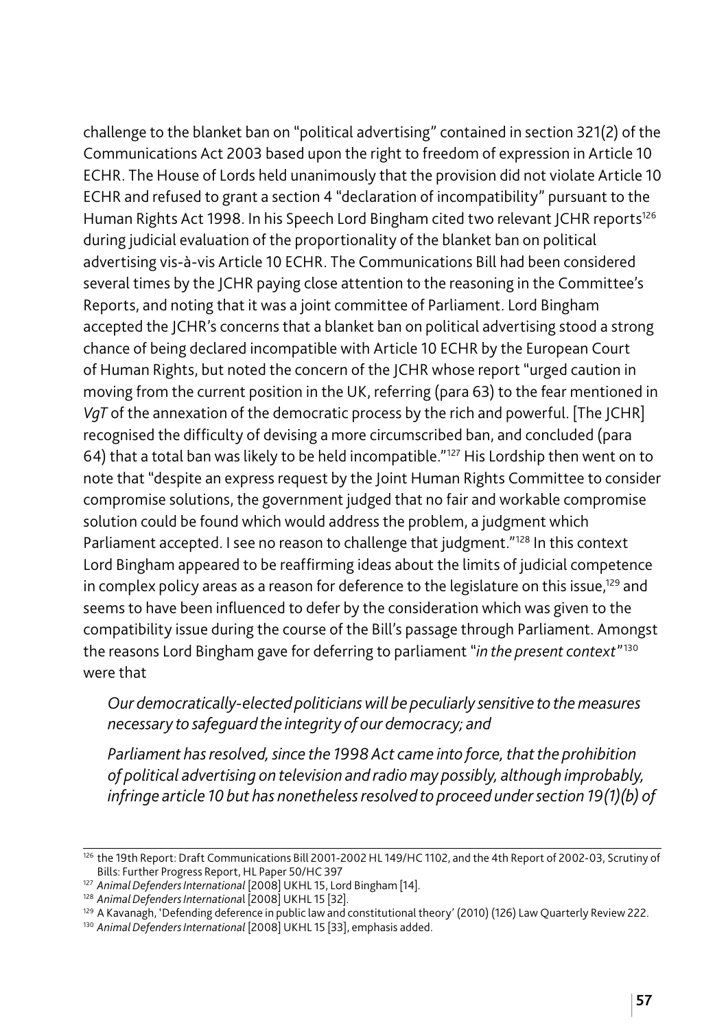challenge to the blanket ban on "political advertising" contained in section 321(2) of the Communications Act 2003 based upon the right to freedom of expression in Article 10 ECHR. The House of Lords held unanimously that the provision did not violate Article 10 ECHR and refused to grant a section 4 "declaration of incompatibility" pursuant to the Human Rights Act 1998. In his Speech Lord Bingham cited two relevant JCHR reports[126] during judicial evaluation of the proportionality of the blanket ban on political advertising vis-à-vis Article 10 ECHR. The Communications Bill had been considered several times by the JCHR paying close attention to the reasoning in the Committee's Reports, and noting that it was a joint committee of Parliament. Lord Bingham accepted the JCHR's concerns that a blanket ban on political advertising stood a strong chance of being declared incompatible with Article 10 ECHR by the European Court of Human Rights, but noted the concern of the JCHR whose report "urged caution in moving from the current position in the UK, referring (para 63) to the fear mentioned in *VgT* of the annexation of the democratic process by the rich and powerful. [The JCHR] recognised the difficulty of devising a more circumscribed ban, and concluded (para 64) that a total ban was likely to be held incompatible."[127] His Lordship then went on to note that "despite an express request by the Joint Human Rights Committee to consider compromise solutions, the government judged that no fair and workable compromise solution could be found which would address the problem, a judgment which Parliament accepted. I see no reason to challenge that judgment."[128] In this context Lord Bingham appeared to be reaffirming ideas about the limits of judicial competence in complex policy areas as a reason for deference to the legislature on this issue,[129] and seems to have been influenced to defer by the consideration which was given to the compatibility issue during the course of the Bill's passage through Parliament. Amongst the reasons Lord Bingham gave for deferring to parliament "*in the present context*"[130] were that

> *Our democratically-elected politicians will be peculiarly sensitive to the measures necessary to safeguard the integrity of our democracy; and*
>
> *Parliament has resolved, since the 1998 Act came into force, that the prohibition of political advertising on television and radio may possibly, although improbably, infringe article 10 but has nonetheless resolved to proceed under section 19(1)(b) of*

---

[126] the 19th Report: Draft Communications Bill 2001-2002 HL 149/HC 1102, and the 4th Report of 2002-03, Scrutiny of Bills: Further Progress Report, HL Paper 50/HC 397

[127] *Animal Defenders International* [2008] UKHL 15, Lord Bingham [14].

[128] *Animal Defenders International* [2008] UKHL 15 [32].

[129] A Kavanagh, 'Defending deference in public law and constitutional theory' (2010) (126) Law Quarterly Review 222.

[130] *Animal Defenders International* [2008] UKHL 15 [33], emphasis added.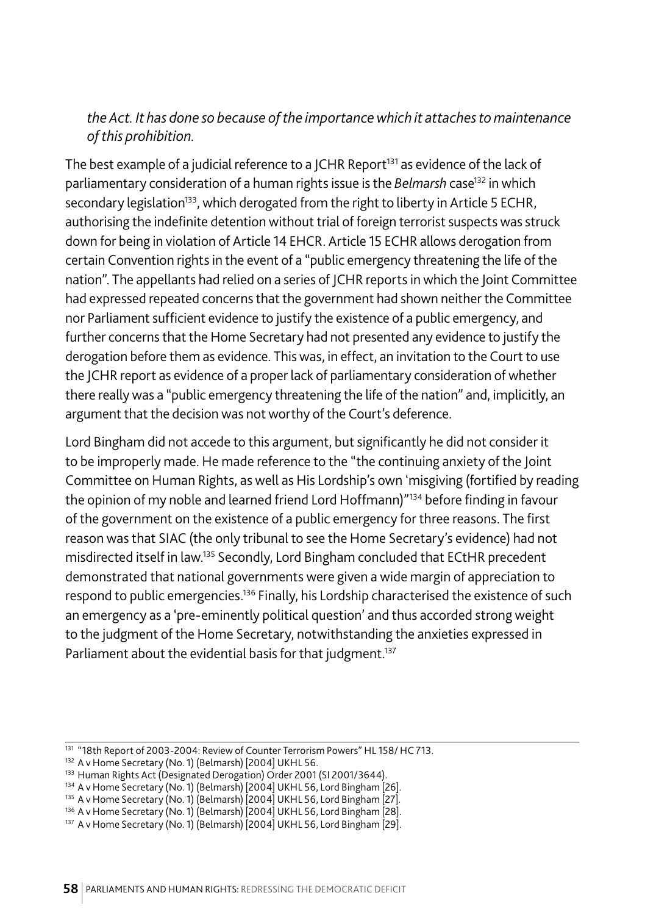*the Act. It has done so because of the importance which it attaches to maintenance of this prohibition.*

The best example of a judicial reference to a JCHR Report[131] as evidence of the lack of parliamentary consideration of a human rights issue is the *Belmarsh* case[132] in which secondary legislation[133], which derogated from the right to liberty in Article 5 ECHR, authorising the indefinite detention without trial of foreign terrorist suspects was struck down for being in violation of Article 14 EHCR. Article 15 ECHR allows derogation from certain Convention rights in the event of a "public emergency threatening the life of the nation". The appellants had relied on a series of JCHR reports in which the Joint Committee had expressed repeated concerns that the government had shown neither the Committee nor Parliament sufficient evidence to justify the existence of a public emergency, and further concerns that the Home Secretary had not presented any evidence to justify the derogation before them as evidence. This was, in effect, an invitation to the Court to use the JCHR report as evidence of a proper lack of parliamentary consideration of whether there really was a "public emergency threatening the life of the nation" and, implicitly, an argument that the decision was not worthy of the Court's deference.

Lord Bingham did not accede to this argument, but significantly he did not consider it to be improperly made. He made reference to the "the continuing anxiety of the Joint Committee on Human Rights, as well as His Lordship's own 'misgiving (fortified by reading the opinion of my noble and learned friend Lord Hoffmann)"[134] before finding in favour of the government on the existence of a public emergency for three reasons. The first reason was that SIAC (the only tribunal to see the Home Secretary's evidence) had not misdirected itself in law.[135] Secondly, Lord Bingham concluded that ECtHR precedent demonstrated that national governments were given a wide margin of appreciation to respond to public emergencies.[136] Finally, his Lordship characterised the existence of such an emergency as a 'pre-eminently political question' and thus accorded strong weight to the judgment of the Home Secretary, notwithstanding the anxieties expressed in Parliament about the evidential basis for that judgment.[137]

---

[131] "18th Report of 2003-2004: Review of Counter Terrorism Powers" HL 158/ HC 713.

[132] A v Home Secretary (No. 1) (Belmarsh) [2004] UKHL 56.

[133] Human Rights Act (Designated Derogation) Order 2001 (SI 2001/3644).

[134] A v Home Secretary (No. 1) (Belmarsh) [2004] UKHL 56, Lord Bingham [26].

[135] A v Home Secretary (No. 1) (Belmarsh) [2004] UKHL 56, Lord Bingham [27].

[136] A v Home Secretary (No. 1) (Belmarsh) [2004] UKHL 56, Lord Bingham [28].

[137] A v Home Secretary (No. 1) (Belmarsh) [2004] UKHL 56, Lord Bingham [29].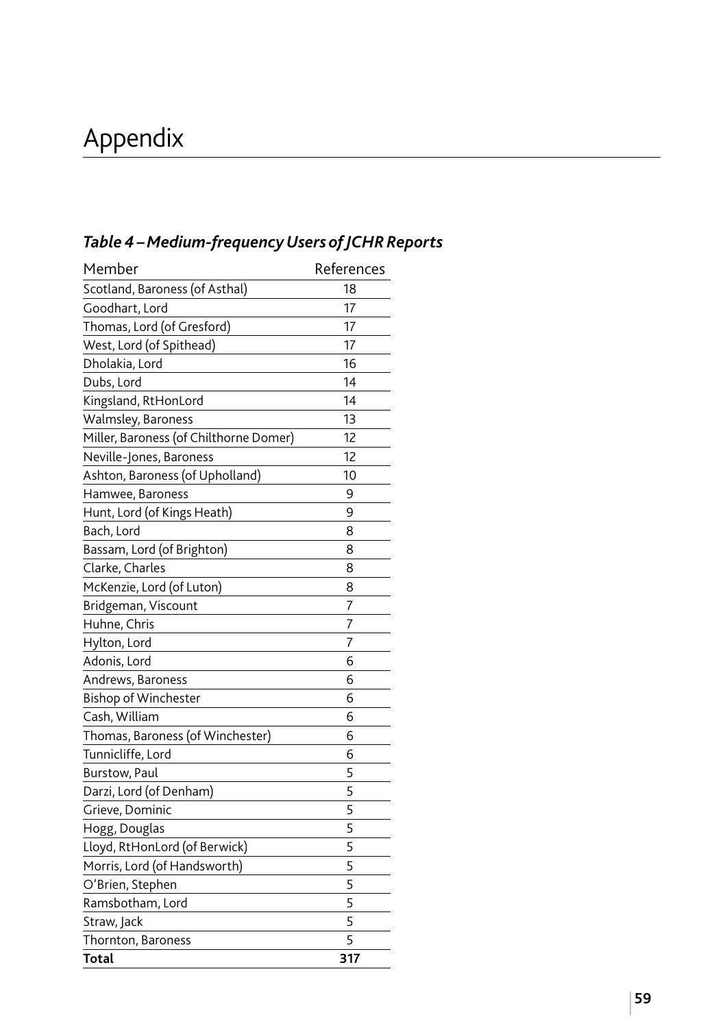# Appendix

### *Table 4 – Medium-frequency Users of JCHR Reports*

| Member | References |
|---|---|
| Scotland, Baroness (of Asthal) | 18 |
| Goodhart, Lord | 17 |
| Thomas, Lord (of Gresford) | 17 |
| West, Lord (of Spithead) | 17 |
| Dholakia, Lord | 16 |
| Dubs, Lord | 14 |
| Kingsland, RtHonLord | 14 |
| Walmsley, Baroness | 13 |
| Miller, Baroness (of Chilthorne Domer) | 12 |
| Neville-Jones, Baroness | 12 |
| Ashton, Baroness (of Upholland) | 10 |
| Hamwee, Baroness | 9 |
| Hunt, Lord (of Kings Heath) | 9 |
| Bach, Lord | 8 |
| Bassam, Lord (of Brighton) | 8 |
| Clarke, Charles | 8 |
| McKenzie, Lord (of Luton) | 8 |
| Bridgeman, Viscount | 7 |
| Huhne, Chris | 7 |
| Hylton, Lord | 7 |
| Adonis, Lord | 6 |
| Andrews, Baroness | 6 |
| Bishop of Winchester | 6 |
| Cash, William | 6 |
| Thomas, Baroness (of Winchester) | 6 |
| Tunnicliffe, Lord | 6 |
| Burstow, Paul | 5 |
| Darzi, Lord (of Denham) | 5 |
| Grieve, Dominic | 5 |
| Hogg, Douglas | 5 |
| Lloyd, RtHonLord (of Berwick) | 5 |
| Morris, Lord (of Handsworth) | 5 |
| O'Brien, Stephen | 5 |
| Ramsbotham, Lord | 5 |
| Straw, Jack | 5 |
| Thornton, Baroness | 5 |
| **Total** | **317** |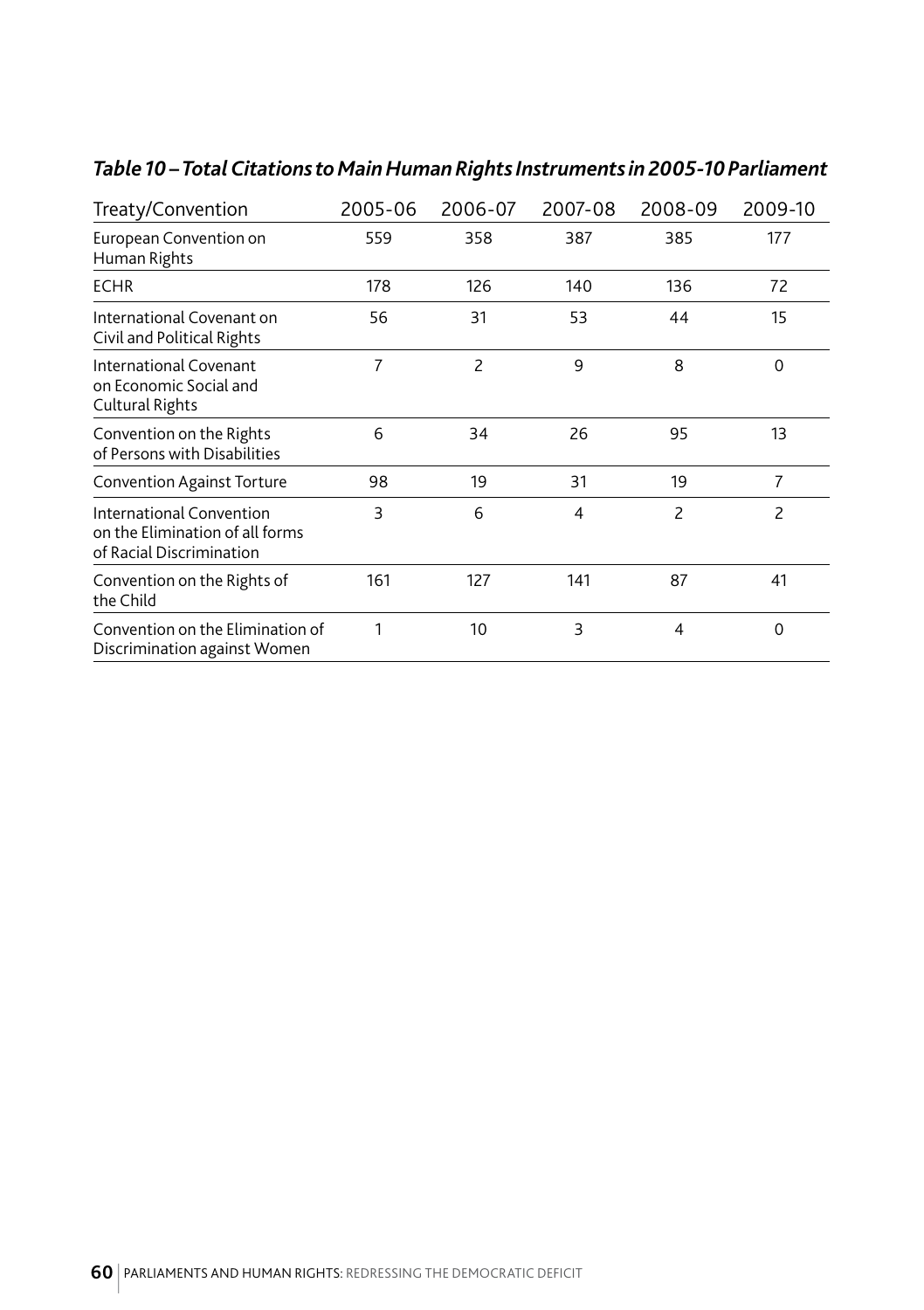***Table 10 – Total Citations to Main Human Rights Instruments in 2005-10 Parliament***

| Treaty/Convention | 2005-06 | 2006-07 | 2007-08 | 2008-09 | 2009-10 |
|---|---|---|---|---|---|
| European Convention on Human Rights | 559 | 358 | 387 | 385 | 177 |
| ECHR | 178 | 126 | 140 | 136 | 72 |
| International Covenant on Civil and Political Rights | 56 | 31 | 53 | 44 | 15 |
| International Covenant on Economic Social and Cultural Rights | 7 | 2 | 9 | 8 | 0 |
| Convention on the Rights of Persons with Disabilities | 6 | 34 | 26 | 95 | 13 |
| Convention Against Torture | 98 | 19 | 31 | 19 | 7 |
| International Convention on the Elimination of all forms of Racial Discrimination | 3 | 6 | 4 | 2 | 2 |
| Convention on the Rights of the Child | 161 | 127 | 141 | 87 | 41 |
| Convention on the Elimination of Discrimination against Women | 1 | 10 | 3 | 4 | 0 |